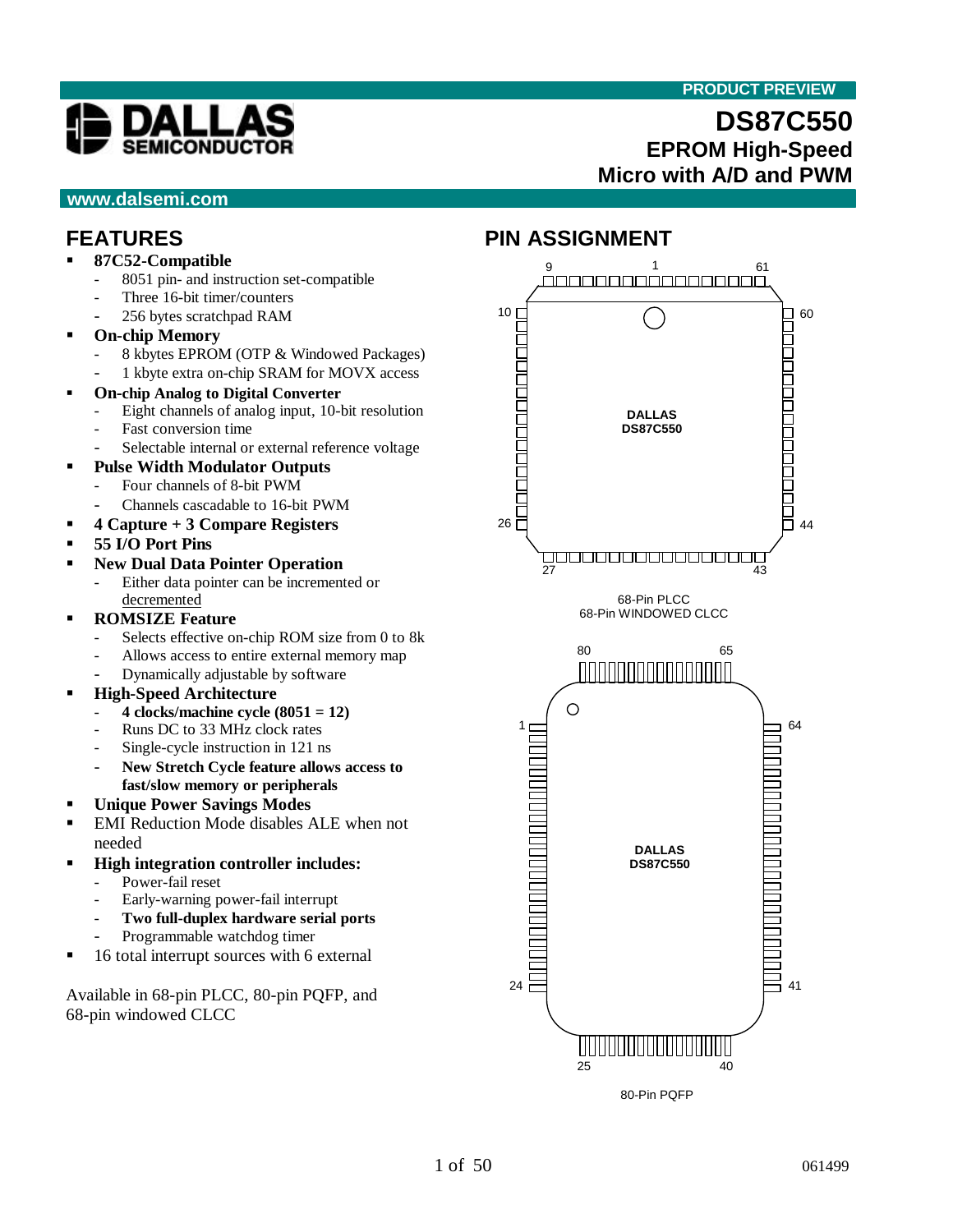PRODUCT PREVIEW

# DS87C550
## EPROM High-Speed Micro with A/D and PWM

www.dalsemi.com

## FEATURES

- **87C52-Compatible**
  - 8051 pin- and instruction set-compatible
  - Three 16-bit timer/counters
  - 256 bytes scratchpad RAM
- **On-chip Memory**
  - 8 kbytes EPROM (OTP & Windowed Packages)
  - 1 kbyte extra on-chip SRAM for MOVX access
- **On-chip Analog to Digital Converter**
  - Eight channels of analog input, 10-bit resolution
  - Fast conversion time
  - Selectable internal or external reference voltage
- **Pulse Width Modulator Outputs**
  - Four channels of 8-bit PWM
  - Channels cascadable to 16-bit PWM
- **4 Capture + 3 Compare Registers**
- **55 I/O Port Pins**
- **New Dual Data Pointer Operation**
  - Either data pointer can be incremented or decremented
- **ROMSIZE Feature**
  - Selects effective on-chip ROM size from 0 to 8k
  - Allows access to entire external memory map
  - Dynamically adjustable by software
- **High-Speed Architecture**
  - **4 clocks/machine cycle (8051 = 12)**
  - Runs DC to 33 MHz clock rates
  - Single-cycle instruction in 121 ns
  - **New Stretch Cycle feature allows access to fast/slow memory or peripherals**
- **Unique Power Savings Modes**
- EMI Reduction Mode disables ALE when not needed
- **High integration controller includes:**
  - Power-fail reset
  - Early-warning power-fail interrupt
  - **Two full-duplex hardware serial ports**
  - Programmable watchdog timer
- 16 total interrupt sources with 6 external

Available in 68-pin PLCC, 80-pin PQFP, and 68-pin windowed CLCC

## PIN ASSIGNMENT

DALLAS DS87C550

68-Pin PLCC
68-Pin WINDOWED CLCC

DALLAS DS87C550

80-Pin PQFP

061499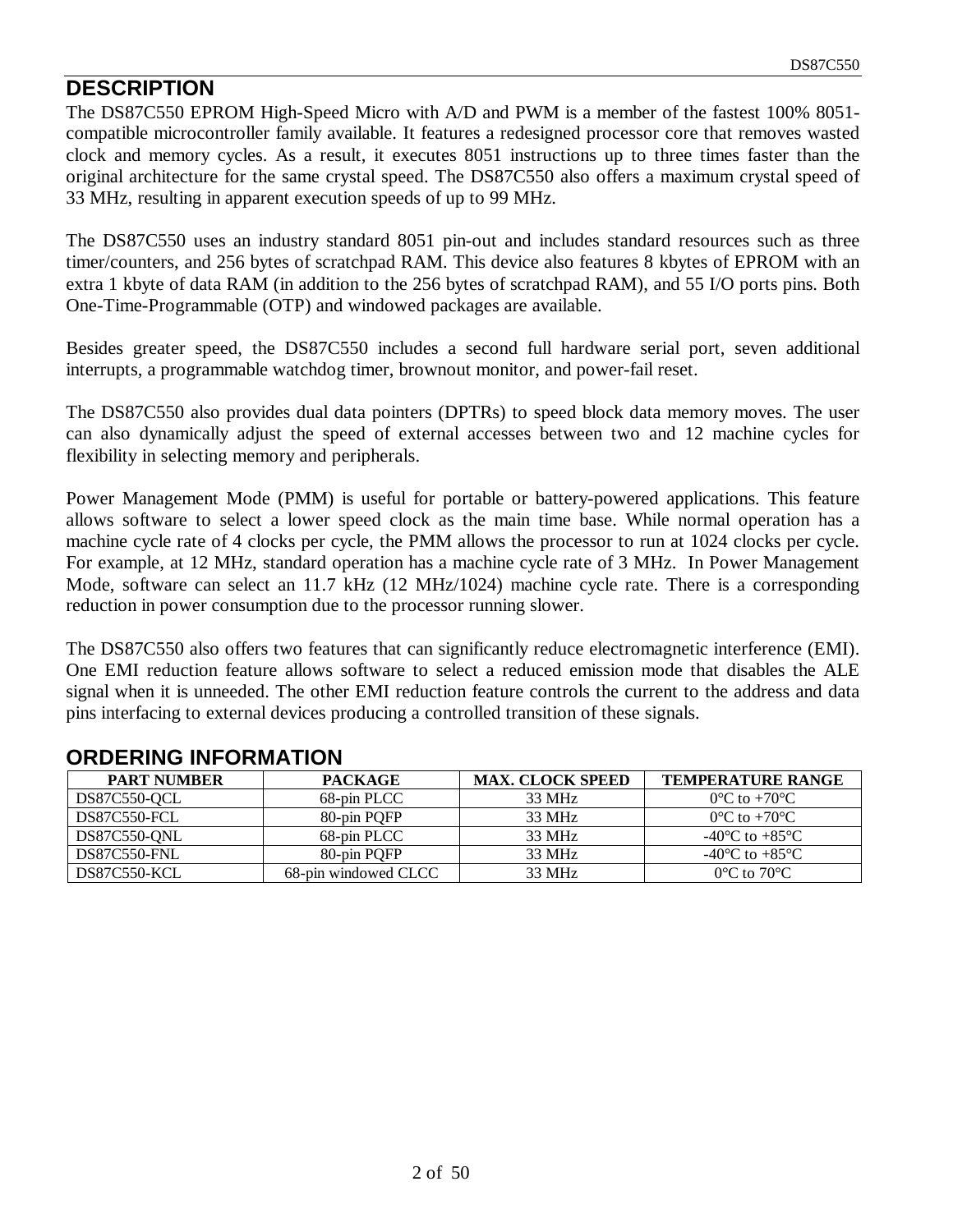## DESCRIPTION

The DS87C550 EPROM High-Speed Micro with A/D and PWM is a member of the fastest 100% 8051-compatible microcontroller family available. It features a redesigned processor core that removes wasted clock and memory cycles. As a result, it executes 8051 instructions up to three times faster than the original architecture for the same crystal speed. The DS87C550 also offers a maximum crystal speed of 33 MHz, resulting in apparent execution speeds of up to 99 MHz.

The DS87C550 uses an industry standard 8051 pin-out and includes standard resources such as three timer/counters, and 256 bytes of scratchpad RAM. This device also features 8 kbytes of EPROM with an extra 1 kbyte of data RAM (in addition to the 256 bytes of scratchpad RAM), and 55 I/O ports pins. Both One-Time-Programmable (OTP) and windowed packages are available.

Besides greater speed, the DS87C550 includes a second full hardware serial port, seven additional interrupts, a programmable watchdog timer, brownout monitor, and power-fail reset.

The DS87C550 also provides dual data pointers (DPTRs) to speed block data memory moves. The user can also dynamically adjust the speed of external accesses between two and 12 machine cycles for flexibility in selecting memory and peripherals.

Power Management Mode (PMM) is useful for portable or battery-powered applications. This feature allows software to select a lower speed clock as the main time base. While normal operation has a machine cycle rate of 4 clocks per cycle, the PMM allows the processor to run at 1024 clocks per cycle. For example, at 12 MHz, standard operation has a machine cycle rate of 3 MHz. In Power Management Mode, software can select an 11.7 kHz (12 MHz/1024) machine cycle rate. There is a corresponding reduction in power consumption due to the processor running slower.

The DS87C550 also offers two features that can significantly reduce electromagnetic interference (EMI). One EMI reduction feature allows software to select a reduced emission mode that disables the ALE signal when it is unneeded. The other EMI reduction feature controls the current to the address and data pins interfacing to external devices producing a controlled transition of these signals.

## ORDERING INFORMATION

| PART NUMBER | PACKAGE | MAX. CLOCK SPEED | TEMPERATURE RANGE |
|---|---|---|---|
| DS87C550-QCL | 68-pin PLCC | 33 MHz | 0°C to +70°C |
| DS87C550-FCL | 80-pin PQFP | 33 MHz | 0°C to +70°C |
| DS87C550-QNL | 68-pin PLCC | 33 MHz | -40°C to +85°C |
| DS87C550-FNL | 80-pin PQFP | 33 MHz | -40°C to +85°C |
| DS87C550-KCL | 68-pin windowed CLCC | 33 MHz | 0°C to 70°C |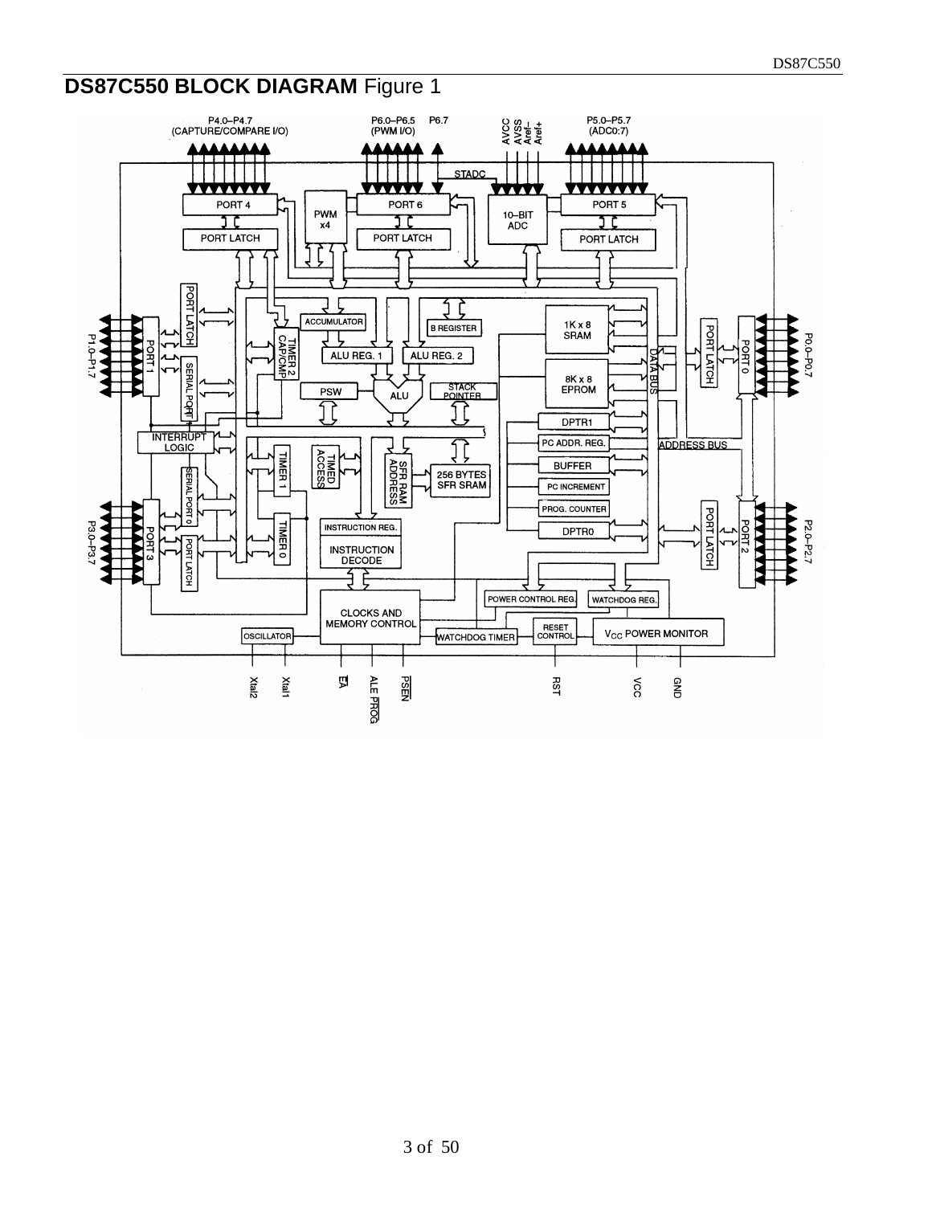# DS87C550 BLOCK DIAGRAM Figure 1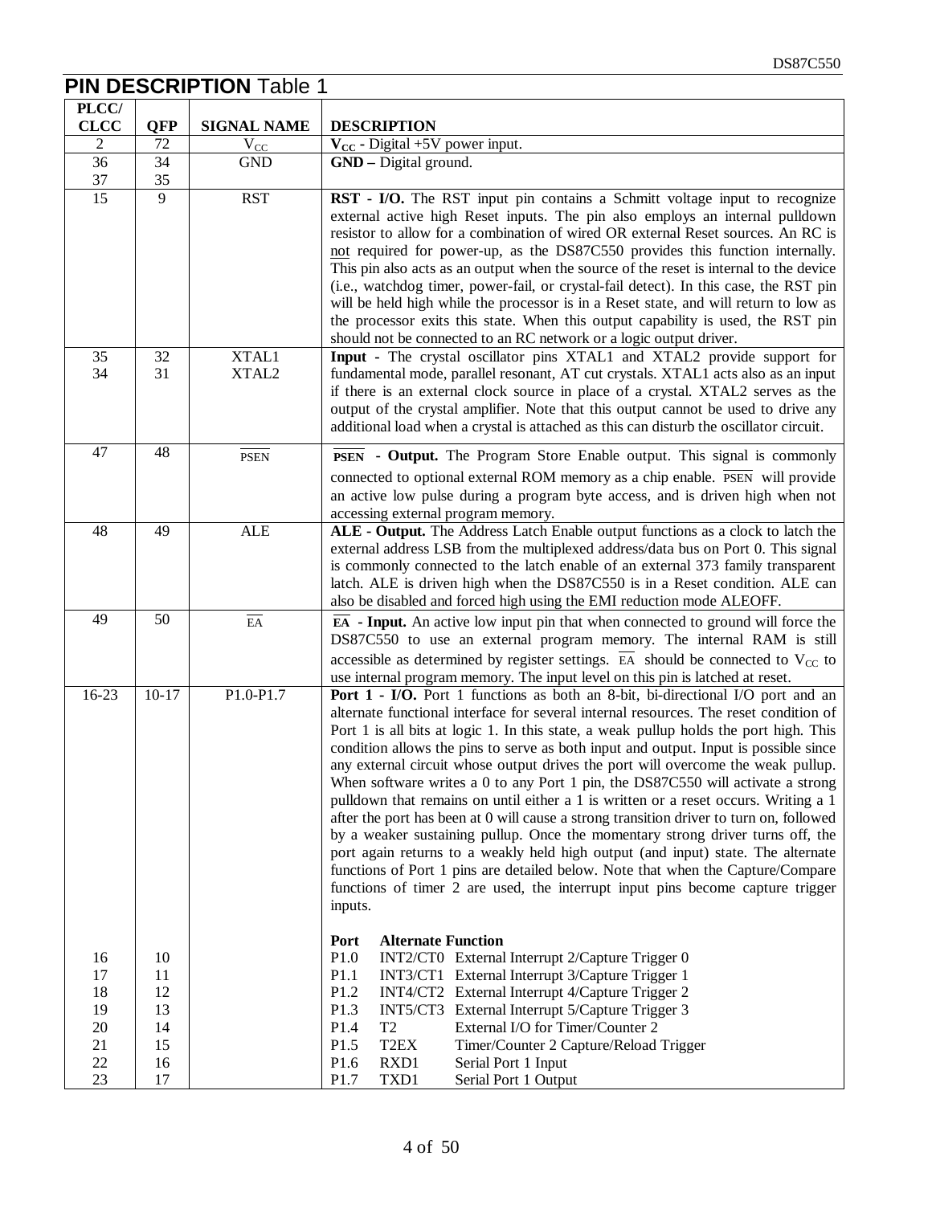## PIN DESCRIPTION Table 1

| PLCC/ CLCC | QFP | SIGNAL NAME | DESCRIPTION |
|---|---|---|---|
| 2 | 72 | $V_{CC}$ | **$V_{CC}$** - Digital +5V power input. |
| 36<br>37 | 34<br>35 | GND | **GND –** Digital ground. |
| 15 | 9 | RST | **RST - I/O.** The RST input pin contains a Schmitt voltage input to recognize external active high Reset inputs. The pin also employs an internal pulldown resistor to allow for a combination of wired OR external Reset sources. An RC is not required for power-up, as the DS87C550 provides this function internally. This pin also acts as an output when the source of the reset is internal to the device (i.e., watchdog timer, power-fail, or crystal-fail detect). In this case, the RST pin will be held high while the processor is in a Reset state, and will return to low as the processor exits this state. When this output capability is used, the RST pin should not be connected to an RC network or a logic output driver. |
| 35<br>34 | 32<br>31 | XTAL1<br>XTAL2 | **Input -** The crystal oscillator pins XTAL1 and XTAL2 provide support for fundamental mode, parallel resonant, AT cut crystals. XTAL1 acts also as an input if there is an external clock source in place of a crystal. XTAL2 serves as the output of the crystal amplifier. Note that this output cannot be used to drive any additional load when a crystal is attached as this can disturb the oscillator circuit. |
| 47 | 48 | $\overline{\text{PSEN}}$ | **$\overline{\text{PSEN}}$ - Output.** The Program Store Enable output. This signal is commonly connected to optional external ROM memory as a chip enable. $\overline{\text{PSEN}}$ will provide an active low pulse during a program byte access, and is driven high when not accessing external program memory. |
| 48 | 49 | ALE | **ALE - Output.** The Address Latch Enable output functions as a clock to latch the external address LSB from the multiplexed address/data bus on Port 0. This signal is commonly connected to the latch enable of an external 373 family transparent latch. ALE is driven high when the DS87C550 is in a Reset condition. ALE can also be disabled and forced high using the EMI reduction mode ALEOFF. |
| 49 | 50 | $\overline{\text{EA}}$ | **$\overline{\text{EA}}$ - Input.** An active low input pin that when connected to ground will force the DS87C550 to use an external program memory. The internal RAM is still accessible as determined by register settings. $\overline{\text{EA}}$ should be connected to $V_{CC}$ to use internal program memory. The input level on this pin is latched at reset. |
| 16-23 | 10-17 | P1.0-P1.7 | **Port 1 - I/O.** Port 1 functions as both an 8-bit, bi-directional I/O port and an alternate functional interface for several internal resources. The reset condition of Port 1 is all bits at logic 1. In this state, a weak pullup holds the port high. This condition allows the pins to serve as both input and output. Input is possible since any external circuit whose output drives the port will overcome the weak pullup. When software writes a 0 to any Port 1 pin, the DS87C550 will activate a strong pulldown that remains on until either a 1 is written or a reset occurs. Writing a 1 after the port has been at 0 will cause a strong transition driver to turn on, followed by a weaker sustaining pullup. Once the momentary strong driver turns off, the port again returns to a weakly held high output (and input) state. The alternate functions of Port 1 pins are detailed below. Note that when the Capture/Compare functions of timer 2 are used, the interrupt input pins become capture trigger inputs.<br><br>**Port Alternate Function** |
| 16 | 10 | | P1.0 INT2/CT0 External Interrupt 2/Capture Trigger 0 |
| 17 | 11 | | P1.1 INT3/CT1 External Interrupt 3/Capture Trigger 1 |
| 18 | 12 | | P1.2 INT4/CT2 External Interrupt 4/Capture Trigger 2 |
| 19 | 13 | | P1.3 INT5/CT3 External Interrupt 5/Capture Trigger 3 |
| 20 | 14 | | P1.4 T2 External I/O for Timer/Counter 2 |
| 21 | 15 | | P1.5 T2EX Timer/Counter 2 Capture/Reload Trigger |
| 22 | 16 | | P1.6 RXD1 Serial Port 1 Input |
| 23 | 17 | | P1.7 TXD1 Serial Port 1 Output |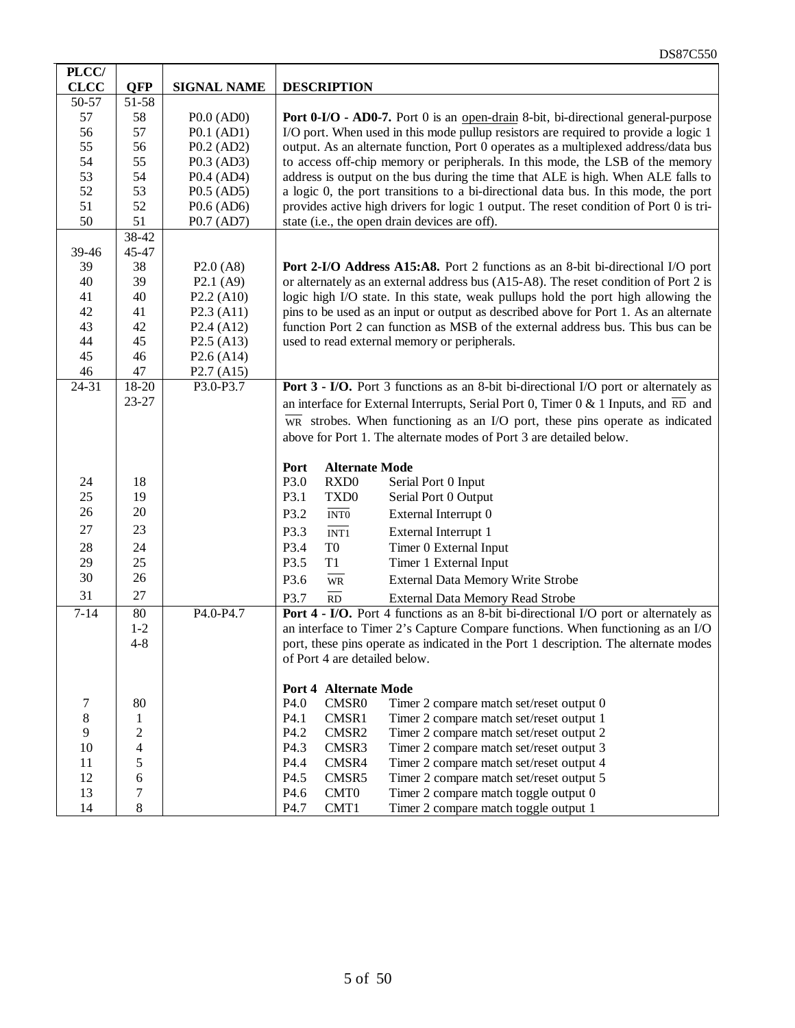| PLCC/ CLCC | QFP | SIGNAL NAME | DESCRIPTION |
|---|---|---|---|
| 50-57 | 51-58 | | |
| 57 | 58 | P0.0 (AD0) | **Port 0-I/O - AD0-7.** Port 0 is an open-drain 8-bit, bi-directional general-purpose I/O port. When used in this mode pullup resistors are required to provide a logic 1 output. As an alternate function, Port 0 operates as a multiplexed address/data bus to access off-chip memory or peripherals. In this mode, the LSB of the memory address is output on the bus during the time that ALE is high. When ALE falls to a logic 0, the port transitions to a bi-directional data bus. In this mode, the port provides active high drivers for logic 1 output. The reset condition of Port 0 is tri-state (i.e., the open drain devices are off). |
| 56 | 57 | P0.1 (AD1) | |
| 55 | 56 | P0.2 (AD2) | |
| 54 | 55 | P0.3 (AD3) | |
| 53 | 54 | P0.4 (AD4) | |
| 52 | 53 | P0.5 (AD5) | |
| 51 | 52 | P0.6 (AD6) | |
| 50 | 51 | P0.7 (AD7) | |
| 39-46 | 38-42 45-47 | | |
| 39 | 38 | P2.0 (A8) | **Port 2-I/O Address A15:A8.** Port 2 functions as an 8-bit bi-directional I/O port or alternately as an external address bus (A15-A8). The reset condition of Port 2 is logic high I/O state. In this state, weak pullups hold the port high allowing the pins to be used as an input or output as described above for Port 1. As an alternate function Port 2 can function as MSB of the external address bus. This bus can be used to read external memory or peripherals. |
| 40 | 39 | P2.1 (A9) | |
| 41 | 40 | P2.2 (A10) | |
| 42 | 41 | P2.3 (A11) | |
| 43 | 42 | P2.4 (A12) | |
| 44 | 45 | P2.5 (A13) | |
| 45 | 46 | P2.6 (A14) | |
| 46 | 47 | P2.7 (A15) | |
| 24-31 | 18-20 23-27 | P3.0-P3.7 | **Port 3 - I/O.** Port 3 functions as an 8-bit bi-directional I/O port or alternately as an interface for External Interrupts, Serial Port 0, Timer 0 & 1 Inputs, and $\overline{RD}$ and $\overline{WR}$ strobes. When functioning as an I/O port, these pins operate as indicated above for Port 1. The alternate modes of Port 3 are detailed below. |
| | | | **Port / Alternate Mode** |
| 24 | 18 | | P3.0 RXD0 Serial Port 0 Input |
| 25 | 19 | | P3.1 TXD0 Serial Port 0 Output |
| 26 | 20 | | P3.2 $\overline{INT0}$ External Interrupt 0 |
| 27 | 23 | | P3.3 $\overline{INT1}$ External Interrupt 1 |
| 28 | 24 | | P3.4 T0 Timer 0 External Input |
| 29 | 25 | | P3.5 T1 Timer 1 External Input |
| 30 | 26 | | P3.6 $\overline{WR}$ External Data Memory Write Strobe |
| 31 | 27 | | P3.7 $\overline{RD}$ External Data Memory Read Strobe |
| 7-14 | 80 1-2 4-8 | P4.0-P4.7 | **Port 4 - I/O.** Port 4 functions as an 8-bit bi-directional I/O port or alternately as an interface to Timer 2's Capture Compare functions. When functioning as an I/O port, these pins operate as indicated in the Port 1 description. The alternate modes of Port 4 are detailed below. |
| | | | **Port 4 Alternate Mode** |
| 7 | 80 | | P4.0 CMSR0 Timer 2 compare match set/reset output 0 |
| 8 | 1 | | P4.1 CMSR1 Timer 2 compare match set/reset output 1 |
| 9 | 2 | | P4.2 CMSR2 Timer 2 compare match set/reset output 2 |
| 10 | 4 | | P4.3 CMSR3 Timer 2 compare match set/reset output 3 |
| 11 | 5 | | P4.4 CMSR4 Timer 2 compare match set/reset output 4 |
| 12 | 6 | | P4.5 CMSR5 Timer 2 compare match set/reset output 5 |
| 13 | 7 | | P4.6 CMT0 Timer 2 compare match toggle output 0 |
| 14 | 8 | | P4.7 CMT1 Timer 2 compare match toggle output 1 |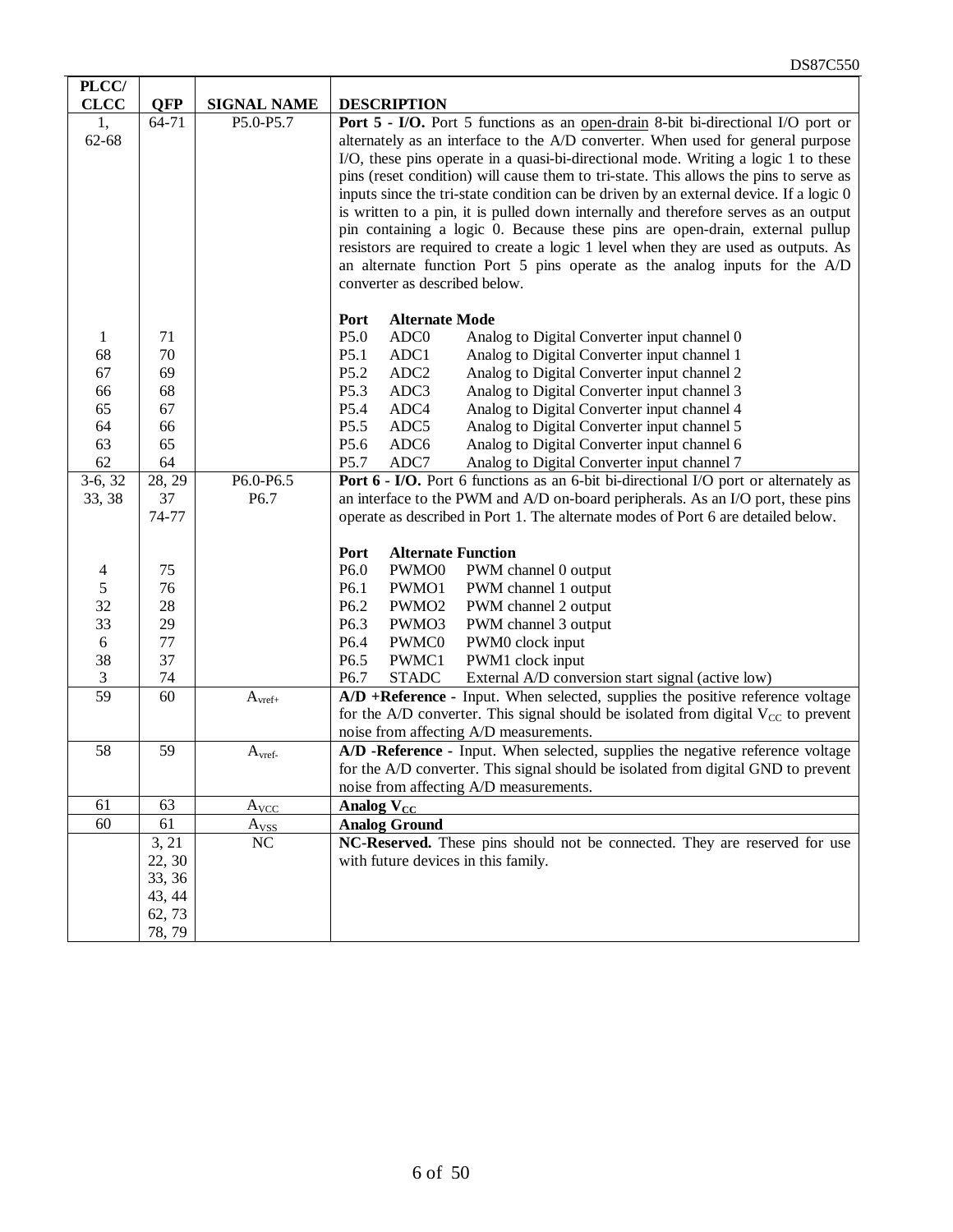| PLCC/ CLCC | QFP | SIGNAL NAME | DESCRIPTION |
|---|---|---|---|
| 1, 62-68 | 64-71 | P5.0-P5.7 | **Port 5 - I/O.** Port 5 functions as an open-drain 8-bit bi-directional I/O port or alternately as an interface to the A/D converter. When used for general purpose I/O, these pins operate in a quasi-bi-directional mode. Writing a logic 1 to these pins (reset condition) will cause them to tri-state. This allows the pins to serve as inputs since the tri-state condition can be driven by an external device. If a logic 0 is written to a pin, it is pulled down internally and therefore serves as an output pin containing a logic 0. Because these pins are open-drain, external pullup resistors are required to create a logic 1 level when they are used as outputs. As an alternate function Port 5 pins operate as the analog inputs for the A/D converter as described below. |
| | | | **Port** **Alternate Mode** |
| 1 | 71 | | P5.0 ADC0 Analog to Digital Converter input channel 0 |
| 68 | 70 | | P5.1 ADC1 Analog to Digital Converter input channel 1 |
| 67 | 69 | | P5.2 ADC2 Analog to Digital Converter input channel 2 |
| 66 | 68 | | P5.3 ADC3 Analog to Digital Converter input channel 3 |
| 65 | 67 | | P5.4 ADC4 Analog to Digital Converter input channel 4 |
| 64 | 66 | | P5.5 ADC5 Analog to Digital Converter input channel 5 |
| 63 | 65 | | P5.6 ADC6 Analog to Digital Converter input channel 6 |
| 62 | 64 | | P5.7 ADC7 Analog to Digital Converter input channel 7 |
| 3-6, 32 33, 38 | 28, 29 37 74-77 | P6.0-P6.5 P6.7 | **Port 6 - I/O.** Port 6 functions as an 6-bit bi-directional I/O port or alternately as an interface to the PWM and A/D on-board peripherals. As an I/O port, these pins operate as described in Port 1. The alternate modes of Port 6 are detailed below. |
| | | | **Port** **Alternate Function** |
| 4 | 75 | | P6.0 PWMO0 PWM channel 0 output |
| 5 | 76 | | P6.1 PWMO1 PWM channel 1 output |
| 32 | 28 | | P6.2 PWMO2 PWM channel 2 output |
| 33 | 29 | | P6.3 PWMO3 PWM channel 3 output |
| 6 | 77 | | P6.4 PWMC0 PWM0 clock input |
| 38 | 37 | | P6.5 PWMC1 PWM1 clock input |
| 3 | 74 | | P6.7 STADC External A/D conversion start signal (active low) |
| 59 | 60 | $A_{vref+}$ | **A/D +Reference -** Input. When selected, supplies the positive reference voltage for the A/D converter. This signal should be isolated from digital $V_{CC}$ to prevent noise from affecting A/D measurements. |
| 58 | 59 | $A_{vref-}$ | **A/D -Reference -** Input. When selected, supplies the negative reference voltage for the A/D converter. This signal should be isolated from digital GND to prevent noise from affecting A/D measurements. |
| 61 | 63 | $A_{VCC}$ | **Analog $V_{CC}$** |
| 60 | 61 | $A_{VSS}$ | **Analog Ground** |
| | 3, 21 22, 30 33, 36 43, 44 62, 73 78, 79 | NC | **NC-Reserved.** These pins should not be connected. They are reserved for use with future devices in this family. |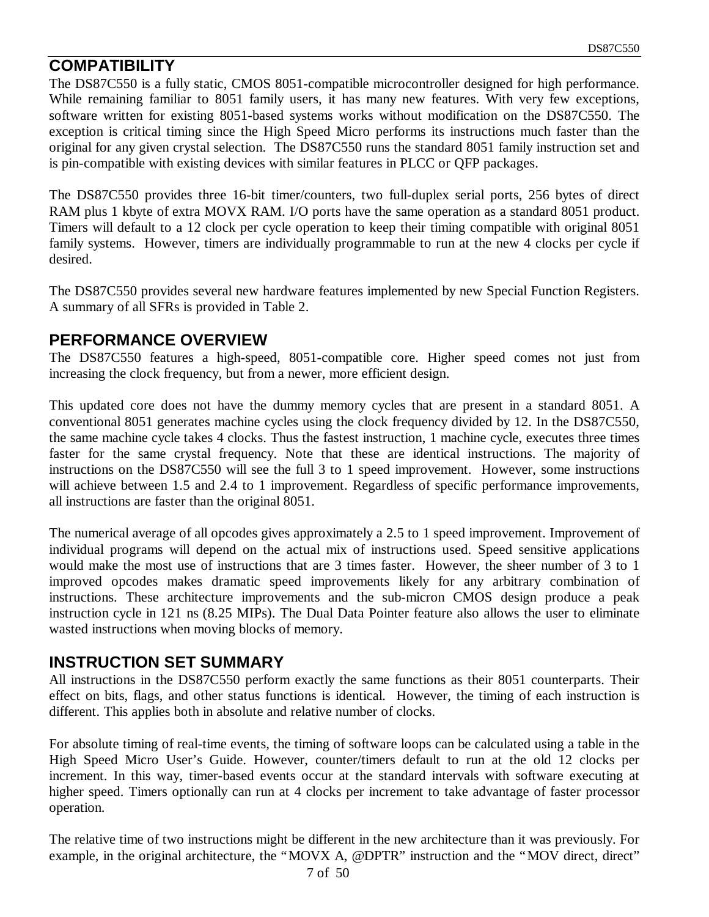## COMPATIBILITY

The DS87C550 is a fully static, CMOS 8051-compatible microcontroller designed for high performance. While remaining familiar to 8051 family users, it has many new features. With very few exceptions, software written for existing 8051-based systems works without modification on the DS87C550. The exception is critical timing since the High Speed Micro performs its instructions much faster than the original for any given crystal selection. The DS87C550 runs the standard 8051 family instruction set and is pin-compatible with existing devices with similar features in PLCC or QFP packages.

The DS87C550 provides three 16-bit timer/counters, two full-duplex serial ports, 256 bytes of direct RAM plus 1 kbyte of extra MOVX RAM. I/O ports have the same operation as a standard 8051 product. Timers will default to a 12 clock per cycle operation to keep their timing compatible with original 8051 family systems. However, timers are individually programmable to run at the new 4 clocks per cycle if desired.

The DS87C550 provides several new hardware features implemented by new Special Function Registers. A summary of all SFRs is provided in Table 2.

## PERFORMANCE OVERVIEW

The DS87C550 features a high-speed, 8051-compatible core. Higher speed comes not just from increasing the clock frequency, but from a newer, more efficient design.

This updated core does not have the dummy memory cycles that are present in a standard 8051. A conventional 8051 generates machine cycles using the clock frequency divided by 12. In the DS87C550, the same machine cycle takes 4 clocks. Thus the fastest instruction, 1 machine cycle, executes three times faster for the same crystal frequency. Note that these are identical instructions. The majority of instructions on the DS87C550 will see the full 3 to 1 speed improvement. However, some instructions will achieve between 1.5 and 2.4 to 1 improvement. Regardless of specific performance improvements, all instructions are faster than the original 8051.

The numerical average of all opcodes gives approximately a 2.5 to 1 speed improvement. Improvement of individual programs will depend on the actual mix of instructions used. Speed sensitive applications would make the most use of instructions that are 3 times faster. However, the sheer number of 3 to 1 improved opcodes makes dramatic speed improvements likely for any arbitrary combination of instructions. These architecture improvements and the sub-micron CMOS design produce a peak instruction cycle in 121 ns (8.25 MIPs). The Dual Data Pointer feature also allows the user to eliminate wasted instructions when moving blocks of memory.

## INSTRUCTION SET SUMMARY

All instructions in the DS87C550 perform exactly the same functions as their 8051 counterparts. Their effect on bits, flags, and other status functions is identical. However, the timing of each instruction is different. This applies both in absolute and relative number of clocks.

For absolute timing of real-time events, the timing of software loops can be calculated using a table in the High Speed Micro User's Guide. However, counter/timers default to run at the old 12 clocks per increment. In this way, timer-based events occur at the standard intervals with software executing at higher speed. Timers optionally can run at 4 clocks per increment to take advantage of faster processor operation.

The relative time of two instructions might be different in the new architecture than it was previously. For example, in the original architecture, the "MOVX A, @DPTR" instruction and the "MOV direct, direct"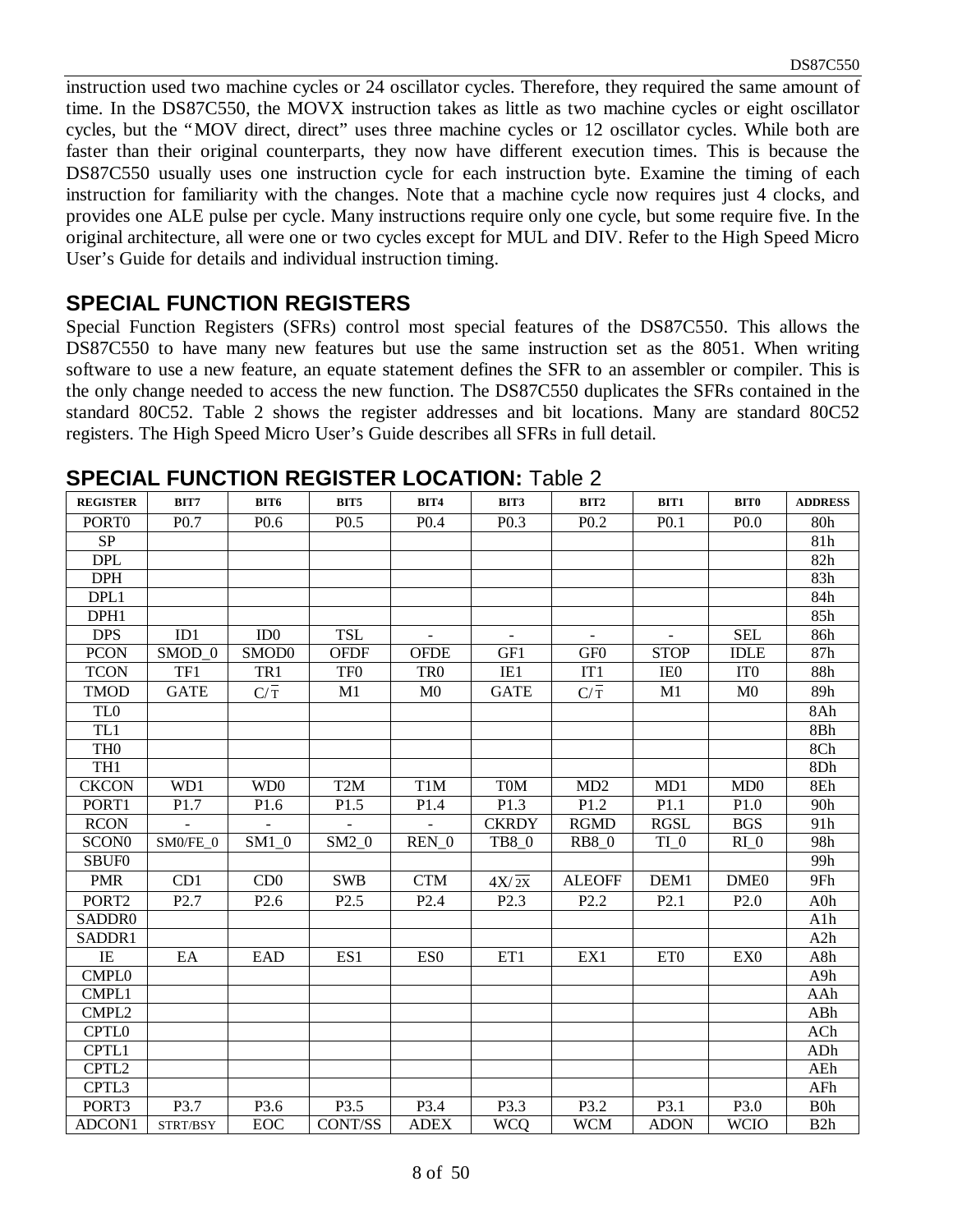instruction used two machine cycles or 24 oscillator cycles. Therefore, they required the same amount of time. In the DS87C550, the MOVX instruction takes as little as two machine cycles or eight oscillator cycles, but the "MOV direct, direct" uses three machine cycles or 12 oscillator cycles. While both are faster than their original counterparts, they now have different execution times. This is because the DS87C550 usually uses one instruction cycle for each instruction byte. Examine the timing of each instruction for familiarity with the changes. Note that a machine cycle now requires just 4 clocks, and provides one ALE pulse per cycle. Many instructions require only one cycle, but some require five. In the original architecture, all were one or two cycles except for MUL and DIV. Refer to the High Speed Micro User's Guide for details and individual instruction timing.

## SPECIAL FUNCTION REGISTERS

Special Function Registers (SFRs) control most special features of the DS87C550. This allows the DS87C550 to have many new features but use the same instruction set as the 8051. When writing software to use a new feature, an equate statement defines the SFR to an assembler or compiler. This is the only change needed to access the new function. The DS87C550 duplicates the SFRs contained in the standard 80C52. Table 2 shows the register addresses and bit locations. Many are standard 80C52 registers. The High Speed Micro User's Guide describes all SFRs in full detail.

## SPECIAL FUNCTION REGISTER LOCATION: Table 2

| REGISTER | BIT7 | BIT6 | BIT5 | BIT4 | BIT3 | BIT2 | BIT1 | BIT0 | ADDRESS |
|---|---|---|---|---|---|---|---|---|---|
| PORT0 | P0.7 | P0.6 | P0.5 | P0.4 | P0.3 | P0.2 | P0.1 | P0.0 | 80h |
| SP | | | | | | | | | 81h |
| DPL | | | | | | | | | 82h |
| DPH | | | | | | | | | 83h |
| DPL1 | | | | | | | | | 84h |
| DPH1 | | | | | | | | | 85h |
| DPS | ID1 | ID0 | TSL | - | - | - | - | SEL | 86h |
| PCON | SMOD_0 | SMOD0 | OFDF | OFDE | GF1 | GF0 | STOP | IDLE | 87h |
| TCON | TF1 | TR1 | TF0 | TR0 | IE1 | IT1 | IE0 | IT0 | 88h |
| TMOD | GATE | $C/\overline{T}$ | M1 | M0 | GATE | $C/\overline{T}$ | M1 | M0 | 89h |
| TL0 | | | | | | | | | 8Ah |
| TL1 | | | | | | | | | 8Bh |
| TH0 | | | | | | | | | 8Ch |
| TH1 | | | | | | | | | 8Dh |
| CKCON | WD1 | WD0 | T2M | T1M | T0M | MD2 | MD1 | MD0 | 8Eh |
| PORT1 | P1.7 | P1.6 | P1.5 | P1.4 | P1.3 | P1.2 | P1.1 | P1.0 | 90h |
| RCON | - | - | - | - | CKRDY | RGMD | RGSL | BGS | 91h |
| SCON0 | SM0/FE_0 | SM1_0 | SM2_0 | REN_0 | TB8_0 | RB8_0 | TI_0 | RI_0 | 98h |
| SBUF0 | | | | | | | | | 99h |
| PMR | CD1 | CD0 | SWB | CTM | $4X/\overline{2X}$ | ALEOFF | DEM1 | DME0 | 9Fh |
| PORT2 | P2.7 | P2.6 | P2.5 | P2.4 | P2.3 | P2.2 | P2.1 | P2.0 | A0h |
| SADDR0 | | | | | | | | | A1h |
| SADDR1 | | | | | | | | | A2h |
| IE | EA | EAD | ES1 | ES0 | ET1 | EX1 | ET0 | EX0 | A8h |
| CMPL0 | | | | | | | | | A9h |
| CMPL1 | | | | | | | | | AAh |
| CMPL2 | | | | | | | | | ABh |
| CPTL0 | | | | | | | | | ACh |
| CPTL1 | | | | | | | | | ADh |
| CPTL2 | | | | | | | | | AEh |
| CPTL3 | | | | | | | | | AFh |
| PORT3 | P3.7 | P3.6 | P3.5 | P3.4 | P3.3 | P3.2 | P3.1 | P3.0 | B0h |
| ADCON1 | STRT/BSY | EOC | CONT/SS | ADEX | WCQ | WCM | ADON | WCIO | B2h |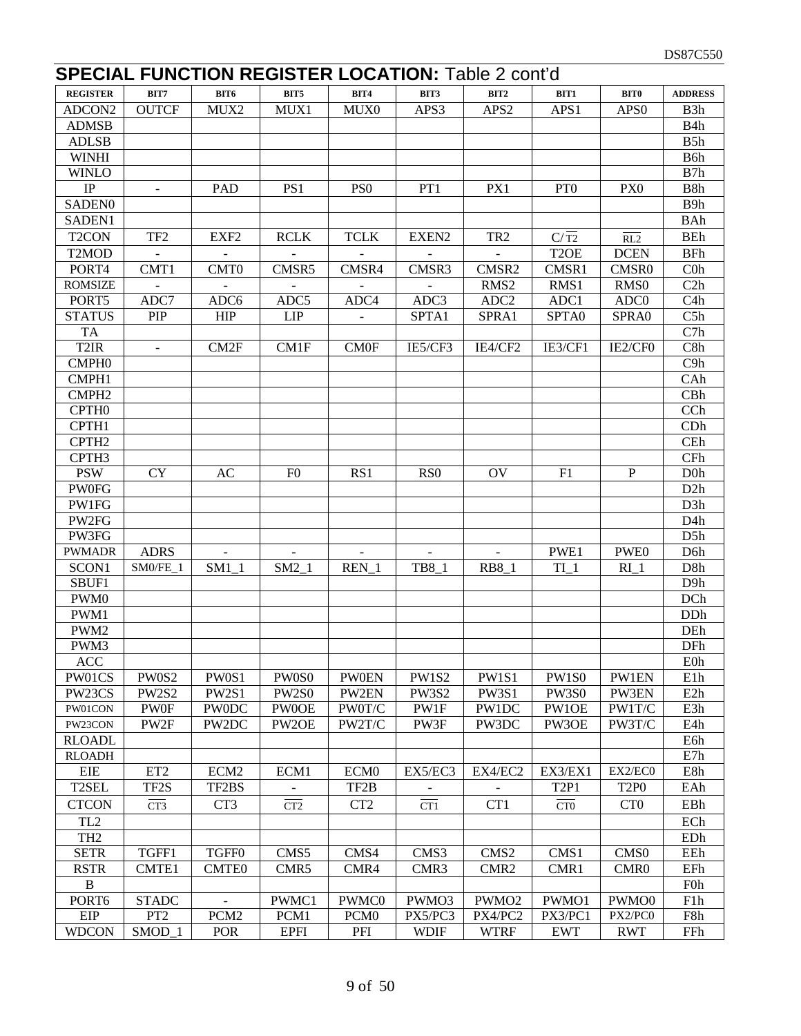## SPECIAL FUNCTION REGISTER LOCATION: Table 2 cont'd

| REGISTER | BIT7 | BIT6 | BIT5 | BIT4 | BIT3 | BIT2 | BIT1 | BIT0 | ADDRESS |
|---|---|---|---|---|---|---|---|---|---|
| ADCON2 | OUTCF | MUX2 | MUX1 | MUX0 | APS3 | APS2 | APS1 | APS0 | B3h |
| ADMSB | | | | | | | | | B4h |
| ADLSB | | | | | | | | | B5h |
| WINHI | | | | | | | | | B6h |
| WINLO | | | | | | | | | B7h |
| IP | - | PAD | PS1 | PS0 | PT1 | PX1 | PT0 | PX0 | B8h |
| SADEN0 | | | | | | | | | B9h |
| SADEN1 | | | | | | | | | BAh |
| T2CON | TF2 | EXF2 | RCLK | TCLK | EXEN2 | TR2 | $C/\overline{T2}$ | $\overline{RL2}$ | BEh |
| T2MOD | - | - | - | - | - | - | T2OE | DCEN | BFh |
| PORT4 | CMT1 | CMT0 | CMSR5 | CMSR4 | CMSR3 | CMSR2 | CMSR1 | CMSR0 | C0h |
| ROMSIZE | - | - | - | - | - | RMS2 | RMS1 | RMS0 | C2h |
| PORT5 | ADC7 | ADC6 | ADC5 | ADC4 | ADC3 | ADC2 | ADC1 | ADC0 | C4h |
| STATUS | PIP | HIP | LIP | - | SPTA1 | SPRA1 | SPTA0 | SPRA0 | C5h |
| TA | | | | | | | | | C7h |
| T2IR | - | CM2F | CM1F | CM0F | IE5/CF3 | IE4/CF2 | IE3/CF1 | IE2/CF0 | C8h |
| CMPH0 | | | | | | | | | C9h |
| CMPH1 | | | | | | | | | CAh |
| CMPH2 | | | | | | | | | CBh |
| CPTH0 | | | | | | | | | CCh |
| CPTH1 | | | | | | | | | CDh |
| CPTH2 | | | | | | | | | CEh |
| CPTH3 | | | | | | | | | CFh |
| PSW | CY | AC | F0 | RS1 | RS0 | OV | F1 | P | D0h |
| PW0FG | | | | | | | | | D2h |
| PW1FG | | | | | | | | | D3h |
| PW2FG | | | | | | | | | D4h |
| PW3FG | | | | | | | | | D5h |
| PWMADR | ADRS | - | - | - | - | - | PWE1 | PWE0 | D6h |
| SCON1 | SM0/FE_1 | SM1_1 | SM2_1 | REN_1 | TB8_1 | RB8_1 | TI_1 | RI_1 | D8h |
| SBUF1 | | | | | | | | | D9h |
| PWM0 | | | | | | | | | DCh |
| PWM1 | | | | | | | | | DDh |
| PWM2 | | | | | | | | | DEh |
| PWM3 | | | | | | | | | DFh |
| ACC | | | | | | | | | E0h |
| PW01CS | PW0S2 | PW0S1 | PW0S0 | PW0EN | PW1S2 | PW1S1 | PW1S0 | PW1EN | E1h |
| PW23CS | PW2S2 | PW2S1 | PW2S0 | PW2EN | PW3S2 | PW3S1 | PW3S0 | PW3EN | E2h |
| PW01CON | PW0F | PW0DC | PW0OE | PW0T/C | PW1F | PW1DC | PW1OE | PW1T/C | E3h |
| PW23CON | PW2F | PW2DC | PW2OE | PW2T/C | PW3F | PW3DC | PW3OE | PW3T/C | E4h |
| RLOADL | | | | | | | | | E6h |
| RLOADH | | | | | | | | | E7h |
| EIE | ET2 | ECM2 | ECM1 | ECM0 | EX5/EC3 | EX4/EC2 | EX3/EX1 | EX2/EC0 | E8h |
| T2SEL | TF2S | TF2BS | - | TF2B | - | - | T2P1 | T2P0 | EAh |
| CTCON | $\overline{CT3}$ | CT3 | $\overline{CT2}$ | CT2 | $\overline{CT1}$ | CT1 | $\overline{CT0}$ | CT0 | EBh |
| TL2 | | | | | | | | | ECh |
| TH2 | | | | | | | | | EDh |
| SETR | TGFF1 | TGFF0 | CMS5 | CMS4 | CMS3 | CMS2 | CMS1 | CMS0 | EEh |
| RSTR | CMTE1 | CMTE0 | CMR5 | CMR4 | CMR3 | CMR2 | CMR1 | CMR0 | EFh |
| B | | | | | | | | | F0h |
| PORT6 | STADC | - | PWMC1 | PWMC0 | PWMO3 | PWMO2 | PWMO1 | PWMO0 | F1h |
| EIP | PT2 | PCM2 | PCM1 | PCM0 | PX5/PC3 | PX4/PC2 | PX3/PC1 | PX2/PC0 | F8h |
| WDCON | SMOD_1 | POR | EPFI | PFI | WDIF | WTRF | EWT | RWT | FFh |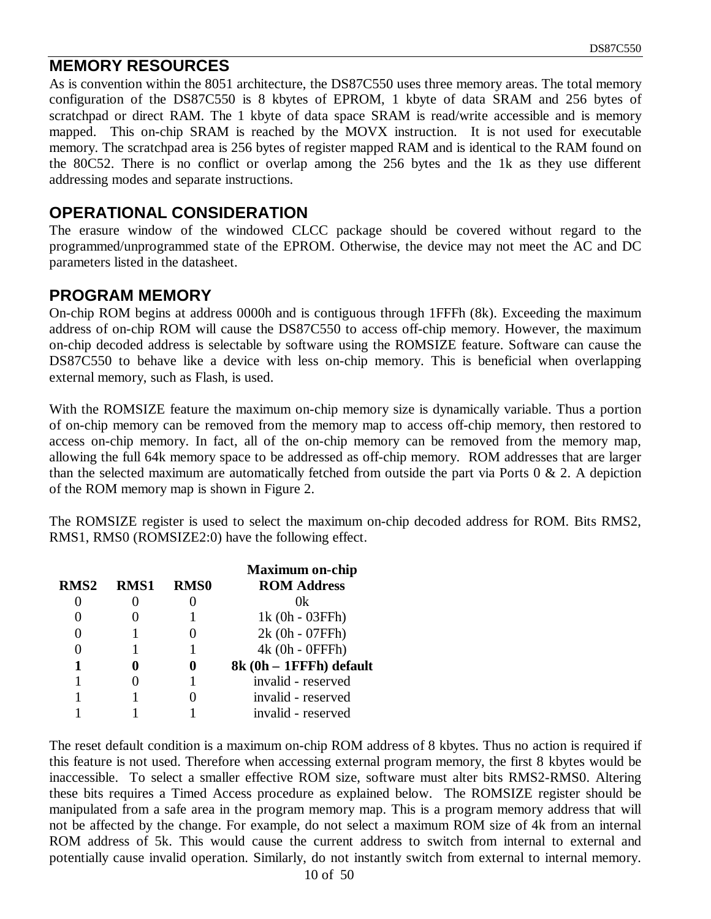## MEMORY RESOURCES

As is convention within the 8051 architecture, the DS87C550 uses three memory areas. The total memory configuration of the DS87C550 is 8 kbytes of EPROM, 1 kbyte of data SRAM and 256 bytes of scratchpad or direct RAM. The 1 kbyte of data space SRAM is read/write accessible and is memory mapped. This on-chip SRAM is reached by the MOVX instruction. It is not used for executable memory. The scratchpad area is 256 bytes of register mapped RAM and is identical to the RAM found on the 80C52. There is no conflict or overlap among the 256 bytes and the 1k as they use different addressing modes and separate instructions.

## OPERATIONAL CONSIDERATION

The erasure window of the windowed CLCC package should be covered without regard to the programmed/unprogrammed state of the EPROM. Otherwise, the device may not meet the AC and DC parameters listed in the datasheet.

## PROGRAM MEMORY

On-chip ROM begins at address 0000h and is contiguous through 1FFFh (8k). Exceeding the maximum address of on-chip ROM will cause the DS87C550 to access off-chip memory. However, the maximum on-chip decoded address is selectable by software using the ROMSIZE feature. Software can cause the DS87C550 to behave like a device with less on-chip memory. This is beneficial when overlapping external memory, such as Flash, is used.

With the ROMSIZE feature the maximum on-chip memory size is dynamically variable. Thus a portion of on-chip memory can be removed from the memory map to access off-chip memory, then restored to access on-chip memory. In fact, all of the on-chip memory can be removed from the memory map, allowing the full 64k memory space to be addressed as off-chip memory. ROM addresses that are larger than the selected maximum are automatically fetched from outside the part via Ports 0 & 2. A depiction of the ROM memory map is shown in Figure 2.

The ROMSIZE register is used to select the maximum on-chip decoded address for ROM. Bits RMS2, RMS1, RMS0 (ROMSIZE2:0) have the following effect.

| RMS2 | RMS1 | RMS0 | Maximum on-chip ROM Address |
|---|---|---|---|
| 0 | 0 | 0 | 0k |
| 0 | 0 | 1 | 1k (0h - 03FFh) |
| 0 | 1 | 0 | 2k (0h - 07FFh) |
| 0 | 1 | 1 | 4k (0h - 0FFFh) |
| **1** | **0** | **0** | **8k (0h – 1FFFh) default** |
| 1 | 0 | 1 | invalid - reserved |
| 1 | 1 | 0 | invalid - reserved |
| 1 | 1 | 1 | invalid - reserved |

The reset default condition is a maximum on-chip ROM address of 8 kbytes. Thus no action is required if this feature is not used. Therefore when accessing external program memory, the first 8 kbytes would be inaccessible. To select a smaller effective ROM size, software must alter bits RMS2-RMS0. Altering these bits requires a Timed Access procedure as explained below. The ROMSIZE register should be manipulated from a safe area in the program memory map. This is a program memory address that will not be affected by the change. For example, do not select a maximum ROM size of 4k from an internal ROM address of 5k. This would cause the current address to switch from internal to external and potentially cause invalid operation. Similarly, do not instantly switch from external to internal memory.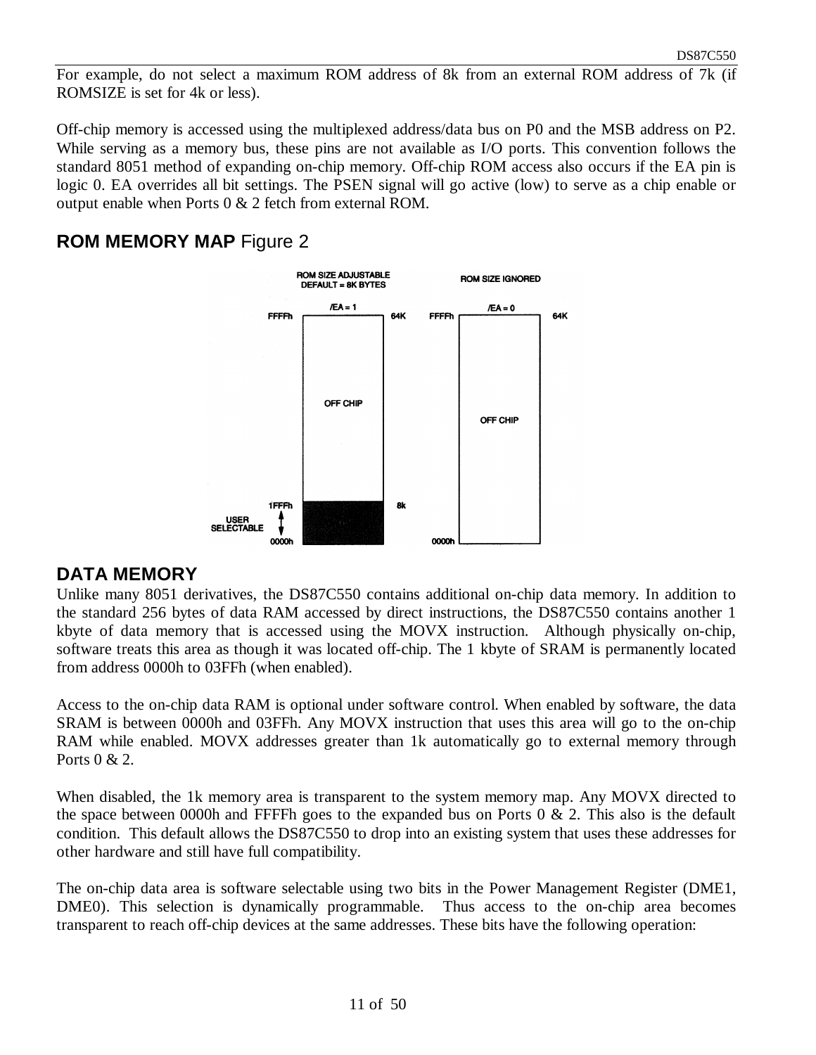For example, do not select a maximum ROM address of 8k from an external ROM address of 7k (if ROMSIZE is set for 4k or less).

Off-chip memory is accessed using the multiplexed address/data bus on P0 and the MSB address on P2. While serving as a memory bus, these pins are not available as I/O ports. This convention follows the standard 8051 method of expanding on-chip memory. Off-chip ROM access also occurs if the EA pin is logic 0. EA overrides all bit settings. The PSEN signal will go active (low) to serve as a chip enable or output enable when Ports 0 & 2 fetch from external ROM.

## ROM MEMORY MAP Figure 2

ROM SIZE ADJUSTABLE DEFAULT = 8K BYTES

/EA = 1

FFFFh 64K

OFF CHIP

1FFFh 8k

USER SELECTABLE

0000h

ROM SIZE IGNORED

/EA = 0

FFFFh 64K

OFF CHIP

0000h

## DATA MEMORY

Unlike many 8051 derivatives, the DS87C550 contains additional on-chip data memory. In addition to the standard 256 bytes of data RAM accessed by direct instructions, the DS87C550 contains another 1 kbyte of data memory that is accessed using the MOVX instruction. Although physically on-chip, software treats this area as though it was located off-chip. The 1 kbyte of SRAM is permanently located from address 0000h to 03FFh (when enabled).

Access to the on-chip data RAM is optional under software control. When enabled by software, the data SRAM is between 0000h and 03FFh. Any MOVX instruction that uses this area will go to the on-chip RAM while enabled. MOVX addresses greater than 1k automatically go to external memory through Ports 0 & 2.

When disabled, the 1k memory area is transparent to the system memory map. Any MOVX directed to the space between 0000h and FFFFh goes to the expanded bus on Ports 0 & 2. This also is the default condition. This default allows the DS87C550 to drop into an existing system that uses these addresses for other hardware and still have full compatibility.

The on-chip data area is software selectable using two bits in the Power Management Register (DME1, DME0). This selection is dynamically programmable. Thus access to the on-chip area becomes transparent to reach off-chip devices at the same addresses. These bits have the following operation: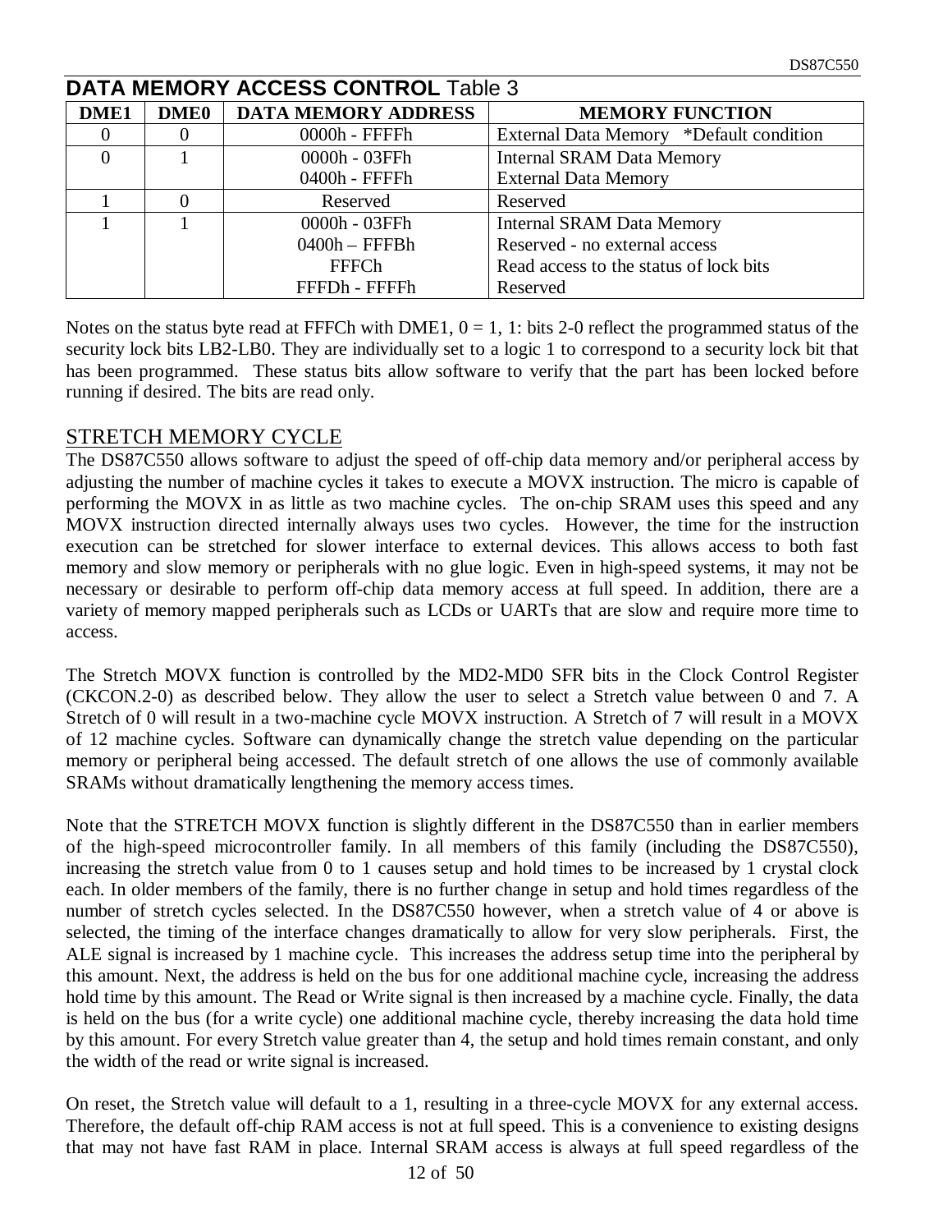## DATA MEMORY ACCESS CONTROL Table 3

| DME1 | DME0 | DATA MEMORY ADDRESS | MEMORY FUNCTION |
|---|---|---|---|
| 0 | 0 | 0000h - FFFFh | External Data Memory *Default condition |
| 0 | 1 | 0000h - 03FFh<br>0400h - FFFFh | Internal SRAM Data Memory<br>External Data Memory |
| 1 | 0 | Reserved | Reserved |
| 1 | 1 | 0000h - 03FFh<br>0400h – FFFBh<br>FFFCh<br>FFFDh - FFFFh | Internal SRAM Data Memory<br>Reserved - no external access<br>Read access to the status of lock bits<br>Reserved |

Notes on the status byte read at FFFCh with DME1, 0 = 1, 1: bits 2-0 reflect the programmed status of the security lock bits LB2-LB0. They are individually set to a logic 1 to correspond to a security lock bit that has been programmed. These status bits allow software to verify that the part has been locked before running if desired. The bits are read only.

## STRETCH MEMORY CYCLE

The DS87C550 allows software to adjust the speed of off-chip data memory and/or peripheral access by adjusting the number of machine cycles it takes to execute a MOVX instruction. The micro is capable of performing the MOVX in as little as two machine cycles. The on-chip SRAM uses this speed and any MOVX instruction directed internally always uses two cycles. However, the time for the instruction execution can be stretched for slower interface to external devices. This allows access to both fast memory and slow memory or peripherals with no glue logic. Even in high-speed systems, it may not be necessary or desirable to perform off-chip data memory access at full speed. In addition, there are a variety of memory mapped peripherals such as LCDs or UARTs that are slow and require more time to access.

The Stretch MOVX function is controlled by the MD2-MD0 SFR bits in the Clock Control Register (CKCON.2-0) as described below. They allow the user to select a Stretch value between 0 and 7. A Stretch of 0 will result in a two-machine cycle MOVX instruction. A Stretch of 7 will result in a MOVX of 12 machine cycles. Software can dynamically change the stretch value depending on the particular memory or peripheral being accessed. The default stretch of one allows the use of commonly available SRAMs without dramatically lengthening the memory access times.

Note that the STRETCH MOVX function is slightly different in the DS87C550 than in earlier members of the high-speed microcontroller family. In all members of this family (including the DS87C550), increasing the stretch value from 0 to 1 causes setup and hold times to be increased by 1 crystal clock each. In older members of the family, there is no further change in setup and hold times regardless of the number of stretch cycles selected. In the DS87C550 however, when a stretch value of 4 or above is selected, the timing of the interface changes dramatically to allow for very slow peripherals. First, the ALE signal is increased by 1 machine cycle. This increases the address setup time into the peripheral by this amount. Next, the address is held on the bus for one additional machine cycle, increasing the address hold time by this amount. The Read or Write signal is then increased by a machine cycle. Finally, the data is held on the bus (for a write cycle) one additional machine cycle, thereby increasing the data hold time by this amount. For every Stretch value greater than 4, the setup and hold times remain constant, and only the width of the read or write signal is increased.

On reset, the Stretch value will default to a 1, resulting in a three-cycle MOVX for any external access. Therefore, the default off-chip RAM access is not at full speed. This is a convenience to existing designs that may not have fast RAM in place. Internal SRAM access is always at full speed regardless of the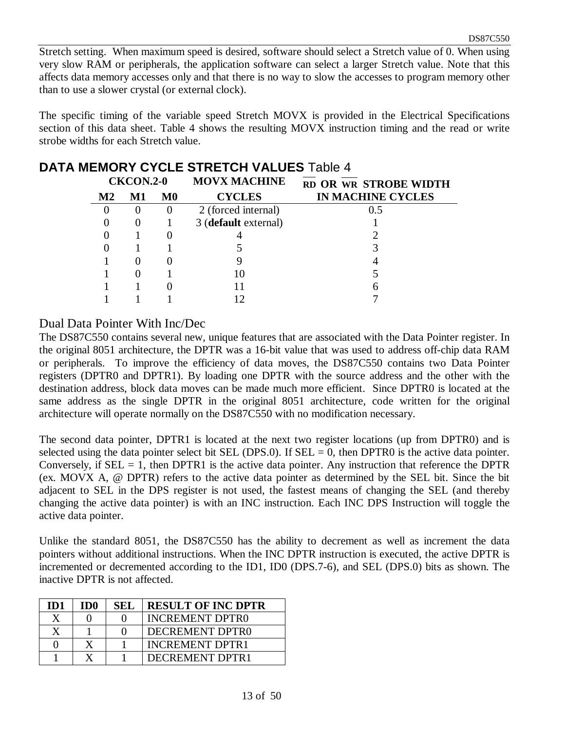Stretch setting. When maximum speed is desired, software should select a Stretch value of 0. When using very slow RAM or peripherals, the application software can select a larger Stretch value. Note that this affects data memory accesses only and that there is no way to slow the accesses to program memory other than to use a slower crystal (or external clock).

The specific timing of the variable speed Stretch MOVX is provided in the Electrical Specifications section of this data sheet. Table 4 shows the resulting MOVX instruction timing and the read or write strobe widths for each Stretch value.

## DATA MEMORY CYCLE STRETCH VALUES Table 4

| CKCON.2-0 | | | MOVX MACHINE | $\overline{RD}$ OR $\overline{WR}$ STROBE WIDTH |
|---|---|---|---|---|
| **M2** | **M1** | **M0** | **CYCLES** | **IN MACHINE CYCLES** |
| 0 | 0 | 0 | 2 (forced internal) | 0.5 |
| 0 | 0 | 1 | 3 (**default** external) | 1 |
| 0 | 1 | 0 | 4 | 2 |
| 0 | 1 | 1 | 5 | 3 |
| 1 | 0 | 0 | 9 | 4 |
| 1 | 0 | 1 | 10 | 5 |
| 1 | 1 | 0 | 11 | 6 |
| 1 | 1 | 1 | 12 | 7 |

## Dual Data Pointer With Inc/Dec

The DS87C550 contains several new, unique features that are associated with the Data Pointer register. In the original 8051 architecture, the DPTR was a 16-bit value that was used to address off-chip data RAM or peripherals. To improve the efficiency of data moves, the DS87C550 contains two Data Pointer registers (DPTR0 and DPTR1). By loading one DPTR with the source address and the other with the destination address, block data moves can be made much more efficient. Since DPTR0 is located at the same address as the single DPTR in the original 8051 architecture, code written for the original architecture will operate normally on the DS87C550 with no modification necessary.

The second data pointer, DPTR1 is located at the next two register locations (up from DPTR0) and is selected using the data pointer select bit SEL (DPS.0). If SEL = 0, then DPTR0 is the active data pointer. Conversely, if SEL = 1, then DPTR1 is the active data pointer. Any instruction that reference the DPTR (ex. MOVX A, @ DPTR) refers to the active data pointer as determined by the SEL bit. Since the bit adjacent to SEL in the DPS register is not used, the fastest means of changing the SEL (and thereby changing the active data pointer) is with an INC instruction. Each INC DPS Instruction will toggle the active data pointer.

Unlike the standard 8051, the DS87C550 has the ability to decrement as well as increment the data pointers without additional instructions. When the INC DPTR instruction is executed, the active DPTR is incremented or decremented according to the ID1, ID0 (DPS.7-6), and SEL (DPS.0) bits as shown. The inactive DPTR is not affected.

| ID1 | ID0 | SEL | RESULT OF INC DPTR |
|---|---|---|---|
| X | 0 | 0 | INCREMENT DPTR0 |
| X | 1 | 0 | DECREMENT DPTR0 |
| 0 | X | 1 | INCREMENT DPTR1 |
| 1 | X | 1 | DECREMENT DPTR1 |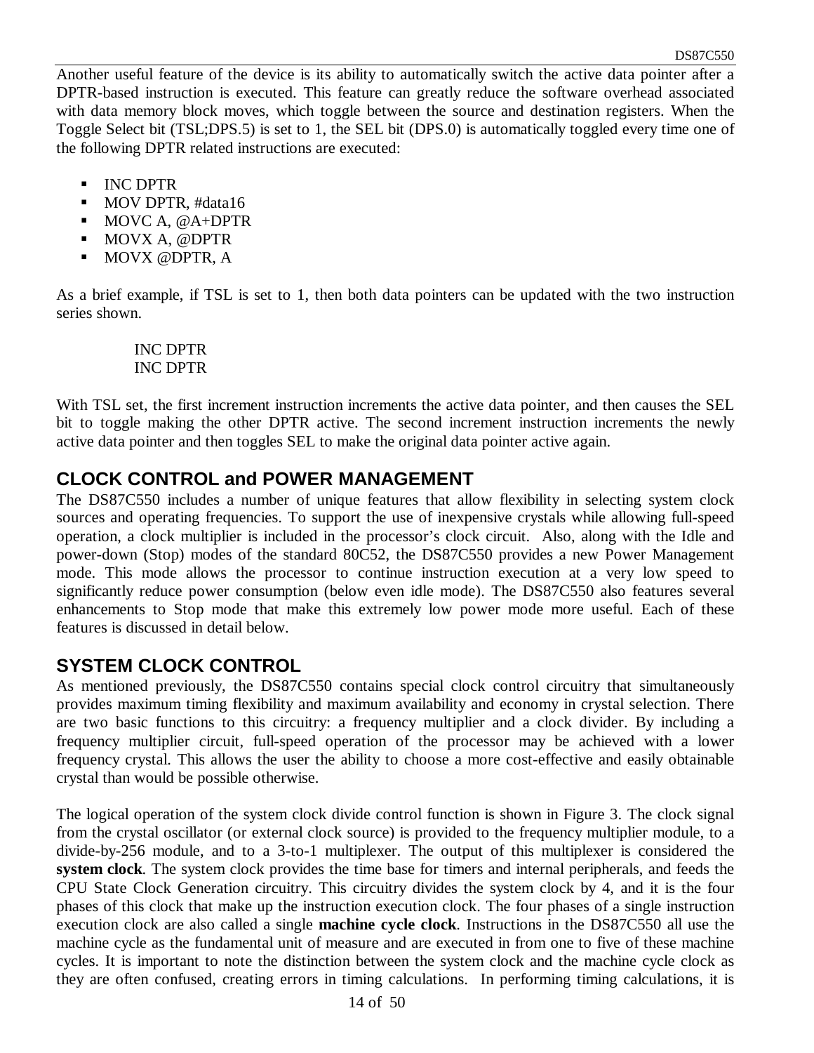Another useful feature of the device is its ability to automatically switch the active data pointer after a DPTR-based instruction is executed. This feature can greatly reduce the software overhead associated with data memory block moves, which toggle between the source and destination registers. When the Toggle Select bit (TSL;DPS.5) is set to 1, the SEL bit (DPS.0) is automatically toggled every time one of the following DPTR related instructions are executed:

- INC DPTR
- MOV DPTR, #data16
- MOVC A, @A+DPTR
- MOVX A, @DPTR
- MOVX @DPTR, A

As a brief example, if TSL is set to 1, then both data pointers can be updated with the two instruction series shown.

```
INC DPTR
INC DPTR
```

With TSL set, the first increment instruction increments the active data pointer, and then causes the SEL bit to toggle making the other DPTR active. The second increment instruction increments the newly active data pointer and then toggles SEL to make the original data pointer active again.

## CLOCK CONTROL and POWER MANAGEMENT

The DS87C550 includes a number of unique features that allow flexibility in selecting system clock sources and operating frequencies. To support the use of inexpensive crystals while allowing full-speed operation, a clock multiplier is included in the processor's clock circuit. Also, along with the Idle and power-down (Stop) modes of the standard 80C52, the DS87C550 provides a new Power Management mode. This mode allows the processor to continue instruction execution at a very low speed to significantly reduce power consumption (below even idle mode). The DS87C550 also features several enhancements to Stop mode that make this extremely low power mode more useful. Each of these features is discussed in detail below.

## SYSTEM CLOCK CONTROL

As mentioned previously, the DS87C550 contains special clock control circuitry that simultaneously provides maximum timing flexibility and maximum availability and economy in crystal selection. There are two basic functions to this circuitry: a frequency multiplier and a clock divider. By including a frequency multiplier circuit, full-speed operation of the processor may be achieved with a lower frequency crystal. This allows the user the ability to choose a more cost-effective and easily obtainable crystal than would be possible otherwise.

The logical operation of the system clock divide control function is shown in Figure 3. The clock signal from the crystal oscillator (or external clock source) is provided to the frequency multiplier module, to a divide-by-256 module, and to a 3-to-1 multiplexer. The output of this multiplexer is considered the **system clock**. The system clock provides the time base for timers and internal peripherals, and feeds the CPU State Clock Generation circuitry. This circuitry divides the system clock by 4, and it is the four phases of this clock that make up the instruction execution clock. The four phases of a single instruction execution clock are also called a single **machine cycle clock**. Instructions in the DS87C550 all use the machine cycle as the fundamental unit of measure and are executed in from one to five of these machine cycles. It is important to note the distinction between the system clock and the machine cycle clock as they are often confused, creating errors in timing calculations. In performing timing calculations, it is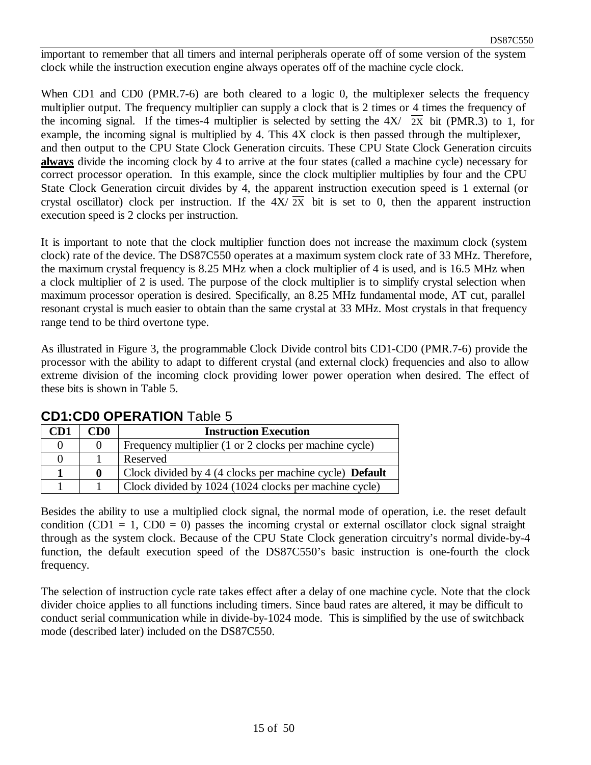important to remember that all timers and internal peripherals operate off of some version of the system clock while the instruction execution engine always operates off of the machine cycle clock.

When CD1 and CD0 (PMR.7-6) are both cleared to a logic 0, the multiplexer selects the frequency multiplier output. The frequency multiplier can supply a clock that is 2 times or 4 times the frequency of the incoming signal. If the times-4 multiplier is selected by setting the 4X/ $\overline{2X}$ bit (PMR.3) to 1, for example, the incoming signal is multiplied by 4. This 4X clock is then passed through the multiplexer, and then output to the CPU State Clock Generation circuits. These CPU State Clock Generation circuits **always** divide the incoming clock by 4 to arrive at the four states (called a machine cycle) necessary for correct processor operation. In this example, since the clock multiplier multiplies by four and the CPU State Clock Generation circuit divides by 4, the apparent instruction execution speed is 1 external (or crystal oscillator) clock per instruction. If the 4X/ $\overline{2X}$ bit is set to 0, then the apparent instruction execution speed is 2 clocks per instruction.

It is important to note that the clock multiplier function does not increase the maximum clock (system clock) rate of the device. The DS87C550 operates at a maximum system clock rate of 33 MHz. Therefore, the maximum crystal frequency is 8.25 MHz when a clock multiplier of 4 is used, and is 16.5 MHz when a clock multiplier of 2 is used. The purpose of the clock multiplier is to simplify crystal selection when maximum processor operation is desired. Specifically, an 8.25 MHz fundamental mode, AT cut, parallel resonant crystal is much easier to obtain than the same crystal at 33 MHz. Most crystals in that frequency range tend to be third overtone type.

As illustrated in Figure 3, the programmable Clock Divide control bits CD1-CD0 (PMR.7-6) provide the processor with the ability to adapt to different crystal (and external clock) frequencies and also to allow extreme division of the incoming clock providing lower power operation when desired. The effect of these bits is shown in Table 5.

### **CD1:CD0 OPERATION** Table 5

| CD1 | CD0 | Instruction Execution |
|---|---|---|
| 0 | 0 | Frequency multiplier (1 or 2 clocks per machine cycle) |
| 0 | 1 | Reserved |
| **1** | **0** | Clock divided by 4 (4 clocks per machine cycle) **Default** |
| 1 | 1 | Clock divided by 1024 (1024 clocks per machine cycle) |

Besides the ability to use a multiplied clock signal, the normal mode of operation, i.e. the reset default condition (CD1 = 1, CD0 = 0) passes the incoming crystal or external oscillator clock signal straight through as the system clock. Because of the CPU State Clock generation circuitry's normal divide-by-4 function, the default execution speed of the DS87C550's basic instruction is one-fourth the clock frequency.

The selection of instruction cycle rate takes effect after a delay of one machine cycle. Note that the clock divider choice applies to all functions including timers. Since baud rates are altered, it may be difficult to conduct serial communication while in divide-by-1024 mode. This is simplified by the use of switchback mode (described later) included on the DS87C550.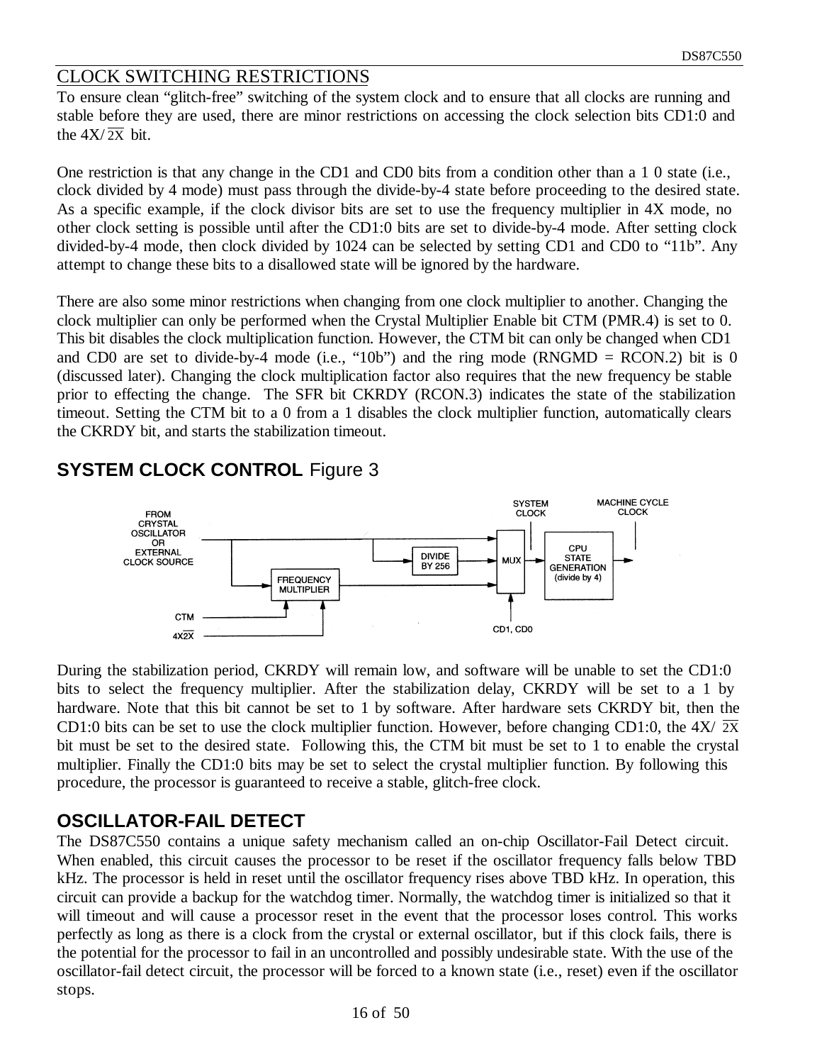## CLOCK SWITCHING RESTRICTIONS

To ensure clean "glitch-free" switching of the system clock and to ensure that all clocks are running and stable before they are used, there are minor restrictions on accessing the clock selection bits CD1:0 and the 4X/$\overline{2X}$ bit.

One restriction is that any change in the CD1 and CD0 bits from a condition other than a 1 0 state (i.e., clock divided by 4 mode) must pass through the divide-by-4 state before proceeding to the desired state. As a specific example, if the clock divisor bits are set to use the frequency multiplier in 4X mode, no other clock setting is possible until after the CD1:0 bits are set to divide-by-4 mode. After setting clock divided-by-4 mode, then clock divided by 1024 can be selected by setting CD1 and CD0 to "11b". Any attempt to change these bits to a disallowed state will be ignored by the hardware.

There are also some minor restrictions when changing from one clock multiplier to another. Changing the clock multiplier can only be performed when the Crystal Multiplier Enable bit CTM (PMR.4) is set to 0. This bit disables the clock multiplication function. However, the CTM bit can only be changed when CD1 and CD0 are set to divide-by-4 mode (i.e., "10b") and the ring mode (RNGMD = RCON.2) bit is 0 (discussed later). Changing the clock multiplication factor also requires that the new frequency be stable prior to effecting the change. The SFR bit CKRDY (RCON.3) indicates the state of the stabilization timeout. Setting the CTM bit to a 0 from a 1 disables the clock multiplier function, automatically clears the CKRDY bit, and starts the stabilization timeout.

## SYSTEM CLOCK CONTROL Figure 3

FROM CRYSTAL OSCILLATOR OR EXTERNAL CLOCK SOURCE; DIVIDE BY 256; FREQUENCY MULTIPLIER; MUX; SYSTEM CLOCK; CPU STATE GENERATION (divide by 4); MACHINE CYCLE CLOCK; CTM; 4X/$\overline{2X}$; CD1, CD0

During the stabilization period, CKRDY will remain low, and software will be unable to set the CD1:0 bits to select the frequency multiplier. After the stabilization delay, CKRDY will be set to a 1 by hardware. Note that this bit cannot be set to 1 by software. After hardware sets CKRDY bit, then the CD1:0 bits can be set to use the clock multiplier function. However, before changing CD1:0, the 4X/ $\overline{2X}$ bit must be set to the desired state. Following this, the CTM bit must be set to 1 to enable the crystal multiplier. Finally the CD1:0 bits may be set to select the crystal multiplier function. By following this procedure, the processor is guaranteed to receive a stable, glitch-free clock.

## OSCILLATOR-FAIL DETECT

The DS87C550 contains a unique safety mechanism called an on-chip Oscillator-Fail Detect circuit. When enabled, this circuit causes the processor to be reset if the oscillator frequency falls below TBD kHz. The processor is held in reset until the oscillator frequency rises above TBD kHz. In operation, this circuit can provide a backup for the watchdog timer. Normally, the watchdog timer is initialized so that it will timeout and will cause a processor reset in the event that the processor loses control. This works perfectly as long as there is a clock from the crystal or external oscillator, but if this clock fails, there is the potential for the processor to fail in an uncontrolled and possibly undesirable state. With the use of the oscillator-fail detect circuit, the processor will be forced to a known state (i.e., reset) even if the oscillator stops.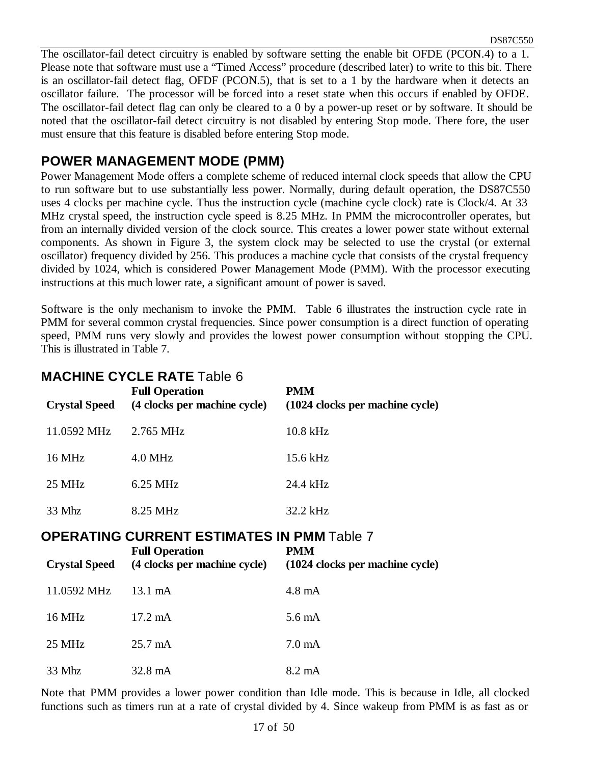The oscillator-fail detect circuitry is enabled by software setting the enable bit OFDE (PCON.4) to a 1. Please note that software must use a "Timed Access" procedure (described later) to write to this bit. There is an oscillator-fail detect flag, OFDF (PCON.5), that is set to a 1 by the hardware when it detects an oscillator failure. The processor will be forced into a reset state when this occurs if enabled by OFDE. The oscillator-fail detect flag can only be cleared to a 0 by a power-up reset or by software. It should be noted that the oscillator-fail detect circuitry is not disabled by entering Stop mode. There fore, the user must ensure that this feature is disabled before entering Stop mode.

## POWER MANAGEMENT MODE (PMM)

Power Management Mode offers a complete scheme of reduced internal clock speeds that allow the CPU to run software but to use substantially less power. Normally, during default operation, the DS87C550 uses 4 clocks per machine cycle. Thus the instruction cycle (machine cycle clock) rate is Clock/4. At 33 MHz crystal speed, the instruction cycle speed is 8.25 MHz. In PMM the microcontroller operates, but from an internally divided version of the clock source. This creates a lower power state without external components. As shown in Figure 3, the system clock may be selected to use the crystal (or external oscillator) frequency divided by 256. This produces a machine cycle that consists of the crystal frequency divided by 1024, which is considered Power Management Mode (PMM). With the processor executing instructions at this much lower rate, a significant amount of power is saved.

Software is the only mechanism to invoke the PMM. Table 6 illustrates the instruction cycle rate in PMM for several common crystal frequencies. Since power consumption is a direct function of operating speed, PMM runs very slowly and provides the lowest power consumption without stopping the CPU. This is illustrated in Table 7.

### MACHINE CYCLE RATE Table 6

| Crystal Speed | Full Operation (4 clocks per machine cycle) | PMM (1024 clocks per machine cycle) |
|---|---|---|
| 11.0592 MHz | 2.765 MHz | 10.8 kHz |
| 16 MHz | 4.0 MHz | 15.6 kHz |
| 25 MHz | 6.25 MHz | 24.4 kHz |
| 33 Mhz | 8.25 MHz | 32.2 kHz |

### OPERATING CURRENT ESTIMATES IN PMM Table 7

| Crystal Speed | Full Operation (4 clocks per machine cycle) | PMM (1024 clocks per machine cycle) |
|---|---|---|
| 11.0592 MHz | 13.1 mA | 4.8 mA |
| 16 MHz | 17.2 mA | 5.6 mA |
| 25 MHz | 25.7 mA | 7.0 mA |
| 33 Mhz | 32.8 mA | 8.2 mA |

Note that PMM provides a lower power condition than Idle mode. This is because in Idle, all clocked functions such as timers run at a rate of crystal divided by 4. Since wakeup from PMM is as fast as or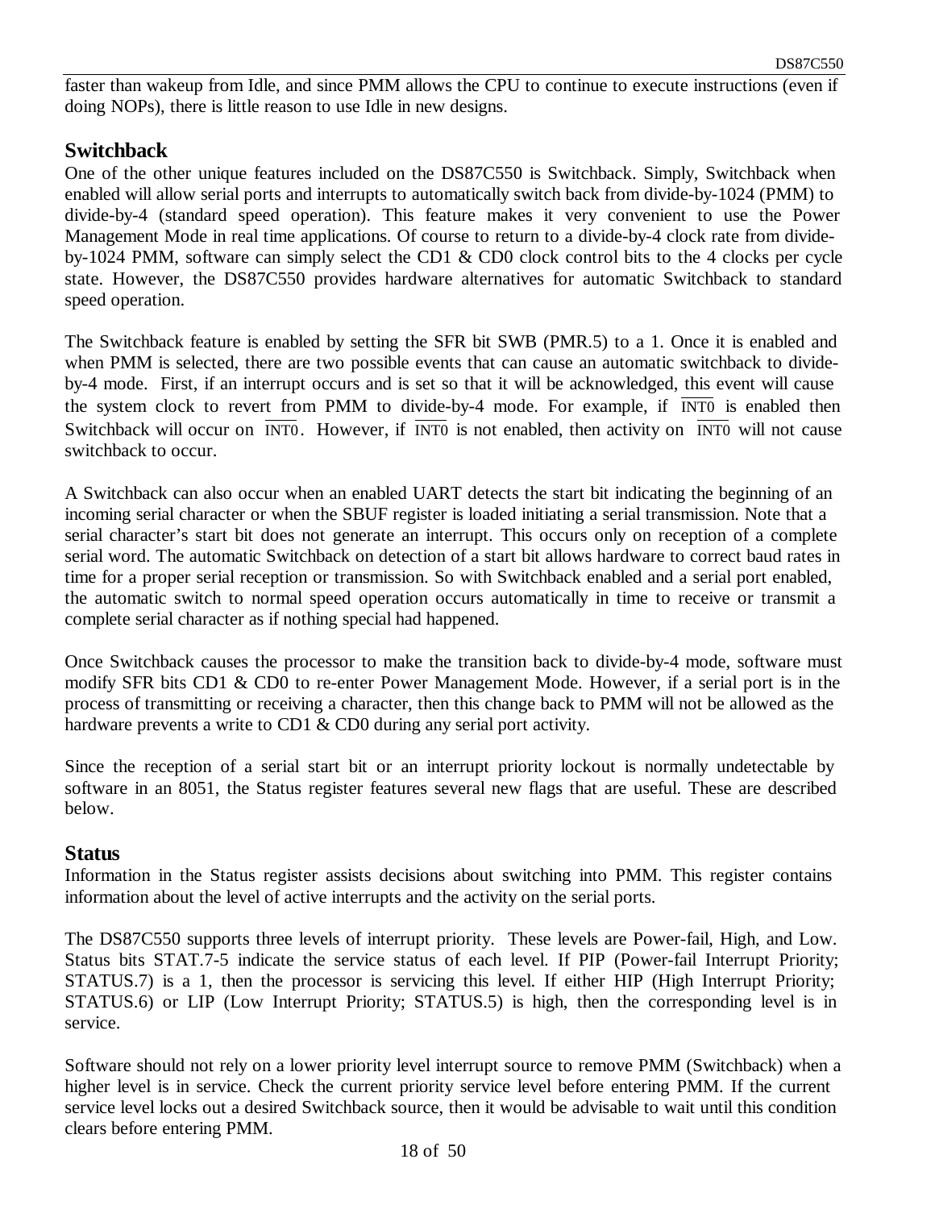faster than wakeup from Idle, and since PMM allows the CPU to continue to execute instructions (even if doing NOPs), there is little reason to use Idle in new designs.

## Switchback

One of the other unique features included on the DS87C550 is Switchback. Simply, Switchback when enabled will allow serial ports and interrupts to automatically switch back from divide-by-1024 (PMM) to divide-by-4 (standard speed operation). This feature makes it very convenient to use the Power Management Mode in real time applications. Of course to return to a divide-by-4 clock rate from divide-by-1024 PMM, software can simply select the CD1 & CD0 clock control bits to the 4 clocks per cycle state. However, the DS87C550 provides hardware alternatives for automatic Switchback to standard speed operation.

The Switchback feature is enabled by setting the SFR bit SWB (PMR.5) to a 1. Once it is enabled and when PMM is selected, there are two possible events that can cause an automatic switchback to divide-by-4 mode. First, if an interrupt occurs and is set so that it will be acknowledged, this event will cause the system clock to revert from PMM to divide-by-4 mode. For example, if $\overline{\text{INT0}}$ is enabled then Switchback will occur on $\overline{\text{INT0}}$. However, if $\overline{\text{INT0}}$ is not enabled, then activity on $\overline{\text{INT0}}$ will not cause switchback to occur.

A Switchback can also occur when an enabled UART detects the start bit indicating the beginning of an incoming serial character or when the SBUF register is loaded initiating a serial transmission. Note that a serial character's start bit does not generate an interrupt. This occurs only on reception of a complete serial word. The automatic Switchback on detection of a start bit allows hardware to correct baud rates in time for a proper serial reception or transmission. So with Switchback enabled and a serial port enabled, the automatic switch to normal speed operation occurs automatically in time to receive or transmit a complete serial character as if nothing special had happened.

Once Switchback causes the processor to make the transition back to divide-by-4 mode, software must modify SFR bits CD1 & CD0 to re-enter Power Management Mode. However, if a serial port is in the process of transmitting or receiving a character, then this change back to PMM will not be allowed as the hardware prevents a write to CD1 & CD0 during any serial port activity.

Since the reception of a serial start bit or an interrupt priority lockout is normally undetectable by software in an 8051, the Status register features several new flags that are useful. These are described below.

## Status

Information in the Status register assists decisions about switching into PMM. This register contains information about the level of active interrupts and the activity on the serial ports.

The DS87C550 supports three levels of interrupt priority. These levels are Power-fail, High, and Low. Status bits STAT.7-5 indicate the service status of each level. If PIP (Power-fail Interrupt Priority; STATUS.7) is a 1, then the processor is servicing this level. If either HIP (High Interrupt Priority; STATUS.6) or LIP (Low Interrupt Priority; STATUS.5) is high, then the corresponding level is in service.

Software should not rely on a lower priority level interrupt source to remove PMM (Switchback) when a higher level is in service. Check the current priority service level before entering PMM. If the current service level locks out a desired Switchback source, then it would be advisable to wait until this condition clears before entering PMM.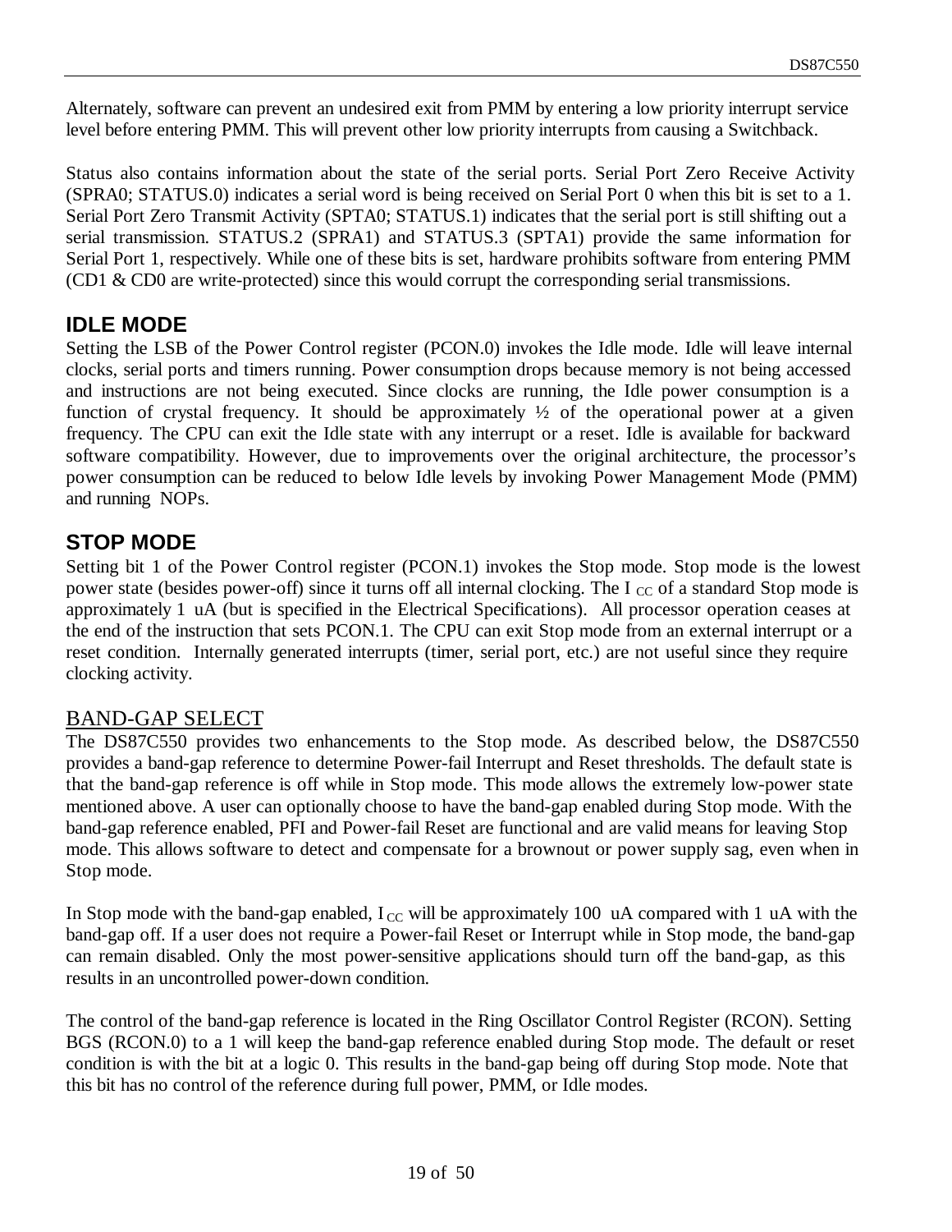Alternately, software can prevent an undesired exit from PMM by entering a low priority interrupt service level before entering PMM. This will prevent other low priority interrupts from causing a Switchback.

Status also contains information about the state of the serial ports. Serial Port Zero Receive Activity (SPRA0; STATUS.0) indicates a serial word is being received on Serial Port 0 when this bit is set to a 1. Serial Port Zero Transmit Activity (SPTA0; STATUS.1) indicates that the serial port is still shifting out a serial transmission. STATUS.2 (SPRA1) and STATUS.3 (SPTA1) provide the same information for Serial Port 1, respectively. While one of these bits is set, hardware prohibits software from entering PMM (CD1 & CD0 are write-protected) since this would corrupt the corresponding serial transmissions.

## IDLE MODE

Setting the LSB of the Power Control register (PCON.0) invokes the Idle mode. Idle will leave internal clocks, serial ports and timers running. Power consumption drops because memory is not being accessed and instructions are not being executed. Since clocks are running, the Idle power consumption is a function of crystal frequency. It should be approximately ½ of the operational power at a given frequency. The CPU can exit the Idle state with any interrupt or a reset. Idle is available for backward software compatibility. However, due to improvements over the original architecture, the processor's power consumption can be reduced to below Idle levels by invoking Power Management Mode (PMM) and running NOPs.

## STOP MODE

Setting bit 1 of the Power Control register (PCON.1) invokes the Stop mode. Stop mode is the lowest power state (besides power-off) since it turns off all internal clocking. The $I_{CC}$ of a standard Stop mode is approximately 1 uA (but is specified in the Electrical Specifications). All processor operation ceases at the end of the instruction that sets PCON.1. The CPU can exit Stop mode from an external interrupt or a reset condition. Internally generated interrupts (timer, serial port, etc.) are not useful since they require clocking activity.

### BAND-GAP SELECT

The DS87C550 provides two enhancements to the Stop mode. As described below, the DS87C550 provides a band-gap reference to determine Power-fail Interrupt and Reset thresholds. The default state is that the band-gap reference is off while in Stop mode. This mode allows the extremely low-power state mentioned above. A user can optionally choose to have the band-gap enabled during Stop mode. With the band-gap reference enabled, PFI and Power-fail Reset are functional and are valid means for leaving Stop mode. This allows software to detect and compensate for a brownout or power supply sag, even when in Stop mode.

In Stop mode with the band-gap enabled, $I_{CC}$ will be approximately 100 uA compared with 1 uA with the band-gap off. If a user does not require a Power-fail Reset or Interrupt while in Stop mode, the band-gap can remain disabled. Only the most power-sensitive applications should turn off the band-gap, as this results in an uncontrolled power-down condition.

The control of the band-gap reference is located in the Ring Oscillator Control Register (RCON). Setting BGS (RCON.0) to a 1 will keep the band-gap reference enabled during Stop mode. The default or reset condition is with the bit at a logic 0. This results in the band-gap being off during Stop mode. Note that this bit has no control of the reference during full power, PMM, or Idle modes.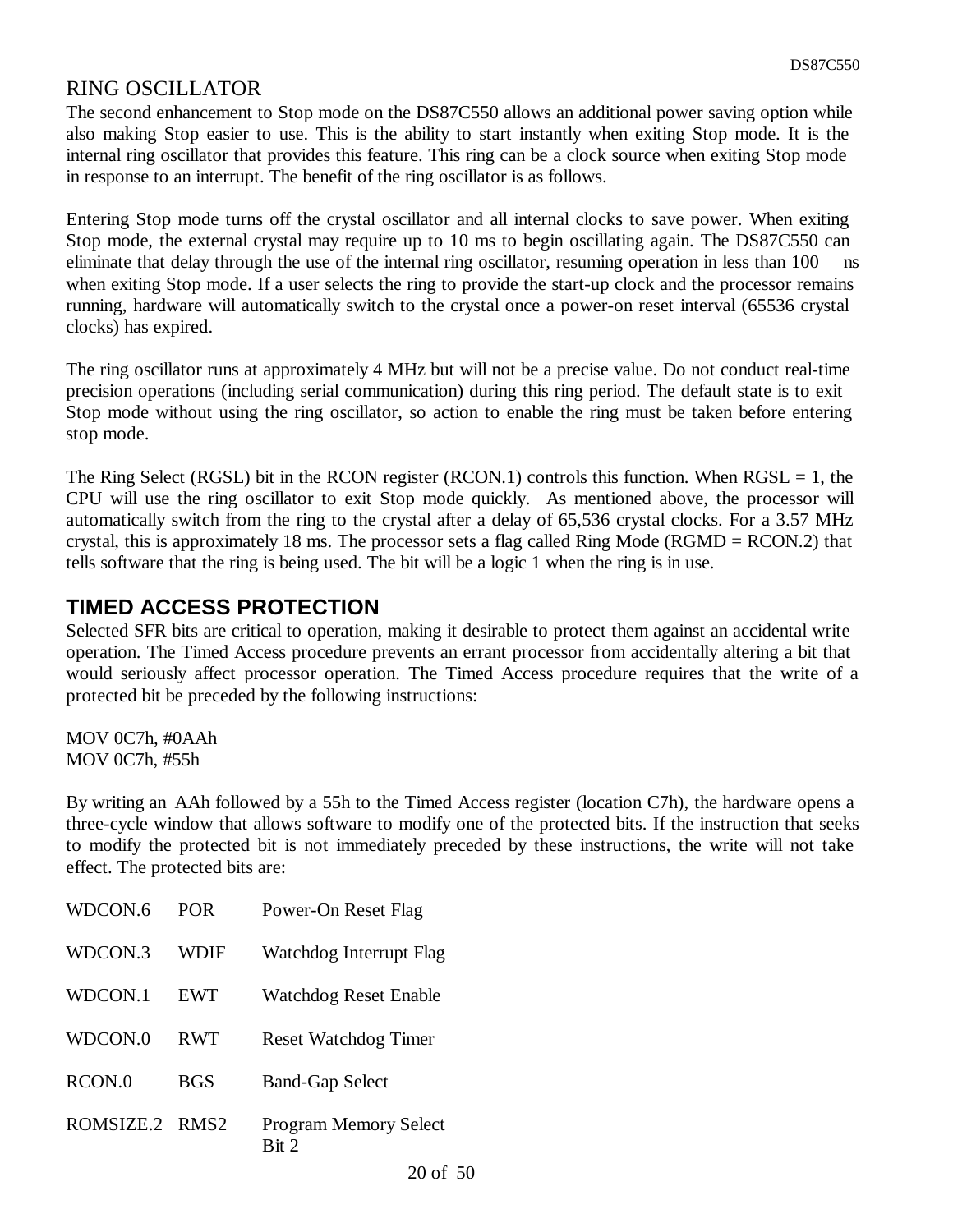## RING OSCILLATOR

The second enhancement to Stop mode on the DS87C550 allows an additional power saving option while also making Stop easier to use. This is the ability to start instantly when exiting Stop mode. It is the internal ring oscillator that provides this feature. This ring can be a clock source when exiting Stop mode in response to an interrupt. The benefit of the ring oscillator is as follows.

Entering Stop mode turns off the crystal oscillator and all internal clocks to save power. When exiting Stop mode, the external crystal may require up to 10 ms to begin oscillating again. The DS87C550 can eliminate that delay through the use of the internal ring oscillator, resuming operation in less than 100 ns when exiting Stop mode. If a user selects the ring to provide the start-up clock and the processor remains running, hardware will automatically switch to the crystal once a power-on reset interval (65536 crystal clocks) has expired.

The ring oscillator runs at approximately 4 MHz but will not be a precise value. Do not conduct real-time precision operations (including serial communication) during this ring period. The default state is to exit Stop mode without using the ring oscillator, so action to enable the ring must be taken before entering stop mode.

The Ring Select (RGSL) bit in the RCON register (RCON.1) controls this function. When RGSL = 1, the CPU will use the ring oscillator to exit Stop mode quickly. As mentioned above, the processor will automatically switch from the ring to the crystal after a delay of 65,536 crystal clocks. For a 3.57 MHz crystal, this is approximately 18 ms. The processor sets a flag called Ring Mode (RGMD = RCON.2) that tells software that the ring is being used. The bit will be a logic 1 when the ring is in use.

## TIMED ACCESS PROTECTION

Selected SFR bits are critical to operation, making it desirable to protect them against an accidental write operation. The Timed Access procedure prevents an errant processor from accidentally altering a bit that would seriously affect processor operation. The Timed Access procedure requires that the write of a protected bit be preceded by the following instructions:

```
MOV 0C7h, #0AAh
MOV 0C7h, #55h
```

By writing an AAh followed by a 55h to the Timed Access register (location C7h), the hardware opens a three-cycle window that allows software to modify one of the protected bits. If the instruction that seeks to modify the protected bit is not immediately preceded by these instructions, the write will not take effect. The protected bits are:

| | | |
|---|---|---|
| WDCON.6 | POR | Power-On Reset Flag |
| WDCON.3 | WDIF | Watchdog Interrupt Flag |
| WDCON.1 | EWT | Watchdog Reset Enable |
| WDCON.0 | RWT | Reset Watchdog Timer |
| RCON.0 | BGS | Band-Gap Select |
| ROMSIZE.2 | RMS2 | Program Memory Select Bit 2 |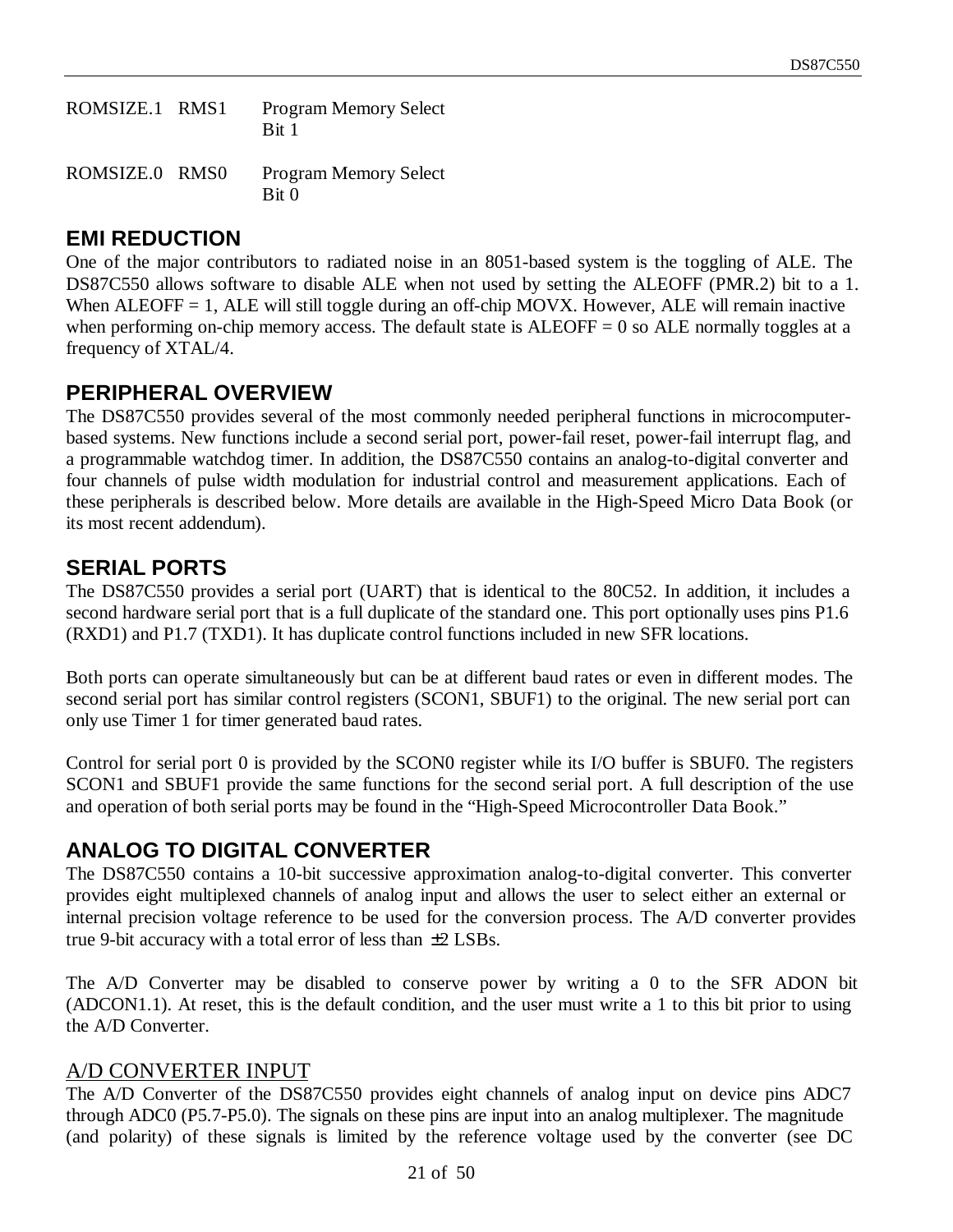| | | |
|---|---|---|
| ROMSIZE.1 | RMS1 | Program Memory Select Bit 1 |
| ROMSIZE.0 | RMS0 | Program Memory Select Bit 0 |

## EMI REDUCTION

One of the major contributors to radiated noise in an 8051-based system is the toggling of ALE. The DS87C550 allows software to disable ALE when not used by setting the ALEOFF (PMR.2) bit to a 1. When ALEOFF = 1, ALE will still toggle during an off-chip MOVX. However, ALE will remain inactive when performing on-chip memory access. The default state is ALEOFF = 0 so ALE normally toggles at a frequency of XTAL/4.

## PERIPHERAL OVERVIEW

The DS87C550 provides several of the most commonly needed peripheral functions in microcomputer-based systems. New functions include a second serial port, power-fail reset, power-fail interrupt flag, and a programmable watchdog timer. In addition, the DS87C550 contains an analog-to-digital converter and four channels of pulse width modulation for industrial control and measurement applications. Each of these peripherals is described below. More details are available in the High-Speed Micro Data Book (or its most recent addendum).

## SERIAL PORTS

The DS87C550 provides a serial port (UART) that is identical to the 80C52. In addition, it includes a second hardware serial port that is a full duplicate of the standard one. This port optionally uses pins P1.6 (RXD1) and P1.7 (TXD1). It has duplicate control functions included in new SFR locations.

Both ports can operate simultaneously but can be at different baud rates or even in different modes. The second serial port has similar control registers (SCON1, SBUF1) to the original. The new serial port can only use Timer 1 for timer generated baud rates.

Control for serial port 0 is provided by the SCON0 register while its I/O buffer is SBUF0. The registers SCON1 and SBUF1 provide the same functions for the second serial port. A full description of the use and operation of both serial ports may be found in the "High-Speed Microcontroller Data Book."

## ANALOG TO DIGITAL CONVERTER

The DS87C550 contains a 10-bit successive approximation analog-to-digital converter. This converter provides eight multiplexed channels of analog input and allows the user to select either an external or internal precision voltage reference to be used for the conversion process. The A/D converter provides true 9-bit accuracy with a total error of less than $\pm 2$ LSBs.

The A/D Converter may be disabled to conserve power by writing a 0 to the SFR ADON bit (ADCON1.1). At reset, this is the default condition, and the user must write a 1 to this bit prior to using the A/D Converter.

### A/D CONVERTER INPUT

The A/D Converter of the DS87C550 provides eight channels of analog input on device pins ADC7 through ADC0 (P5.7-P5.0). The signals on these pins are input into an analog multiplexer. The magnitude (and polarity) of these signals is limited by the reference voltage used by the converter (see DC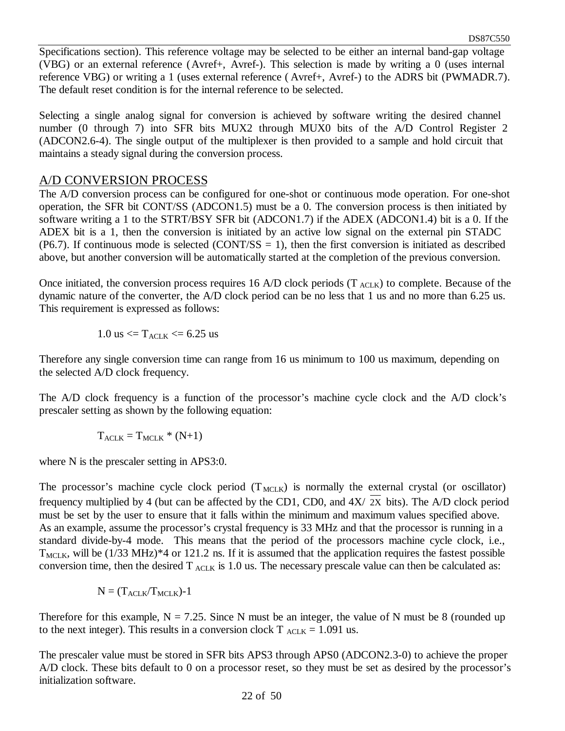Specifications section). This reference voltage may be selected to be either an internal band-gap voltage (VBG) or an external reference (Avref+, Avref-). This selection is made by writing a 0 (uses internal reference VBG) or writing a 1 (uses external reference (Avref+, Avref-) to the ADRS bit (PWMADR.7). The default reset condition is for the internal reference to be selected.

Selecting a single analog signal for conversion is achieved by software writing the desired channel number (0 through 7) into SFR bits MUX2 through MUX0 bits of the A/D Control Register 2 (ADCON2.6-4). The single output of the multiplexer is then provided to a sample and hold circuit that maintains a steady signal during the conversion process.

## A/D CONVERSION PROCESS

The A/D conversion process can be configured for one-shot or continuous mode operation. For one-shot operation, the SFR bit CONT/SS (ADCON1.5) must be a 0. The conversion process is then initiated by software writing a 1 to the STRT/BSY SFR bit (ADCON1.7) if the ADEX (ADCON1.4) bit is a 0. If the ADEX bit is a 1, then the conversion is initiated by an active low signal on the external pin STADC (P6.7). If continuous mode is selected (CONT/SS = 1), then the first conversion is initiated as described above, but another conversion will be automatically started at the completion of the previous conversion.

Once initiated, the conversion process requires 16 A/D clock periods ($T_{ACLK}$) to complete. Because of the dynamic nature of the converter, the A/D clock period can be no less that 1 us and no more than 6.25 us. This requirement is expressed as follows:

$$1.0 \text{ us} <= T_{ACLK} <= 6.25 \text{ us}$$

Therefore any single conversion time can range from 16 us minimum to 100 us maximum, depending on the selected A/D clock frequency.

The A/D clock frequency is a function of the processor's machine cycle clock and the A/D clock's prescaler setting as shown by the following equation:

$$T_{ACLK} = T_{MCLK} * (N+1)$$

where N is the prescaler setting in APS3:0.

The processor's machine cycle clock period ($T_{MCLK}$) is normally the external crystal (or oscillator) frequency multiplied by 4 (but can be affected by the CD1, CD0, and 4X/$\overline{2X}$ bits). The A/D clock period must be set by the user to ensure that it falls within the minimum and maximum values specified above. As an example, assume the processor's crystal frequency is 33 MHz and that the processor is running in a standard divide-by-4 mode. This means that the period of the processors machine cycle clock, i.e., $T_{MCLK}$, will be (1/33 MHz)*4 or 121.2 ns. If it is assumed that the application requires the fastest possible conversion time, then the desired $T_{ACLK}$ is 1.0 us. The necessary prescale value can then be calculated as:

$$N = (T_{ACLK}/T_{MCLK})-1$$

Therefore for this example, N = 7.25. Since N must be an integer, the value of N must be 8 (rounded up to the next integer). This results in a conversion clock $T_{ACLK}$ = 1.091 us.

The prescaler value must be stored in SFR bits APS3 through APS0 (ADCON2.3-0) to achieve the proper A/D clock. These bits default to 0 on a processor reset, so they must be set as desired by the processor's initialization software.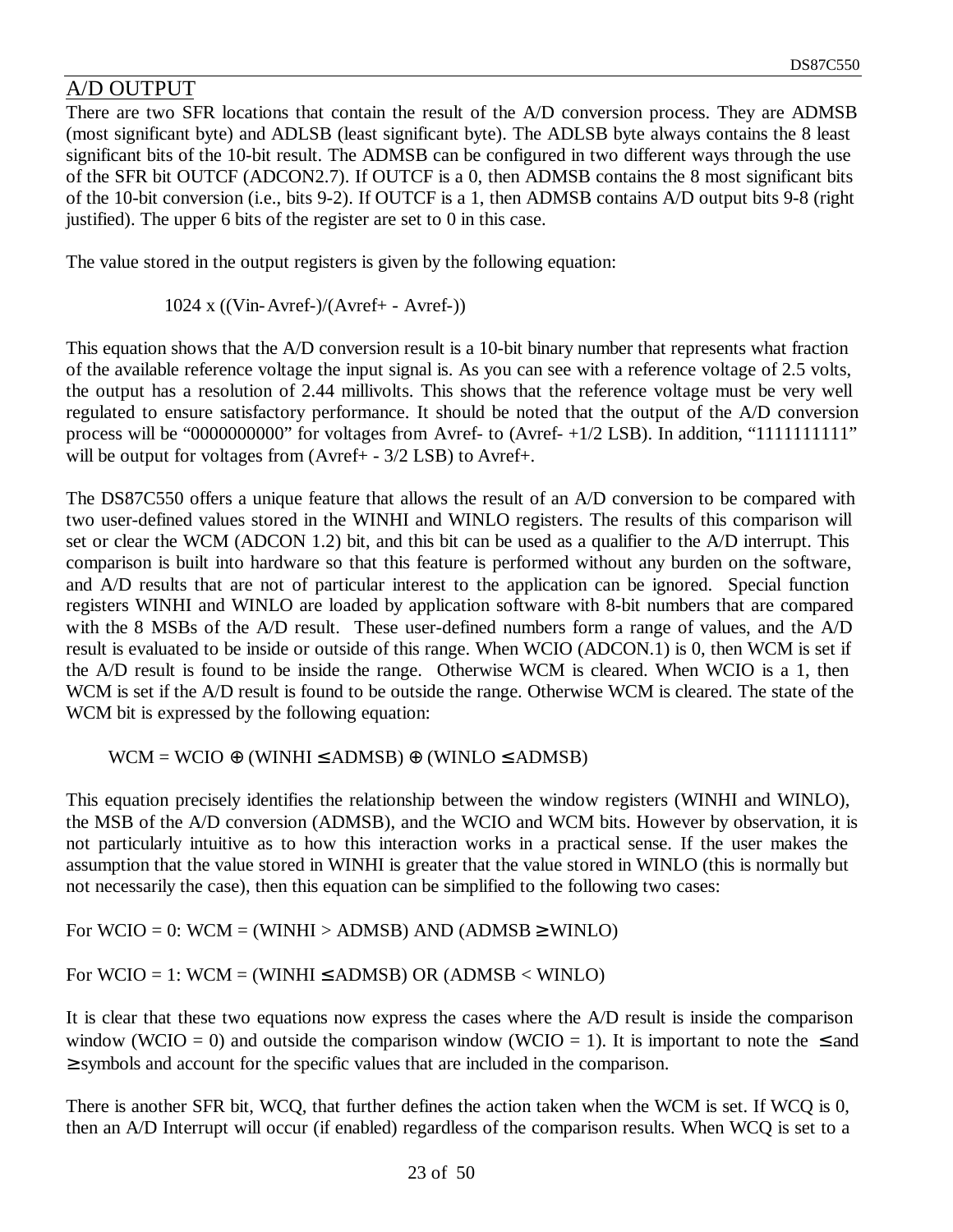## A/D OUTPUT

There are two SFR locations that contain the result of the A/D conversion process. They are ADMSB (most significant byte) and ADLSB (least significant byte). The ADLSB byte always contains the 8 least significant bits of the 10-bit result. The ADMSB can be configured in two different ways through the use of the SFR bit OUTCF (ADCON2.7). If OUTCF is a 0, then ADMSB contains the 8 most significant bits of the 10-bit conversion (i.e., bits 9-2). If OUTCF is a 1, then ADMSB contains A/D output bits 9-8 (right justified). The upper 6 bits of the register are set to 0 in this case.

The value stored in the output registers is given by the following equation:

$$1024 \times ((\text{Vin} - \text{Avref-})/(\text{Avref+} - \text{Avref-}))$$

This equation shows that the A/D conversion result is a 10-bit binary number that represents what fraction of the available reference voltage the input signal is. As you can see with a reference voltage of 2.5 volts, the output has a resolution of 2.44 millivolts. This shows that the reference voltage must be very well regulated to ensure satisfactory performance. It should be noted that the output of the A/D conversion process will be "0000000000" for voltages from Avref- to (Avref- +1/2 LSB). In addition, "1111111111" will be output for voltages from (Avref+ - 3/2 LSB) to Avref+.

The DS87C550 offers a unique feature that allows the result of an A/D conversion to be compared with two user-defined values stored in the WINHI and WINLO registers. The results of this comparison will set or clear the WCM (ADCON 1.2) bit, and this bit can be used as a qualifier to the A/D interrupt. This comparison is built into hardware so that this feature is performed without any burden on the software, and A/D results that are not of particular interest to the application can be ignored. Special function registers WINHI and WINLO are loaded by application software with 8-bit numbers that are compared with the 8 MSBs of the A/D result. These user-defined numbers form a range of values, and the A/D result is evaluated to be inside or outside of this range. When WCIO (ADCON.1) is 0, then WCM is set if the A/D result is found to be inside the range. Otherwise WCM is cleared. When WCIO is a 1, then WCM is set if the A/D result is found to be outside the range. Otherwise WCM is cleared. The state of the WCM bit is expressed by the following equation:

$$\text{WCM} = \text{WCIO} \oplus (\text{WINHI} \leq \text{ADMSB}) \oplus (\text{WINLO} \leq \text{ADMSB})$$

This equation precisely identifies the relationship between the window registers (WINHI and WINLO), the MSB of the A/D conversion (ADMSB), and the WCIO and WCM bits. However by observation, it is not particularly intuitive as to how this interaction works in a practical sense. If the user makes the assumption that the value stored in WINHI is greater that the value stored in WINLO (this is normally but not necessarily the case), then this equation can be simplified to the following two cases:

For WCIO = 0: WCM = (WINHI > ADMSB) AND (ADMSB $\geq$ WINLO)

For WCIO = 1: WCM = (WINHI $\leq$ ADMSB) OR (ADMSB < WINLO)

It is clear that these two equations now express the cases where the A/D result is inside the comparison window (WCIO = 0) and outside the comparison window (WCIO = 1). It is important to note the $\leq$ and $\geq$ symbols and account for the specific values that are included in the comparison.

There is another SFR bit, WCQ, that further defines the action taken when the WCM is set. If WCQ is 0, then an A/D Interrupt will occur (if enabled) regardless of the comparison results. When WCQ is set to a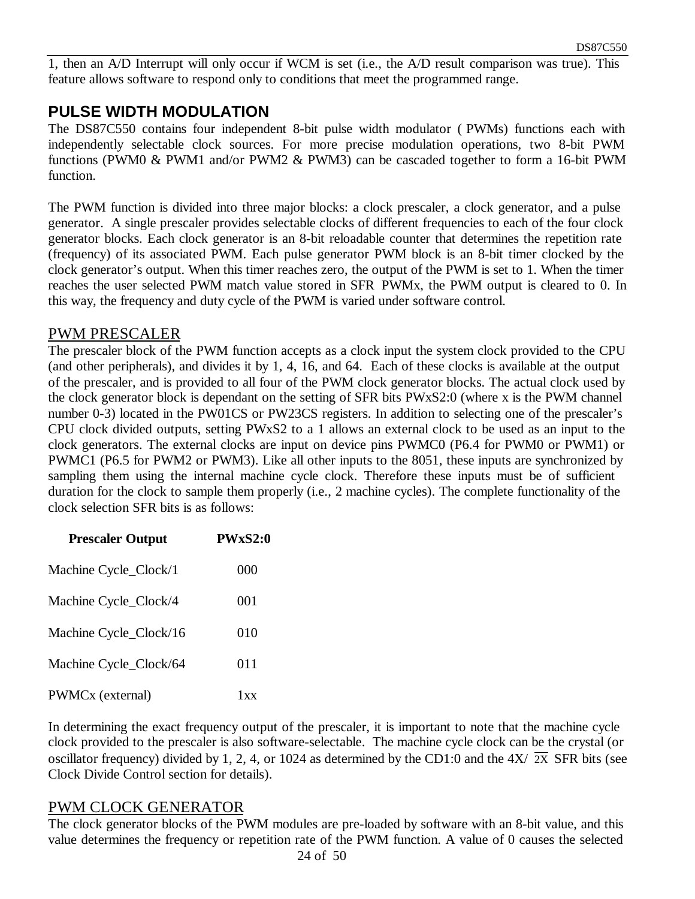1, then an A/D Interrupt will only occur if WCM is set (i.e., the A/D result comparison was true). This feature allows software to respond only to conditions that meet the programmed range.

## PULSE WIDTH MODULATION

The DS87C550 contains four independent 8-bit pulse width modulator ( PWMs) functions each with independently selectable clock sources. For more precise modulation operations, two 8-bit PWM functions (PWM0 & PWM1 and/or PWM2 & PWM3) can be cascaded together to form a 16-bit PWM function.

The PWM function is divided into three major blocks: a clock prescaler, a clock generator, and a pulse generator. A single prescaler provides selectable clocks of different frequencies to each of the four clock generator blocks. Each clock generator is an 8-bit reloadable counter that determines the repetition rate (frequency) of its associated PWM. Each pulse generator PWM block is an 8-bit timer clocked by the clock generator's output. When this timer reaches zero, the output of the PWM is set to 1. When the timer reaches the user selected PWM match value stored in SFR PWMx, the PWM output is cleared to 0. In this way, the frequency and duty cycle of the PWM is varied under software control.

### PWM PRESCALER

The prescaler block of the PWM function accepts as a clock input the system clock provided to the CPU (and other peripherals), and divides it by 1, 4, 16, and 64. Each of these clocks is available at the output of the prescaler, and is provided to all four of the PWM clock generator blocks. The actual clock used by the clock generator block is dependant on the setting of SFR bits PWxS2:0 (where x is the PWM channel number 0-3) located in the PW01CS or PW23CS registers. In addition to selecting one of the prescaler's CPU clock divided outputs, setting PWxS2 to a 1 allows an external clock to be used as an input to the clock generators. The external clocks are input on device pins PWMC0 (P6.4 for PWM0 or PWM1) or PWMC1 (P6.5 for PWM2 or PWM3). Like all other inputs to the 8051, these inputs are synchronized by sampling them using the internal machine cycle clock. Therefore these inputs must be of sufficient duration for the clock to sample them properly (i.e., 2 machine cycles). The complete functionality of the clock selection SFR bits is as follows:

| Prescaler Output | PWxS2:0 |
|---|---|
| Machine Cycle_Clock/1 | 000 |
| Machine Cycle_Clock/4 | 001 |
| Machine Cycle_Clock/16 | 010 |
| Machine Cycle_Clock/64 | 011 |
| PWMCx (external) | 1xx |

In determining the exact frequency output of the prescaler, it is important to note that the machine cycle clock provided to the prescaler is also software-selectable. The machine cycle clock can be the crystal (or oscillator frequency) divided by 1, 2, 4, or 1024 as determined by the CD1:0 and the 4X/ $\overline{2X}$ SFR bits (see Clock Divide Control section for details).

### PWM CLOCK GENERATOR

The clock generator blocks of the PWM modules are pre-loaded by software with an 8-bit value, and this value determines the frequency or repetition rate of the PWM function. A value of 0 causes the selected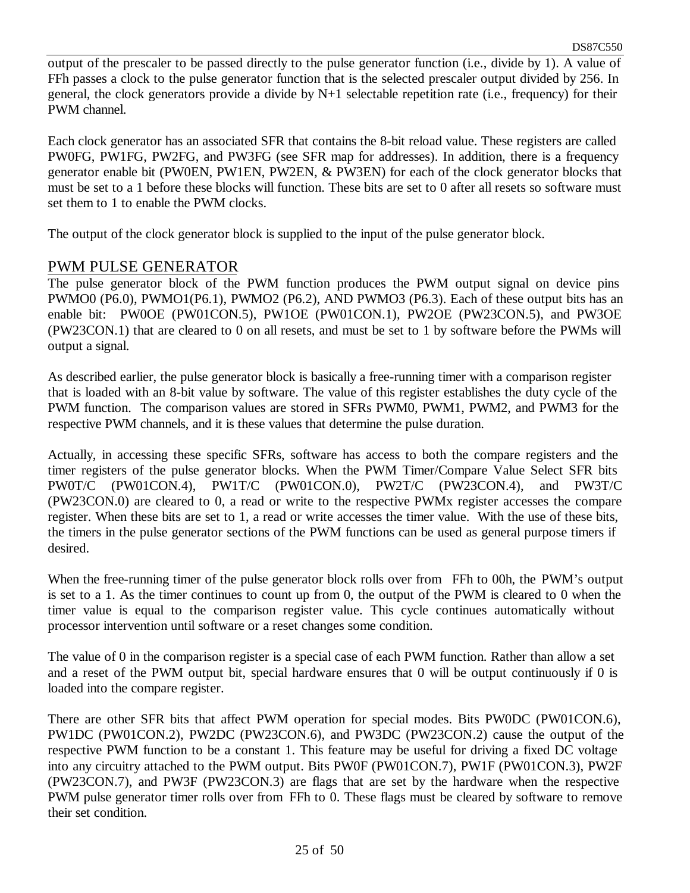output of the prescaler to be passed directly to the pulse generator function (i.e., divide by 1). A value of FFh passes a clock to the pulse generator function that is the selected prescaler output divided by 256. In general, the clock generators provide a divide by N+1 selectable repetition rate (i.e., frequency) for their PWM channel.

Each clock generator has an associated SFR that contains the 8-bit reload value. These registers are called PW0FG, PW1FG, PW2FG, and PW3FG (see SFR map for addresses). In addition, there is a frequency generator enable bit (PW0EN, PW1EN, PW2EN, & PW3EN) for each of the clock generator blocks that must be set to a 1 before these blocks will function. These bits are set to 0 after all resets so software must set them to 1 to enable the PWM clocks.

The output of the clock generator block is supplied to the input of the pulse generator block.

## PWM PULSE GENERATOR

The pulse generator block of the PWM function produces the PWM output signal on device pins PWMO0 (P6.0), PWMO1(P6.1), PWMO2 (P6.2), AND PWMO3 (P6.3). Each of these output bits has an enable bit: PW0OE (PW01CON.5), PW1OE (PW01CON.1), PW2OE (PW23CON.5), and PW3OE (PW23CON.1) that are cleared to 0 on all resets, and must be set to 1 by software before the PWMs will output a signal.

As described earlier, the pulse generator block is basically a free-running timer with a comparison register that is loaded with an 8-bit value by software. The value of this register establishes the duty cycle of the PWM function. The comparison values are stored in SFRs PWM0, PWM1, PWM2, and PWM3 for the respective PWM channels, and it is these values that determine the pulse duration.

Actually, in accessing these specific SFRs, software has access to both the compare registers and the timer registers of the pulse generator blocks. When the PWM Timer/Compare Value Select SFR bits PW0T/C (PW01CON.4), PW1T/C (PW01CON.0), PW2T/C (PW23CON.4), and PW3T/C (PW23CON.0) are cleared to 0, a read or write to the respective PWMx register accesses the compare register. When these bits are set to 1, a read or write accesses the timer value. With the use of these bits, the timers in the pulse generator sections of the PWM functions can be used as general purpose timers if desired.

When the free-running timer of the pulse generator block rolls over from FFh to 00h, the PWM's output is set to a 1. As the timer continues to count up from 0, the output of the PWM is cleared to 0 when the timer value is equal to the comparison register value. This cycle continues automatically without processor intervention until software or a reset changes some condition.

The value of 0 in the comparison register is a special case of each PWM function. Rather than allow a set and a reset of the PWM output bit, special hardware ensures that 0 will be output continuously if 0 is loaded into the compare register.

There are other SFR bits that affect PWM operation for special modes. Bits PW0DC (PW01CON.6), PW1DC (PW01CON.2), PW2DC (PW23CON.6), and PW3DC (PW23CON.2) cause the output of the respective PWM function to be a constant 1. This feature may be useful for driving a fixed DC voltage into any circuitry attached to the PWM output. Bits PW0F (PW01CON.7), PW1F (PW01CON.3), PW2F (PW23CON.7), and PW3F (PW23CON.3) are flags that are set by the hardware when the respective PWM pulse generator timer rolls over from FFh to 0. These flags must be cleared by software to remove their set condition.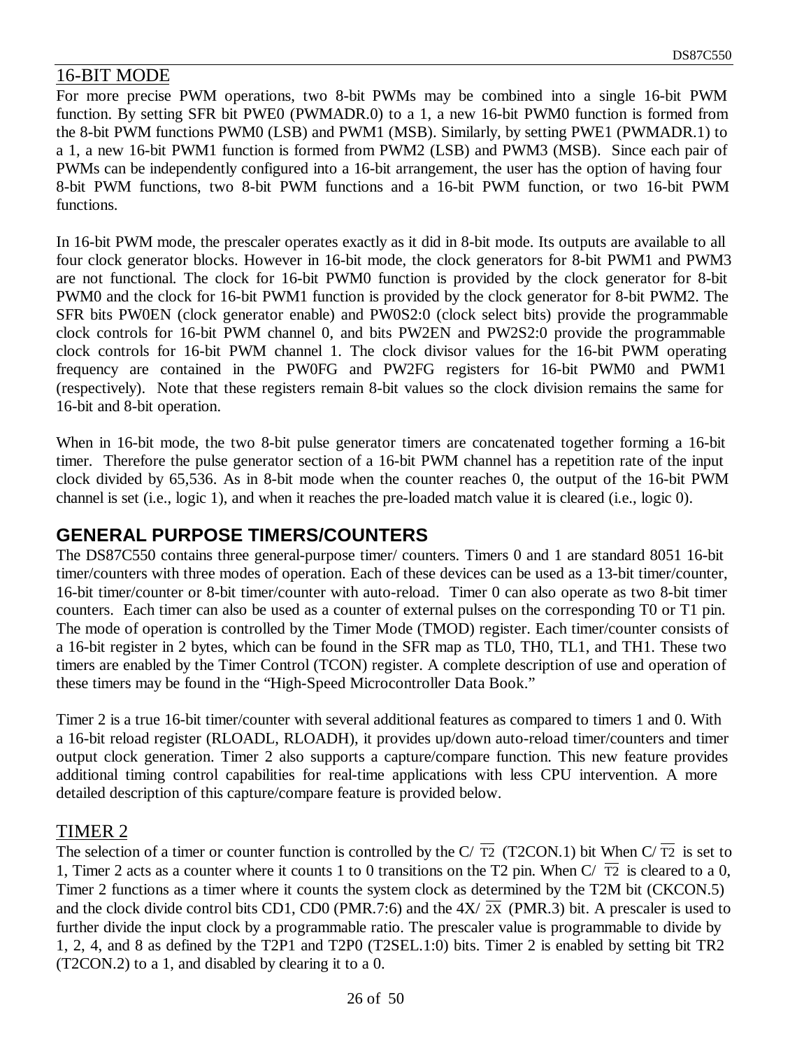## 16-BIT MODE

For more precise PWM operations, two 8-bit PWMs may be combined into a single 16-bit PWM function. By setting SFR bit PWE0 (PWMADR.0) to a 1, a new 16-bit PWM0 function is formed from the 8-bit PWM functions PWM0 (LSB) and PWM1 (MSB). Similarly, by setting PWE1 (PWMADR.1) to a 1, a new 16-bit PWM1 function is formed from PWM2 (LSB) and PWM3 (MSB). Since each pair of PWMs can be independently configured into a 16-bit arrangement, the user has the option of having four 8-bit PWM functions, two 8-bit PWM functions and a 16-bit PWM function, or two 16-bit PWM functions.

In 16-bit PWM mode, the prescaler operates exactly as it did in 8-bit mode. Its outputs are available to all four clock generator blocks. However in 16-bit mode, the clock generators for 8-bit PWM1 and PWM3 are not functional. The clock for 16-bit PWM0 function is provided by the clock generator for 8-bit PWM0 and the clock for 16-bit PWM1 function is provided by the clock generator for 8-bit PWM2. The SFR bits PW0EN (clock generator enable) and PW0S2:0 (clock select bits) provide the programmable clock controls for 16-bit PWM channel 0, and bits PW2EN and PW2S2:0 provide the programmable clock controls for 16-bit PWM channel 1. The clock divisor values for the 16-bit PWM operating frequency are contained in the PW0FG and PW2FG registers for 16-bit PWM0 and PWM1 (respectively). Note that these registers remain 8-bit values so the clock division remains the same for 16-bit and 8-bit operation.

When in 16-bit mode, the two 8-bit pulse generator timers are concatenated together forming a 16-bit timer. Therefore the pulse generator section of a 16-bit PWM channel has a repetition rate of the input clock divided by 65,536. As in 8-bit mode when the counter reaches 0, the output of the 16-bit PWM channel is set (i.e., logic 1), and when it reaches the pre-loaded match value it is cleared (i.e., logic 0).

# GENERAL PURPOSE TIMERS/COUNTERS

The DS87C550 contains three general-purpose timer/ counters. Timers 0 and 1 are standard 8051 16-bit timer/counters with three modes of operation. Each of these devices can be used as a 13-bit timer/counter, 16-bit timer/counter or 8-bit timer/counter with auto-reload. Timer 0 can also operate as two 8-bit timer counters. Each timer can also be used as a counter of external pulses on the corresponding T0 or T1 pin. The mode of operation is controlled by the Timer Mode (TMOD) register. Each timer/counter consists of a 16-bit register in 2 bytes, which can be found in the SFR map as TL0, TH0, TL1, and TH1. These two timers are enabled by the Timer Control (TCON) register. A complete description of use and operation of these timers may be found in the "High-Speed Microcontroller Data Book."

Timer 2 is a true 16-bit timer/counter with several additional features as compared to timers 1 and 0. With a 16-bit reload register (RLOADL, RLOADH), it provides up/down auto-reload timer/counters and timer output clock generation. Timer 2 also supports a capture/compare function. This new feature provides additional timing control capabilities for real-time applications with less CPU intervention. A more detailed description of this capture/compare feature is provided below.

## TIMER 2

The selection of a timer or counter function is controlled by the C/$\overline{\text{T2}}$ (T2CON.1) bit When C/$\overline{\text{T2}}$ is set to 1, Timer 2 acts as a counter where it counts 1 to 0 transitions on the T2 pin. When C/$\overline{\text{T2}}$ is cleared to a 0, Timer 2 functions as a timer where it counts the system clock as determined by the T2M bit (CKCON.5) and the clock divide control bits CD1, CD0 (PMR.7:6) and the 4X/$\overline{\text{2X}}$ (PMR.3) bit. A prescaler is used to further divide the input clock by a programmable ratio. The prescaler value is programmable to divide by 1, 2, 4, and 8 as defined by the T2P1 and T2P0 (T2SEL.1:0) bits. Timer 2 is enabled by setting bit TR2 (T2CON.2) to a 1, and disabled by clearing it to a 0.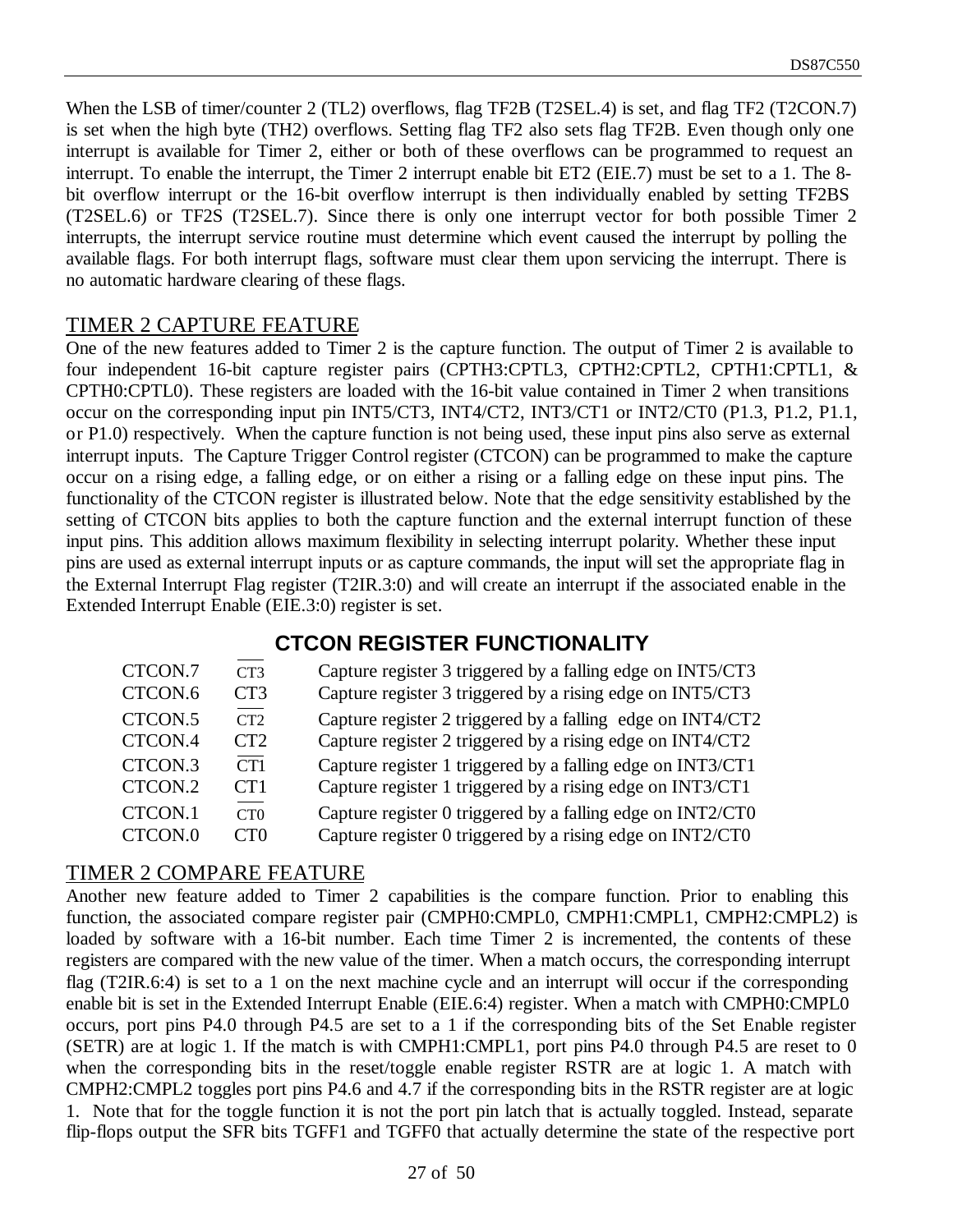When the LSB of timer/counter 2 (TL2) overflows, flag TF2B (T2SEL.4) is set, and flag TF2 (T2CON.7) is set when the high byte (TH2) overflows. Setting flag TF2 also sets flag TF2B. Even though only one interrupt is available for Timer 2, either or both of these overflows can be programmed to request an interrupt. To enable the interrupt, the Timer 2 interrupt enable bit ET2 (EIE.7) must be set to a 1. The 8-bit overflow interrupt or the 16-bit overflow interrupt is then individually enabled by setting TF2BS (T2SEL.6) or TF2S (T2SEL.7). Since there is only one interrupt vector for both possible Timer 2 interrupts, the interrupt service routine must determine which event caused the interrupt by polling the available flags. For both interrupt flags, software must clear them upon servicing the interrupt. There is no automatic hardware clearing of these flags.

## TIMER 2 CAPTURE FEATURE

One of the new features added to Timer 2 is the capture function. The output of Timer 2 is available to four independent 16-bit capture register pairs (CPTH3:CPTL3, CPTH2:CPTL2, CPTH1:CPTL1, & CPTH0:CPTL0). These registers are loaded with the 16-bit value contained in Timer 2 when transitions occur on the corresponding input pin INT5/CT3, INT4/CT2, INT3/CT1 or INT2/CT0 (P1.3, P1.2, P1.1, or P1.0) respectively. When the capture function is not being used, these input pins also serve as external interrupt inputs. The Capture Trigger Control register (CTCON) can be programmed to make the capture occur on a rising edge, a falling edge, or on either a rising or a falling edge on these input pins. The functionality of the CTCON register is illustrated below. Note that the edge sensitivity established by the setting of CTCON bits applies to both the capture function and the external interrupt function of these input pins. This addition allows maximum flexibility in selecting interrupt polarity. Whether these input pins are used as external interrupt inputs or as capture commands, the input will set the appropriate flag in the External Interrupt Flag register (T2IR.3:0) and will create an interrupt if the associated enable in the Extended Interrupt Enable (EIE.3:0) register is set.

### CTCON REGISTER FUNCTIONALITY

| | | |
|---|---|---|
| CTCON.7 | $\overline{\text{CT3}}$ | Capture register 3 triggered by a falling edge on INT5/CT3 |
| CTCON.6 | CT3 | Capture register 3 triggered by a rising edge on INT5/CT3 |
| CTCON.5 | $\overline{\text{CT2}}$ | Capture register 2 triggered by a falling edge on INT4/CT2 |
| CTCON.4 | CT2 | Capture register 2 triggered by a rising edge on INT4/CT2 |
| CTCON.3 | $\overline{\text{CT1}}$ | Capture register 1 triggered by a falling edge on INT3/CT1 |
| CTCON.2 | CT1 | Capture register 1 triggered by a rising edge on INT3/CT1 |
| CTCON.1 | $\overline{\text{CT0}}$ | Capture register 0 triggered by a falling edge on INT2/CT0 |
| CTCON.0 | CT0 | Capture register 0 triggered by a rising edge on INT2/CT0 |

## TIMER 2 COMPARE FEATURE

Another new feature added to Timer 2 capabilities is the compare function. Prior to enabling this function, the associated compare register pair (CMPH0:CMPL0, CMPH1:CMPL1, CMPH2:CMPL2) is loaded by software with a 16-bit number. Each time Timer 2 is incremented, the contents of these registers are compared with the new value of the timer. When a match occurs, the corresponding interrupt flag (T2IR.6:4) is set to a 1 on the next machine cycle and an interrupt will occur if the corresponding enable bit is set in the Extended Interrupt Enable (EIE.6:4) register. When a match with CMPH0:CMPL0 occurs, port pins P4.0 through P4.5 are set to a 1 if the corresponding bits of the Set Enable register (SETR) are at logic 1. If the match is with CMPH1:CMPL1, port pins P4.0 through P4.5 are reset to 0 when the corresponding bits in the reset/toggle enable register RSTR are at logic 1. A match with CMPH2:CMPL2 toggles port pins P4.6 and 4.7 if the corresponding bits in the RSTR register are at logic 1. Note that for the toggle function it is not the port pin latch that is actually toggled. Instead, separate flip-flops output the SFR bits TGFF1 and TGFF0 that actually determine the state of the respective port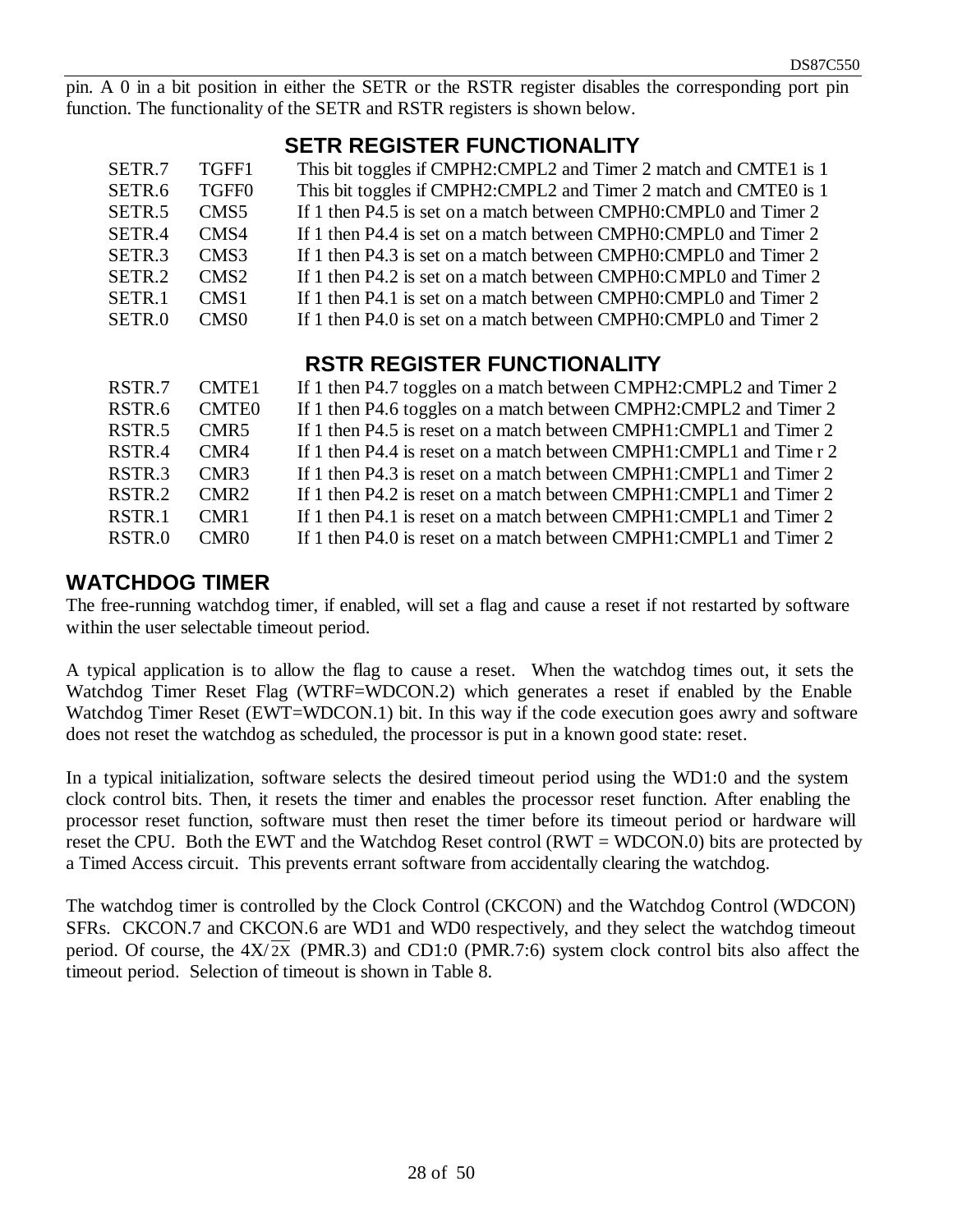pin. A 0 in a bit position in either the SETR or the RSTR register disables the corresponding port pin function. The functionality of the SETR and RSTR registers is shown below.

## SETR REGISTER FUNCTIONALITY

| | | |
|---|---|---|
| SETR.7 | TGFF1 | This bit toggles if CMPH2:CMPL2 and Timer 2 match and CMTE1 is 1 |
| SETR.6 | TGFF0 | This bit toggles if CMPH2:CMPL2 and Timer 2 match and CMTE0 is 1 |
| SETR.5 | CMS5 | If 1 then P4.5 is set on a match between CMPH0:CMPL0 and Timer 2 |
| SETR.4 | CMS4 | If 1 then P4.4 is set on a match between CMPH0:CMPL0 and Timer 2 |
| SETR.3 | CMS3 | If 1 then P4.3 is set on a match between CMPH0:CMPL0 and Timer 2 |
| SETR.2 | CMS2 | If 1 then P4.2 is set on a match between CMPH0:CMPL0 and Timer 2 |
| SETR.1 | CMS1 | If 1 then P4.1 is set on a match between CMPH0:CMPL0 and Timer 2 |
| SETR.0 | CMS0 | If 1 then P4.0 is set on a match between CMPH0:CMPL0 and Timer 2 |

## RSTR REGISTER FUNCTIONALITY

| | | |
|---|---|---|
| RSTR.7 | CMTE1 | If 1 then P4.7 toggles on a match between CMPH2:CMPL2 and Timer 2 |
| RSTR.6 | CMTE0 | If 1 then P4.6 toggles on a match between CMPH2:CMPL2 and Timer 2 |
| RSTR.5 | CMR5 | If 1 then P4.5 is reset on a match between CMPH1:CMPL1 and Timer 2 |
| RSTR.4 | CMR4 | If 1 then P4.4 is reset on a match between CMPH1:CMPL1 and Timer 2 |
| RSTR.3 | CMR3 | If 1 then P4.3 is reset on a match between CMPH1:CMPL1 and Timer 2 |
| RSTR.2 | CMR2 | If 1 then P4.2 is reset on a match between CMPH1:CMPL1 and Timer 2 |
| RSTR.1 | CMR1 | If 1 then P4.1 is reset on a match between CMPH1:CMPL1 and Timer 2 |
| RSTR.0 | CMR0 | If 1 then P4.0 is reset on a match between CMPH1:CMPL1 and Timer 2 |

## WATCHDOG TIMER

The free-running watchdog timer, if enabled, will set a flag and cause a reset if not restarted by software within the user selectable timeout period.

A typical application is to allow the flag to cause a reset. When the watchdog times out, it sets the Watchdog Timer Reset Flag (WTRF=WDCON.2) which generates a reset if enabled by the Enable Watchdog Timer Reset (EWT=WDCON.1) bit. In this way if the code execution goes awry and software does not reset the watchdog as scheduled, the processor is put in a known good state: reset.

In a typical initialization, software selects the desired timeout period using the WD1:0 and the system clock control bits. Then, it resets the timer and enables the processor reset function. After enabling the processor reset function, software must then reset the timer before its timeout period or hardware will reset the CPU. Both the EWT and the Watchdog Reset control (RWT = WDCON.0) bits are protected by a Timed Access circuit. This prevents errant software from accidentally clearing the watchdog.

The watchdog timer is controlled by the Clock Control (CKCON) and the Watchdog Control (WDCON) SFRs. CKCON.7 and CKCON.6 are WD1 and WD0 respectively, and they select the watchdog timeout period. Of course, the $4X/\overline{2X}$ (PMR.3) and CD1:0 (PMR.7:6) system clock control bits also affect the timeout period. Selection of timeout is shown in Table 8.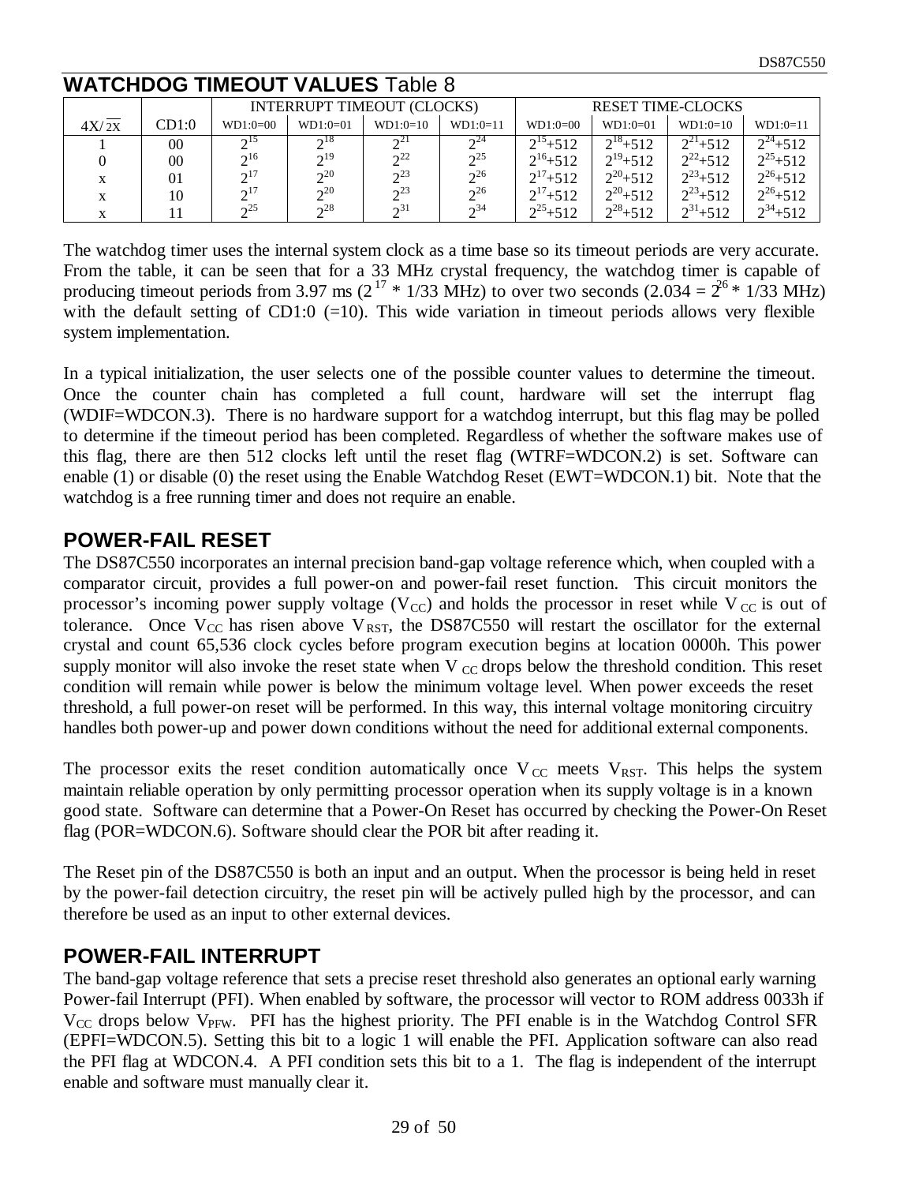## WATCHDOG TIMEOUT VALUES Table 8

| $4X/\overline{2X}$ | CD1:0 | INTERRUPT TIMEOUT (CLOCKS) | | | | RESET TIME-CLOCKS | | | |
|---|---|---|---|---|---|---|---|---|---|
| | | WD1:0=00 | WD1:0=01 | WD1:0=10 | WD1:0=11 | WD1:0=00 | WD1:0=01 | WD1:0=10 | WD1:0=11 |
| 1 | 00 | $2^{15}$ | $2^{18}$ | $2^{21}$ | $2^{24}$ | $2^{15}$+512 | $2^{18}$+512 | $2^{21}$+512 | $2^{24}$+512 |
| 0 | 00 | $2^{16}$ | $2^{19}$ | $2^{22}$ | $2^{25}$ | $2^{16}$+512 | $2^{19}$+512 | $2^{22}$+512 | $2^{25}$+512 |
| x | 01 | $2^{17}$ | $2^{20}$ | $2^{23}$ | $2^{26}$ | $2^{17}$+512 | $2^{20}$+512 | $2^{23}$+512 | $2^{26}$+512 |
| x | 10 | $2^{17}$ | $2^{20}$ | $2^{23}$ | $2^{26}$ | $2^{17}$+512 | $2^{20}$+512 | $2^{23}$+512 | $2^{26}$+512 |
| x | 11 | $2^{25}$ | $2^{28}$ | $2^{31}$ | $2^{34}$ | $2^{25}$+512 | $2^{28}$+512 | $2^{31}$+512 | $2^{34}$+512 |

The watchdog timer uses the internal system clock as a time base so its timeout periods are very accurate. From the table, it can be seen that for a 33 MHz crystal frequency, the watchdog timer is capable of producing timeout periods from 3.97 ms ($2^{17}$ * 1/33 MHz) to over two seconds (2.034 = $2^{26}$ * 1/33 MHz) with the default setting of CD1:0 (=10). This wide variation in timeout periods allows very flexible system implementation.

In a typical initialization, the user selects one of the possible counter values to determine the timeout. Once the counter chain has completed a full count, hardware will set the interrupt flag (WDIF=WDCON.3). There is no hardware support for a watchdog interrupt, but this flag may be polled to determine if the timeout period has been completed. Regardless of whether the software makes use of this flag, there are then 512 clocks left until the reset flag (WTRF=WDCON.2) is set. Software can enable (1) or disable (0) the reset using the Enable Watchdog Reset (EWT=WDCON.1) bit. Note that the watchdog is a free running timer and does not require an enable.

## POWER-FAIL RESET

The DS87C550 incorporates an internal precision band-gap voltage reference which, when coupled with a comparator circuit, provides a full power-on and power-fail reset function. This circuit monitors the processor's incoming power supply voltage ($V_{CC}$) and holds the processor in reset while $V_{CC}$ is out of tolerance. Once $V_{CC}$ has risen above $V_{RST}$, the DS87C550 will restart the oscillator for the external crystal and count 65,536 clock cycles before program execution begins at location 0000h. This power supply monitor will also invoke the reset state when $V_{CC}$ drops below the threshold condition. This reset condition will remain while power is below the minimum voltage level. When power exceeds the reset threshold, a full power-on reset will be performed. In this way, this internal voltage monitoring circuitry handles both power-up and power down conditions without the need for additional external components.

The processor exits the reset condition automatically once $V_{CC}$ meets $V_{RST}$. This helps the system maintain reliable operation by only permitting processor operation when its supply voltage is in a known good state. Software can determine that a Power-On Reset has occurred by checking the Power-On Reset flag (POR=WDCON.6). Software should clear the POR bit after reading it.

The Reset pin of the DS87C550 is both an input and an output. When the processor is being held in reset by the power-fail detection circuitry, the reset pin will be actively pulled high by the processor, and can therefore be used as an input to other external devices.

## POWER-FAIL INTERRUPT

The band-gap voltage reference that sets a precise reset threshold also generates an optional early warning Power-fail Interrupt (PFI). When enabled by software, the processor will vector to ROM address 0033h if $V_{CC}$ drops below $V_{PFW}$. PFI has the highest priority. The PFI enable is in the Watchdog Control SFR (EPFI=WDCON.5). Setting this bit to a logic 1 will enable the PFI. Application software can also read the PFI flag at WDCON.4. A PFI condition sets this bit to a 1. The flag is independent of the interrupt enable and software must manually clear it.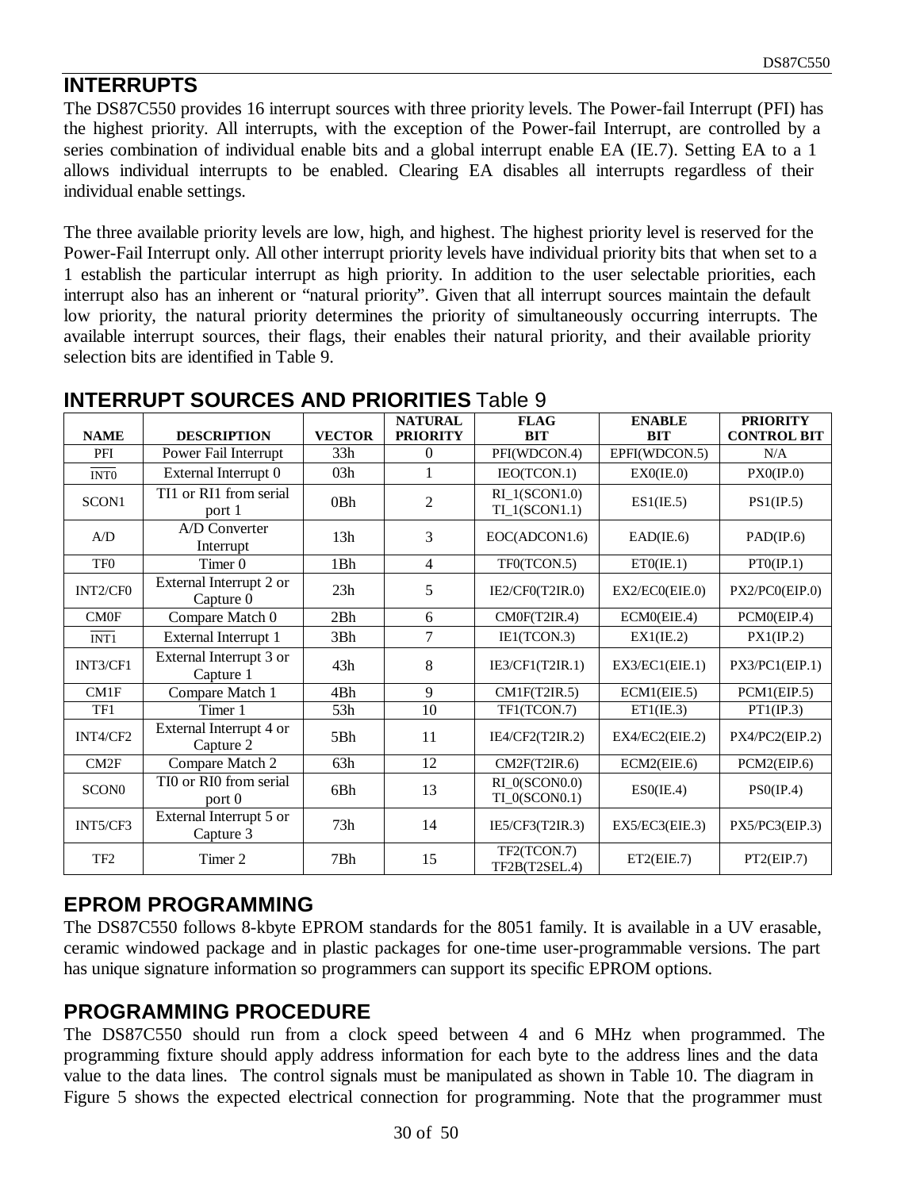## INTERRUPTS

The DS87C550 provides 16 interrupt sources with three priority levels. The Power-fail Interrupt (PFI) has the highest priority. All interrupts, with the exception of the Power-fail Interrupt, are controlled by a series combination of individual enable bits and a global interrupt enable EA (IE.7). Setting EA to a 1 allows individual interrupts to be enabled. Clearing EA disables all interrupts regardless of their individual enable settings.

The three available priority levels are low, high, and highest. The highest priority level is reserved for the Power-Fail Interrupt only. All other interrupt priority levels have individual priority bits that when set to a 1 establish the particular interrupt as high priority. In addition to the user selectable priorities, each interrupt also has an inherent or "natural priority". Given that all interrupt sources maintain the default low priority, the natural priority determines the priority of simultaneously occurring interrupts. The available interrupt sources, their flags, their enables their natural priority, and their available priority selection bits are identified in Table 9.

## INTERRUPT SOURCES AND PRIORITIES Table 9

| NAME | DESCRIPTION | VECTOR | NATURAL PRIORITY | FLAG BIT | ENABLE BIT | PRIORITY CONTROL BIT |
|---|---|---|---|---|---|---|
| PFI | Power Fail Interrupt | 33h | 0 | PFI(WDCON.4) | EPFI(WDCON.5) | N/A |
| $\overline{\text{INT0}}$ | External Interrupt 0 | 03h | 1 | IEO(TCON.1) | EX0(IE.0) | PX0(IP.0) |
| SCON1 | TI1 or RI1 from serial port 1 | 0Bh | 2 | RI_1(SCON1.0) TI_1(SCON1.1) | ES1(IE.5) | PS1(IP.5) |
| A/D | A/D Converter Interrupt | 13h | 3 | EOC(ADCON1.6) | EAD(IE.6) | PAD(IP.6) |
| TF0 | Timer 0 | 1Bh | 4 | TF0(TCON.5) | ET0(IE.1) | PT0(IP.1) |
| INT2/CF0 | External Interrupt 2 or Capture 0 | 23h | 5 | IE2/CF0(T2IR.0) | EX2/EC0(EIE.0) | PX2/PC0(EIP.0) |
| CM0F | Compare Match 0 | 2Bh | 6 | CM0F(T2IR.4) | ECM0(EIE.4) | PCM0(EIP.4) |
| $\overline{\text{INT1}}$ | External Interrupt 1 | 3Bh | 7 | IE1(TCON.3) | EX1(IE.2) | PX1(IP.2) |
| INT3/CF1 | External Interrupt 3 or Capture 1 | 43h | 8 | IE3/CF1(T2IR.1) | EX3/EC1(EIE.1) | PX3/PC1(EIP.1) |
| CM1F | Compare Match 1 | 4Bh | 9 | CM1F(T2IR.5) | ECM1(EIE.5) | PCM1(EIP.5) |
| TF1 | Timer 1 | 53h | 10 | TF1(TCON.7) | ET1(IE.3) | PT1(IP.3) |
| INT4/CF2 | External Interrupt 4 or Capture 2 | 5Bh | 11 | IE4/CF2(T2IR.2) | EX4/EC2(EIE.2) | PX4/PC2(EIP.2) |
| CM2F | Compare Match 2 | 63h | 12 | CM2F(T2IR.6) | ECM2(EIE.6) | PCM2(EIP.6) |
| SCON0 | TI0 or RI0 from serial port 0 | 6Bh | 13 | RI_0(SCON0.0) TI_0(SCON0.1) | ES0(IE.4) | PS0(IP.4) |
| INT5/CF3 | External Interrupt 5 or Capture 3 | 73h | 14 | IE5/CF3(T2IR.3) | EX5/EC3(EIE.3) | PX5/PC3(EIP.3) |
| TF2 | Timer 2 | 7Bh | 15 | TF2(TCON.7) TF2B(T2SEL.4) | ET2(EIE.7) | PT2(EIP.7) |

## EPROM PROGRAMMING

The DS87C550 follows 8-kbyte EPROM standards for the 8051 family. It is available in a UV erasable, ceramic windowed package and in plastic packages for one-time user-programmable versions. The part has unique signature information so programmers can support its specific EPROM options.

## PROGRAMMING PROCEDURE

The DS87C550 should run from a clock speed between 4 and 6 MHz when programmed. The programming fixture should apply address information for each byte to the address lines and the data value to the data lines. The control signals must be manipulated as shown in Table 10. The diagram in Figure 5 shows the expected electrical connection for programming. Note that the programmer must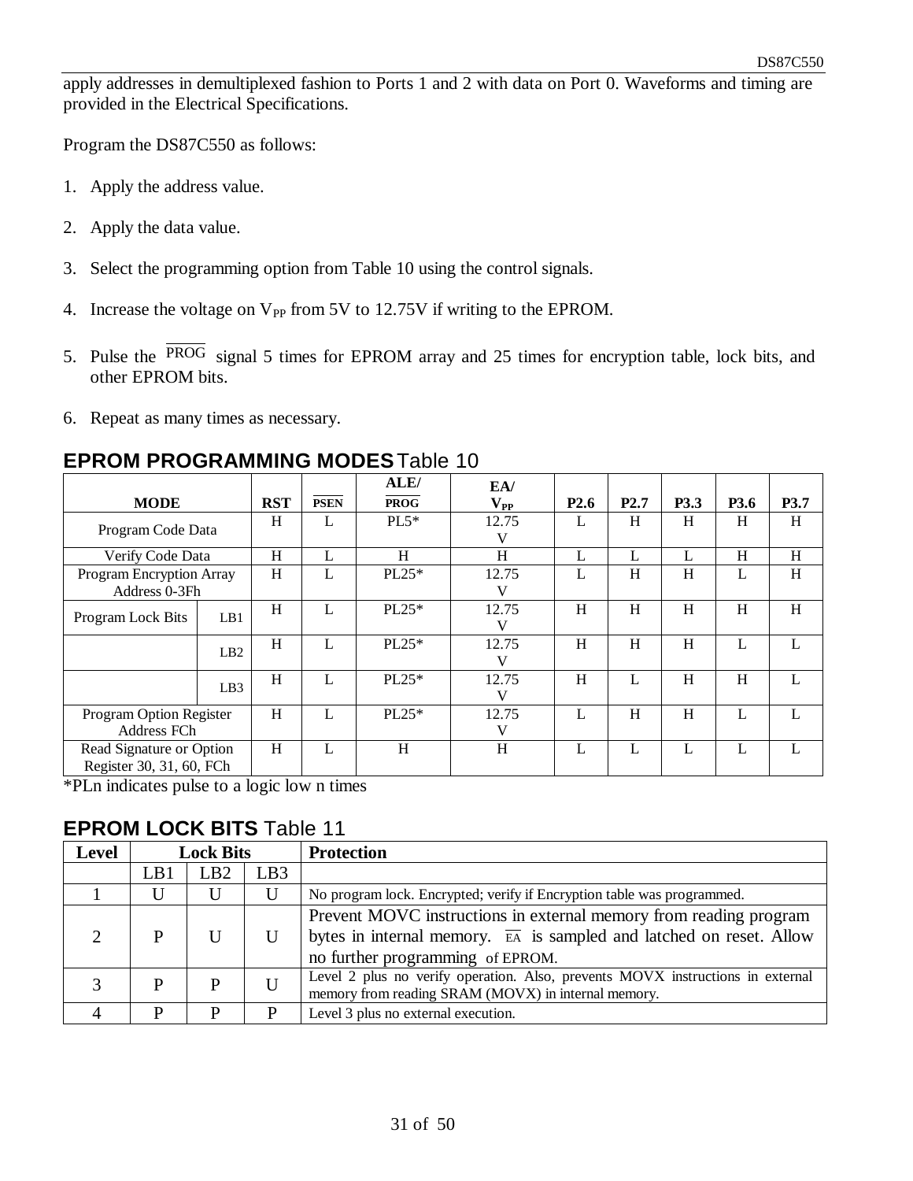apply addresses in demultiplexed fashion to Ports 1 and 2 with data on Port 0. Waveforms and timing are provided in the Electrical Specifications.

Program the DS87C550 as follows:

1. Apply the address value.
2. Apply the data value.
3. Select the programming option from Table 10 using the control signals.
4. Increase the voltage on $V_{PP}$ from 5V to 12.75V if writing to the EPROM.
5. Pulse the $\overline{PROG}$ signal 5 times for EPROM array and 25 times for encryption table, lock bits, and other EPROM bits.
6. Repeat as many times as necessary.

## EPROM PROGRAMMING MODES Table 10

| MODE | | RST | $\overline{PSEN}$ | ALE/ $\overline{PROG}$ | EA/ $V_{PP}$ | P2.6 | P2.7 | P3.3 | P3.6 | P3.7 |
|---|---|---|---|---|---|---|---|---|---|---|
| Program Code Data | | H | L | PL5* | 12.75 V | L | H | H | H | H |
| Verify Code Data | | H | L | H | H | L | L | L | H | H |
| Program Encryption Array Address 0-3Fh | | H | L | PL25* | 12.75 V | L | H | H | L | H |
| Program Lock Bits | LB1 | H | L | PL25* | 12.75 V | H | H | H | H | H |
| | LB2 | H | L | PL25* | 12.75 V | H | H | H | L | L |
| | LB3 | H | L | PL25* | 12.75 V | H | L | H | H | L |
| Program Option Register Address FCh | | H | L | PL25* | 12.75 V | L | H | H | L | L |
| Read Signature or Option Register 30, 31, 60, FCh | | H | L | H | H | L | L | L | L | L |

*PLn indicates pulse to a logic low n times

## EPROM LOCK BITS Table 11

| Level | Lock Bits | | | Protection |
|---|---|---|---|---|
| | LB1 | LB2 | LB3 | |
| 1 | U | U | U | No program lock. Encrypted; verify if Encryption table was programmed. |
| 2 | P | U | U | Prevent MOVC instructions in external memory from reading program bytes in internal memory. $\overline{EA}$ is sampled and latched on reset. Allow no further programming of EPROM. |
| 3 | P | P | U | Level 2 plus no verify operation. Also, prevents MOVX instructions in external memory from reading SRAM (MOVX) in internal memory. |
| 4 | P | P | P | Level 3 plus no external execution. |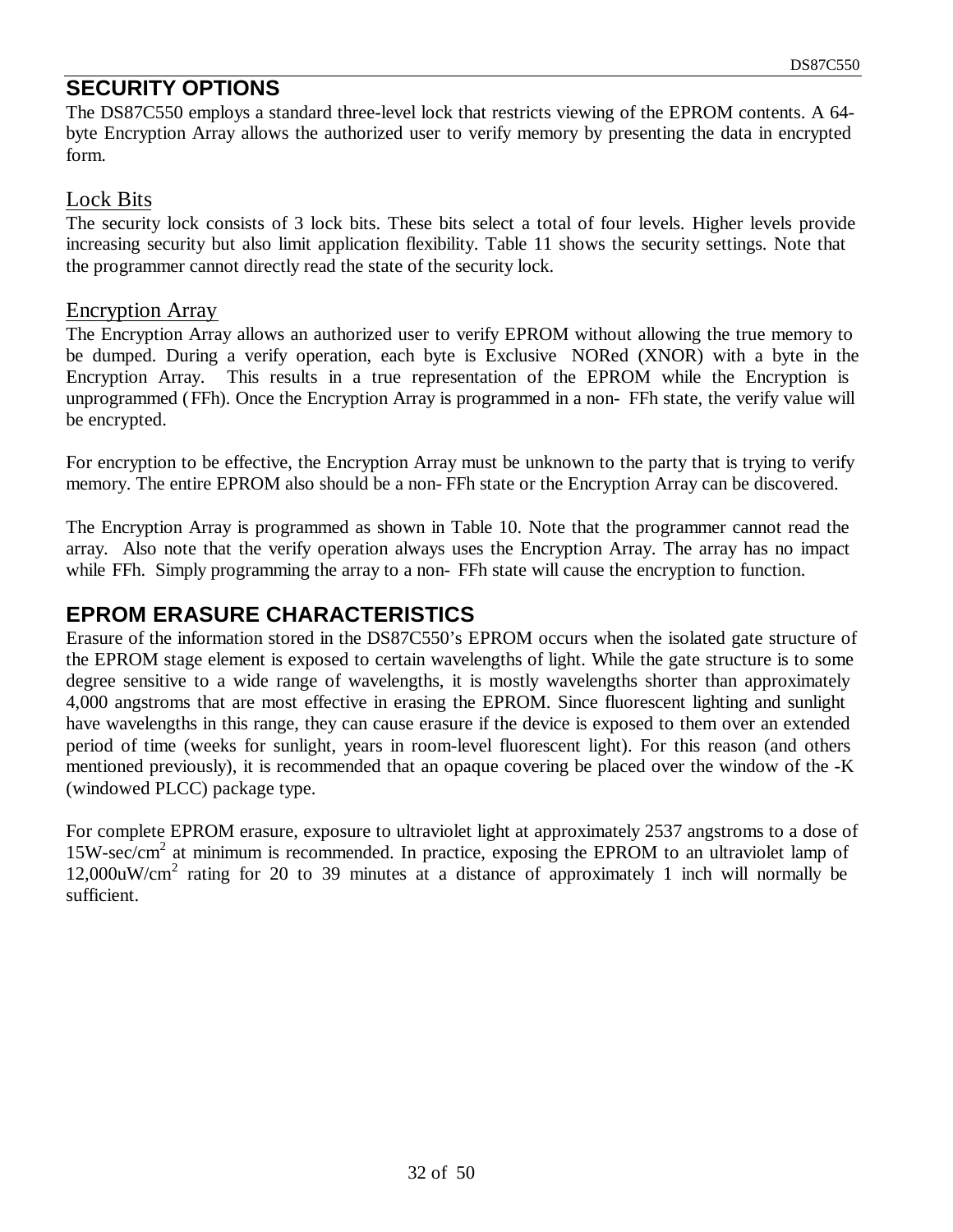## SECURITY OPTIONS

The DS87C550 employs a standard three-level lock that restricts viewing of the EPROM contents. A 64-byte Encryption Array allows the authorized user to verify memory by presenting the data in encrypted form.

### Lock Bits

The security lock consists of 3 lock bits. These bits select a total of four levels. Higher levels provide increasing security but also limit application flexibility. Table 11 shows the security settings. Note that the programmer cannot directly read the state of the security lock.

### Encryption Array

The Encryption Array allows an authorized user to verify EPROM without allowing the true memory to be dumped. During a verify operation, each byte is Exclusive NORed (XNOR) with a byte in the Encryption Array. This results in a true representation of the EPROM while the Encryption is unprogrammed (FFh). Once the Encryption Array is programmed in a non- FFh state, the verify value will be encrypted.

For encryption to be effective, the Encryption Array must be unknown to the party that is trying to verify memory. The entire EPROM also should be a non- FFh state or the Encryption Array can be discovered.

The Encryption Array is programmed as shown in Table 10. Note that the programmer cannot read the array. Also note that the verify operation always uses the Encryption Array. The array has no impact while FFh. Simply programming the array to a non- FFh state will cause the encryption to function.

## EPROM ERASURE CHARACTERISTICS

Erasure of the information stored in the DS87C550's EPROM occurs when the isolated gate structure of the EPROM stage element is exposed to certain wavelengths of light. While the gate structure is to some degree sensitive to a wide range of wavelengths, it is mostly wavelengths shorter than approximately 4,000 angstroms that are most effective in erasing the EPROM. Since fluorescent lighting and sunlight have wavelengths in this range, they can cause erasure if the device is exposed to them over an extended period of time (weeks for sunlight, years in room-level fluorescent light). For this reason (and others mentioned previously), it is recommended that an opaque covering be placed over the window of the -K (windowed PLCC) package type.

For complete EPROM erasure, exposure to ultraviolet light at approximately 2537 angstroms to a dose of 15W-sec/cm$^2$ at minimum is recommended. In practice, exposing the EPROM to an ultraviolet lamp of 12,000uW/cm$^2$ rating for 20 to 39 minutes at a distance of approximately 1 inch will normally be sufficient.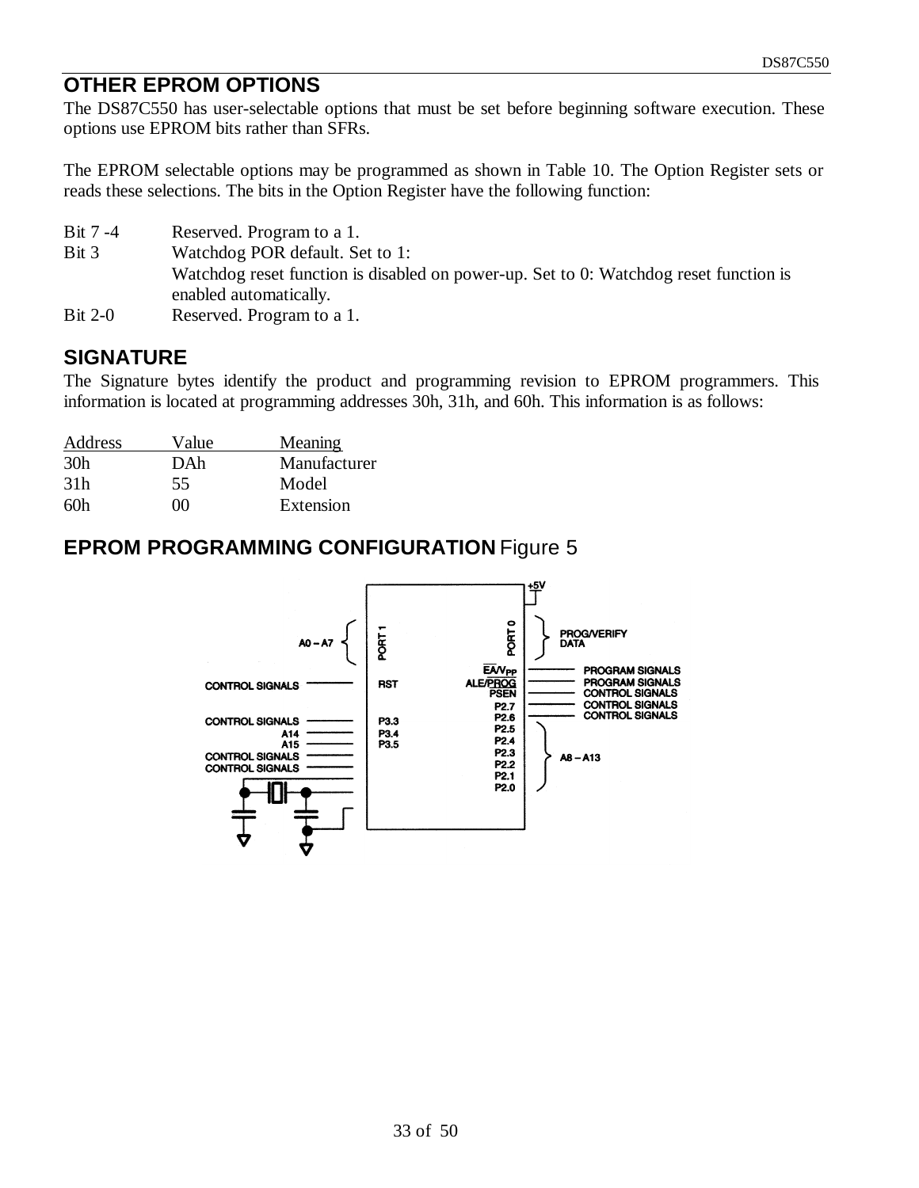## OTHER EPROM OPTIONS

The DS87C550 has user-selectable options that must be set before beginning software execution. These options use EPROM bits rather than SFRs.

The EPROM selectable options may be programmed as shown in Table 10. The Option Register sets or reads these selections. The bits in the Option Register have the following function:

Bit 7 -4 Reserved. Program to a 1.
Bit 3 Watchdog POR default. Set to 1:
Watchdog reset function is disabled on power-up. Set to 0: Watchdog reset function is enabled automatically.
Bit 2-0 Reserved. Program to a 1.

## SIGNATURE

The Signature bytes identify the product and programming revision to EPROM programmers. This information is located at programming addresses 30h, 31h, and 60h. This information is as follows:

| Address | Value | Meaning |
|---|---|---|
| 30h | DAh | Manufacturer |
| 31h | 55 | Model |
| 60h | 00 | Extension |

## EPROM PROGRAMMING CONFIGURATION Figure 5

A0 – A7, PORT 1, PORT 0, PROG/VERIFY DATA, +5V
CONTROL SIGNALS — RST
$\overline{EA}$/$V_{PP}$ — PROGRAM SIGNALS
ALE/$\overline{PROG}$ — PROGRAM SIGNALS
PSEN — CONTROL SIGNALS
P2.7 — CONTROL SIGNALS
P2.6 — CONTROL SIGNALS
CONTROL SIGNALS — P3.3
A14 — P3.4
A15 — P3.5
CONTROL SIGNALS
CONTROL SIGNALS
P2.5, P2.4, P2.3, P2.2, P2.1, P2.0 — A8 – A13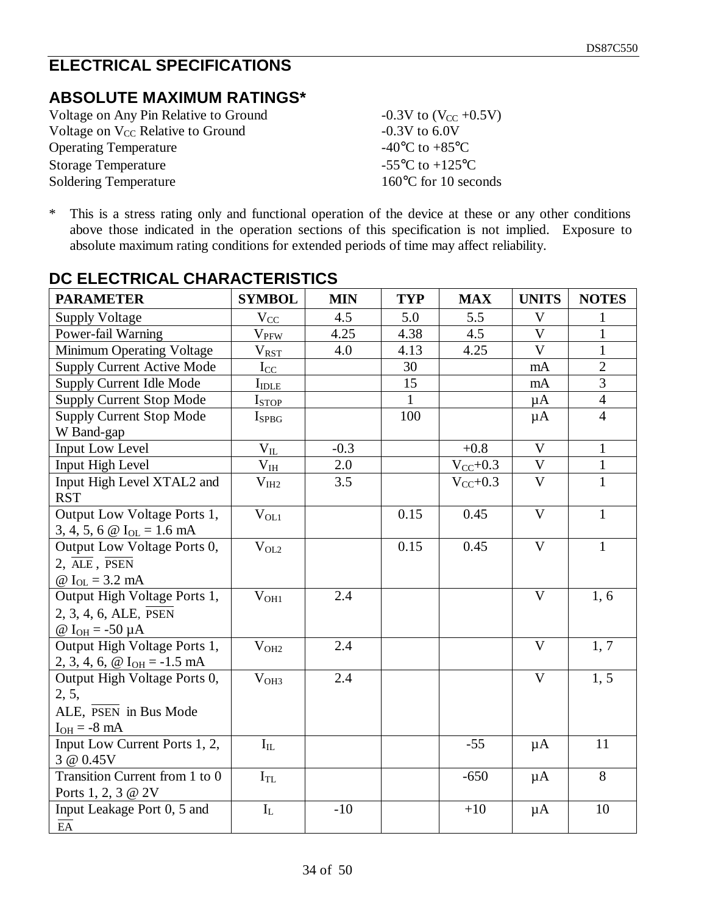# ELECTRICAL SPECIFICATIONS

## ABSOLUTE MAXIMUM RATINGS*

| | |
|---|---|
| Voltage on Any Pin Relative to Ground | -0.3V to ($V_{CC}$ +0.5V) |
| Voltage on $V_{CC}$ Relative to Ground | -0.3V to 6.0V |
| Operating Temperature | -40°C to +85°C |
| Storage Temperature | -55°C to +125°C |
| Soldering Temperature | 160°C for 10 seconds |

\* This is a stress rating only and functional operation of the device at these or any other conditions above those indicated in the operation sections of this specification is not implied. Exposure to absolute maximum rating conditions for extended periods of time may affect reliability.

## DC ELECTRICAL CHARACTERISTICS

| PARAMETER | SYMBOL | MIN | TYP | MAX | UNITS | NOTES |
|---|---|---|---|---|---|---|
| Supply Voltage | $V_{CC}$ | 4.5 | 5.0 | 5.5 | V | 1 |
| Power-fail Warning | $V_{PFW}$ | 4.25 | 4.38 | 4.5 | V | 1 |
| Minimum Operating Voltage | $V_{RST}$ | 4.0 | 4.13 | 4.25 | V | 1 |
| Supply Current Active Mode | $I_{CC}$ | | 30 | | mA | 2 |
| Supply Current Idle Mode | $I_{IDLE}$ | | 15 | | mA | 3 |
| Supply Current Stop Mode | $I_{STOP}$ | | 1 | | μA | 4 |
| Supply Current Stop Mode W Band-gap | $I_{SPBG}$ | | 100 | | μA | 4 |
| Input Low Level | $V_{IL}$ | -0.3 | | +0.8 | V | 1 |
| Input High Level | $V_{IH}$ | 2.0 | | $V_{CC}$+0.3 | V | 1 |
| Input High Level XTAL2 and RST | $V_{IH2}$ | 3.5 | | $V_{CC}$+0.3 | V | 1 |
| Output Low Voltage Ports 1, 3, 4, 5, 6 @ $I_{OL}$ = 1.6 mA | $V_{OL1}$ | | 0.15 | 0.45 | V | 1 |
| Output Low Voltage Ports 0, 2, $\overline{ALE}$, $\overline{PSEN}$ @ $I_{OL}$ = 3.2 mA | $V_{OL2}$ | | 0.15 | 0.45 | V | 1 |
| Output High Voltage Ports 1, 2, 3, 4, 6, ALE, $\overline{PSEN}$ @ $I_{OH}$ = -50 μA | $V_{OH1}$ | 2.4 | | | V | 1, 6 |
| Output High Voltage Ports 1, 2, 3, 4, 6, @ $I_{OH}$ = -1.5 mA | $V_{OH2}$ | 2.4 | | | V | 1, 7 |
| Output High Voltage Ports 0, 2, 5, ALE, $\overline{PSEN}$ in Bus Mode $I_{OH}$ = -8 mA | $V_{OH3}$ | 2.4 | | | V | 1, 5 |
| Input Low Current Ports 1, 2, 3 @ 0.45V | $I_{IL}$ | | | -55 | μA | 11 |
| Transition Current from 1 to 0 Ports 1, 2, 3 @ 2V | $I_{TL}$ | | | -650 | μA | 8 |
| Input Leakage Port 0, 5 and $\overline{EA}$ | $I_L$ | -10 | | +10 | μA | 10 |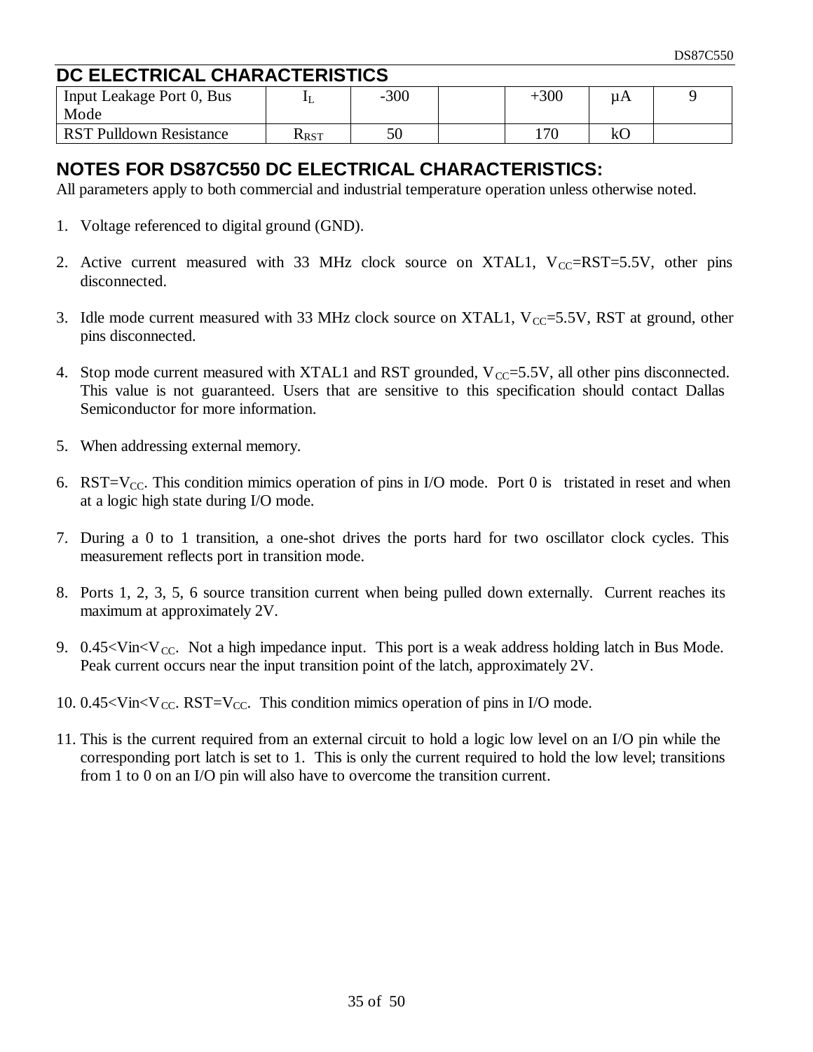## DC ELECTRICAL CHARACTERISTICS

| | | | | | | |
|---|---|---|---|---|---|---|
| Input Leakage Port 0, Bus Mode | $I_L$ | -300 | | +300 | μA | 9 |
| RST Pulldown Resistance | $R_{RST}$ | 50 | | 170 | kO | |

## NOTES FOR DS87C550 DC ELECTRICAL CHARACTERISTICS:

All parameters apply to both commercial and industrial temperature operation unless otherwise noted.

1. Voltage referenced to digital ground (GND).
2. Active current measured with 33 MHz clock source on XTAL1, $V_{CC}$=RST=5.5V, other pins disconnected.
3. Idle mode current measured with 33 MHz clock source on XTAL1, $V_{CC}$=5.5V, RST at ground, other pins disconnected.
4. Stop mode current measured with XTAL1 and RST grounded, $V_{CC}$=5.5V, all other pins disconnected. This value is not guaranteed. Users that are sensitive to this specification should contact Dallas Semiconductor for more information.
5. When addressing external memory.
6. RST=$V_{CC}$. This condition mimics operation of pins in I/O mode. Port 0 is tristated in reset and when at a logic high state during I/O mode.
7. During a 0 to 1 transition, a one-shot drives the ports hard for two oscillator clock cycles. This measurement reflects port in transition mode.
8. Ports 1, 2, 3, 5, 6 source transition current when being pulled down externally. Current reaches its maximum at approximately 2V.
9. $0.45<Vin<V_{CC}$. Not a high impedance input. This port is a weak address holding latch in Bus Mode. Peak current occurs near the input transition point of the latch, approximately 2V.
10. $0.45<Vin<V_{CC}$. RST=$V_{CC}$. This condition mimics operation of pins in I/O mode.
11. This is the current required from an external circuit to hold a logic low level on an I/O pin while the corresponding port latch is set to 1. This is only the current required to hold the low level; transitions from 1 to 0 on an I/O pin will also have to overcome the transition current.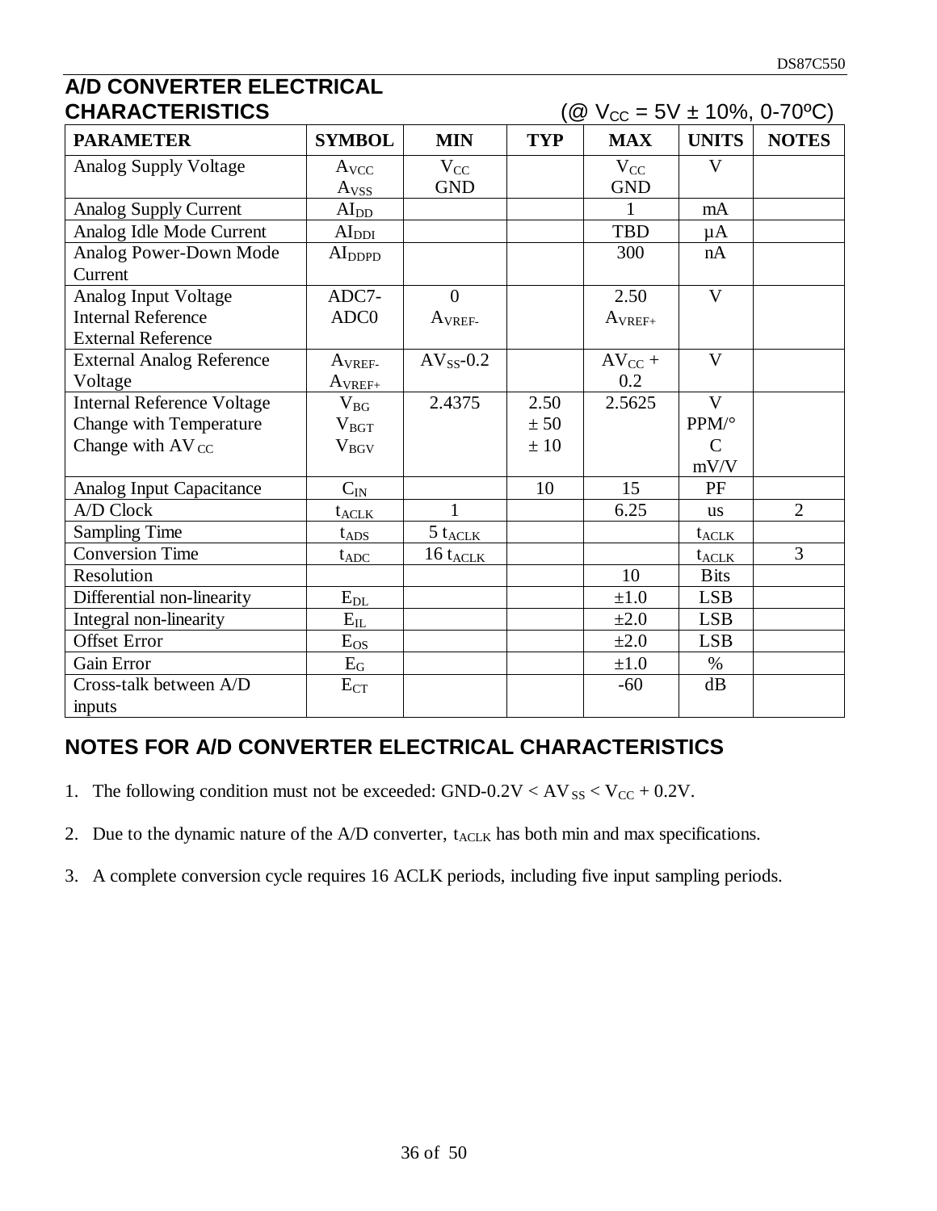## A/D CONVERTER ELECTRICAL CHARACTERISTICS

(@ $V_{CC}$ = 5V ± 10%, 0-70ºC)

| PARAMETER | SYMBOL | MIN | TYP | MAX | UNITS | NOTES |
|---|---|---|---|---|---|---|
| Analog Supply Voltage | $A_{VCC}$ $A_{VSS}$ | $V_{CC}$ GND | | $V_{CC}$ GND | V | |
| Analog Supply Current | $AI_{DD}$ | | | 1 | mA | |
| Analog Idle Mode Current | $AI_{DDI}$ | | | TBD | µA | |
| Analog Power-Down Mode Current | $AI_{DDPD}$ | | | 300 | nA | |
| Analog Input Voltage Internal Reference External Reference | ADC7-ADC0 | 0 $A_{VREF-}$ | | 2.50 $A_{VREF+}$ | V | |
| External Analog Reference Voltage | $A_{VREF-}$ $A_{VREF+}$ | $AV_{SS}$-0.2 | | $AV_{CC}$ + 0.2 | V | |
| Internal Reference Voltage Change with Temperature Change with $AV_{CC}$ | $V_{BG}$ $V_{BGT}$ $V_{BGV}$ | 2.4375 | 2.50 ± 50 ± 10 | 2.5625 | V PPM/°C mV/V | |
| Analog Input Capacitance | $C_{IN}$ | | 10 | 15 | PF | |
| A/D Clock | $t_{ACLK}$ | 1 | | 6.25 | us | 2 |
| Sampling Time | $t_{ADS}$ | 5 $t_{ACLK}$ | | | $t_{ACLK}$ | |
| Conversion Time | $t_{ADC}$ | 16 $t_{ACLK}$ | | | $t_{ACLK}$ | 3 |
| Resolution | | | | 10 | Bits | |
| Differential non-linearity | $E_{DL}$ | | | ±1.0 | LSB | |
| Integral non-linearity | $E_{IL}$ | | | ±2.0 | LSB | |
| Offset Error | $E_{OS}$ | | | ±2.0 | LSB | |
| Gain Error | $E_G$ | | | ±1.0 | % | |
| Cross-talk between A/D inputs | $E_{CT}$ | | | -60 | dB | |

## NOTES FOR A/D CONVERTER ELECTRICAL CHARACTERISTICS

1. The following condition must not be exceeded: GND-0.2V < $AV_{SS}$ < $V_{CC}$ + 0.2V.
2. Due to the dynamic nature of the A/D converter, $t_{ACLK}$ has both min and max specifications.
3. A complete conversion cycle requires 16 ACLK periods, including five input sampling periods.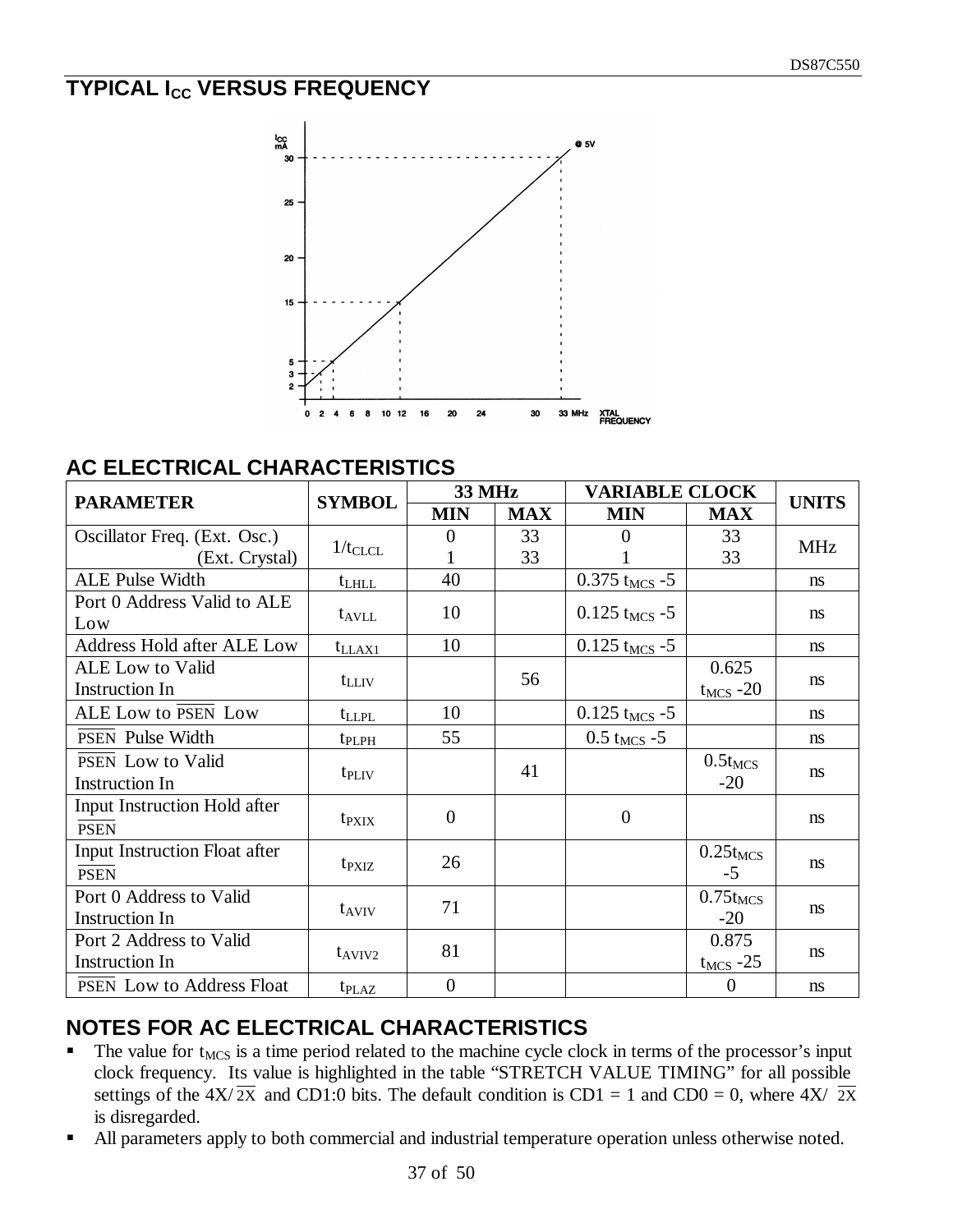## TYPICAL $I_{CC}$ VERSUS FREQUENCY

## AC ELECTRICAL CHARACTERISTICS

| PARAMETER | SYMBOL | 33 MHz | | VARIABLE CLOCK | | UNITS |
|---|---|---|---|---|---|---|
| | | MIN | MAX | MIN | MAX | |
| Oscillator Freq. (Ext. Osc.) (Ext. Crystal) | $1/t_{CLCL}$ | 0<br>1 | 33<br>33 | 0<br>1 | 33<br>33 | MHz |
| ALE Pulse Width | $t_{LHLL}$ | 40 | | 0.375 $t_{MCS}$ -5 | | ns |
| Port 0 Address Valid to ALE Low | $t_{AVLL}$ | 10 | | 0.125 $t_{MCS}$ -5 | | ns |
| Address Hold after ALE Low | $t_{LLAX1}$ | 10 | | 0.125 $t_{MCS}$ -5 | | ns |
| ALE Low to Valid Instruction In | $t_{LLIV}$ | | 56 | | 0.625 $t_{MCS}$ -20 | ns |
| ALE Low to $\overline{\text{PSEN}}$ Low | $t_{LLPL}$ | 10 | | 0.125 $t_{MCS}$ -5 | | ns |
| $\overline{\text{PSEN}}$ Pulse Width | $t_{PLPH}$ | 55 | | 0.5 $t_{MCS}$ -5 | | ns |
| $\overline{\text{PSEN}}$ Low to Valid Instruction In | $t_{PLIV}$ | | 41 | | 0.5$t_{MCS}$ -20 | ns |
| Input Instruction Hold after $\overline{\text{PSEN}}$ | $t_{PXIX}$ | 0 | | 0 | | ns |
| Input Instruction Float after $\overline{\text{PSEN}}$ | $t_{PXIZ}$ | 26 | | | 0.25$t_{MCS}$ -5 | ns |
| Port 0 Address to Valid Instruction In | $t_{AVIV}$ | 71 | | | 0.75$t_{MCS}$ -20 | ns |
| Port 2 Address to Valid Instruction In | $t_{AVIV2}$ | 81 | | | 0.875 $t_{MCS}$ -25 | ns |
| $\overline{\text{PSEN}}$ Low to Address Float | $t_{PLAZ}$ | 0 | | | 0 | ns |

## NOTES FOR AC ELECTRICAL CHARACTERISTICS

- The value for $t_{MCS}$ is a time period related to the machine cycle clock in terms of the processor's input clock frequency. Its value is highlighted in the table "STRETCH VALUE TIMING" for all possible settings of the 4X/$\overline{\text{2X}}$ and CD1:0 bits. The default condition is CD1 = 1 and CD0 = 0, where 4X/ $\overline{\text{2X}}$ is disregarded.
- All parameters apply to both commercial and industrial temperature operation unless otherwise noted.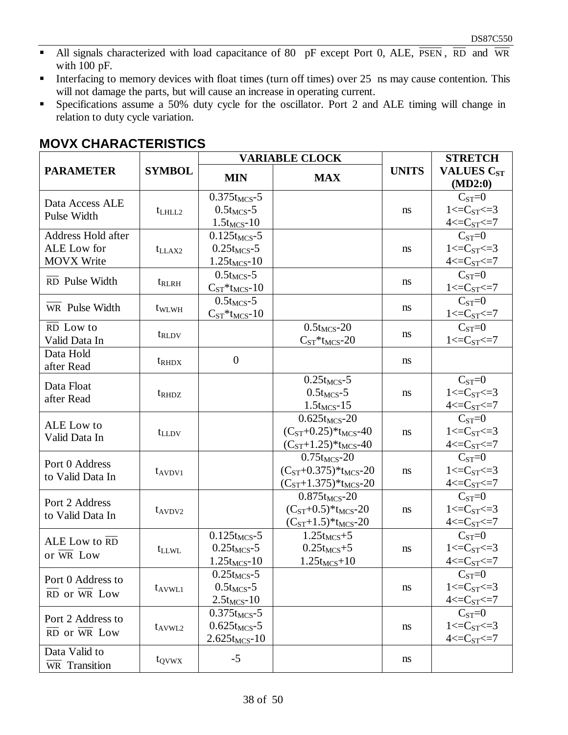- All signals characterized with load capacitance of 80 pF except Port 0, ALE, $\overline{PSEN}$, $\overline{RD}$ and $\overline{WR}$ with 100 pF.
- Interfacing to memory devices with float times (turn off times) over 25 ns may cause contention. This will not damage the parts, but will cause an increase in operating current.
- Specifications assume a 50% duty cycle for the oscillator. Port 2 and ALE timing will change in relation to duty cycle variation.

## MOVX CHARACTERISTICS

| PARAMETER | SYMBOL | VARIABLE CLOCK | | UNITS | STRETCH VALUES $C_{ST}$ (MD2:0) |
|---|---|---|---|---|---|
| | | MIN | MAX | | |
| Data Access ALE Pulse Width | $t_{LHLL2}$ | $0.375t_{MCS}$-5<br>$0.5t_{MCS}$-5<br>$1.5t_{MCS}$-10 | | ns | $C_{ST}$=0<br>1<=$C_{ST}$<=3<br>4<=$C_{ST}$<=7 |
| Address Hold after ALE Low for MOVX Write | $t_{LLAX2}$ | $0.125t_{MCS}$-5<br>$0.25t_{MCS}$-5<br>$1.25t_{MCS}$-10 | | ns | $C_{ST}$=0<br>1<=$C_{ST}$<=3<br>4<=$C_{ST}$<=7 |
| $\overline{RD}$ Pulse Width | $t_{RLRH}$ | $0.5t_{MCS}$-5<br>$C_{ST}$*$t_{MCS}$-10 | | ns | $C_{ST}$=0<br>1<=$C_{ST}$<=7 |
| $\overline{WR}$ Pulse Width | $t_{WLWH}$ | $0.5t_{MCS}$-5<br>$C_{ST}$*$t_{MCS}$-10 | | ns | $C_{ST}$=0<br>1<=$C_{ST}$<=7 |
| $\overline{RD}$ Low to Valid Data In | $t_{RLDV}$ | | $0.5t_{MCS}$-20<br>$C_{ST}$*$t_{MCS}$-20 | ns | $C_{ST}$=0<br>1<=$C_{ST}$<=7 |
| Data Hold after Read | $t_{RHDX}$ | 0 | | ns | |
| Data Float after Read | $t_{RHDZ}$ | | $0.25t_{MCS}$-5<br>$0.5t_{MCS}$-5<br>$1.5t_{MCS}$-15 | ns | $C_{ST}$=0<br>1<=$C_{ST}$<=3<br>4<=$C_{ST}$<=7 |
| ALE Low to Valid Data In | $t_{LLDV}$ | | $0.625t_{MCS}$-20<br>($C_{ST}$+0.25)*$t_{MCS}$-40<br>($C_{ST}$+1.25)*$t_{MCS}$-40 | ns | $C_{ST}$=0<br>1<=$C_{ST}$<=3<br>4<=$C_{ST}$<=7 |
| Port 0 Address to Valid Data In | $t_{AVDV1}$ | | $0.75t_{MCS}$-20<br>($C_{ST}$+0.375)*$t_{MCS}$-20<br>($C_{ST}$+1.375)*$t_{MCS}$-20 | ns | $C_{ST}$=0<br>1<=$C_{ST}$<=3<br>4<=$C_{ST}$<=7 |
| Port 2 Address to Valid Data In | $t_{AVDV2}$ | | $0.875t_{MCS}$-20<br>($C_{ST}$+0.5)*$t_{MCS}$-20<br>($C_{ST}$+1.5)*$t_{MCS}$-20 | ns | $C_{ST}$=0<br>1<=$C_{ST}$<=3<br>4<=$C_{ST}$<=7 |
| ALE Low to $\overline{RD}$ or $\overline{WR}$ Low | $t_{LLWL}$ | $0.125t_{MCS}$-5<br>$0.25t_{MCS}$-5<br>$1.25t_{MCS}$-10 | $1.25t_{MCS}$+5<br>$0.25t_{MCS}$+5<br>$1.25t_{MCS}$+10 | ns | $C_{ST}$=0<br>1<=$C_{ST}$<=3<br>4<=$C_{ST}$<=7 |
| Port 0 Address to $\overline{RD}$ or $\overline{WR}$ Low | $t_{AVWL1}$ | $0.25t_{MCS}$-5<br>$0.5t_{MCS}$-5<br>$2.5t_{MCS}$-10 | | ns | $C_{ST}$=0<br>1<=$C_{ST}$<=3<br>4<=$C_{ST}$<=7 |
| Port 2 Address to $\overline{RD}$ or $\overline{WR}$ Low | $t_{AVWL2}$ | $0.375t_{MCS}$-5<br>$0.625t_{MCS}$-5<br>$2.625t_{MCS}$-10 | | ns | $C_{ST}$=0<br>1<=$C_{ST}$<=3<br>4<=$C_{ST}$<=7 |
| Data Valid to $\overline{WR}$ Transition | $t_{QVWX}$ | -5 | | ns | |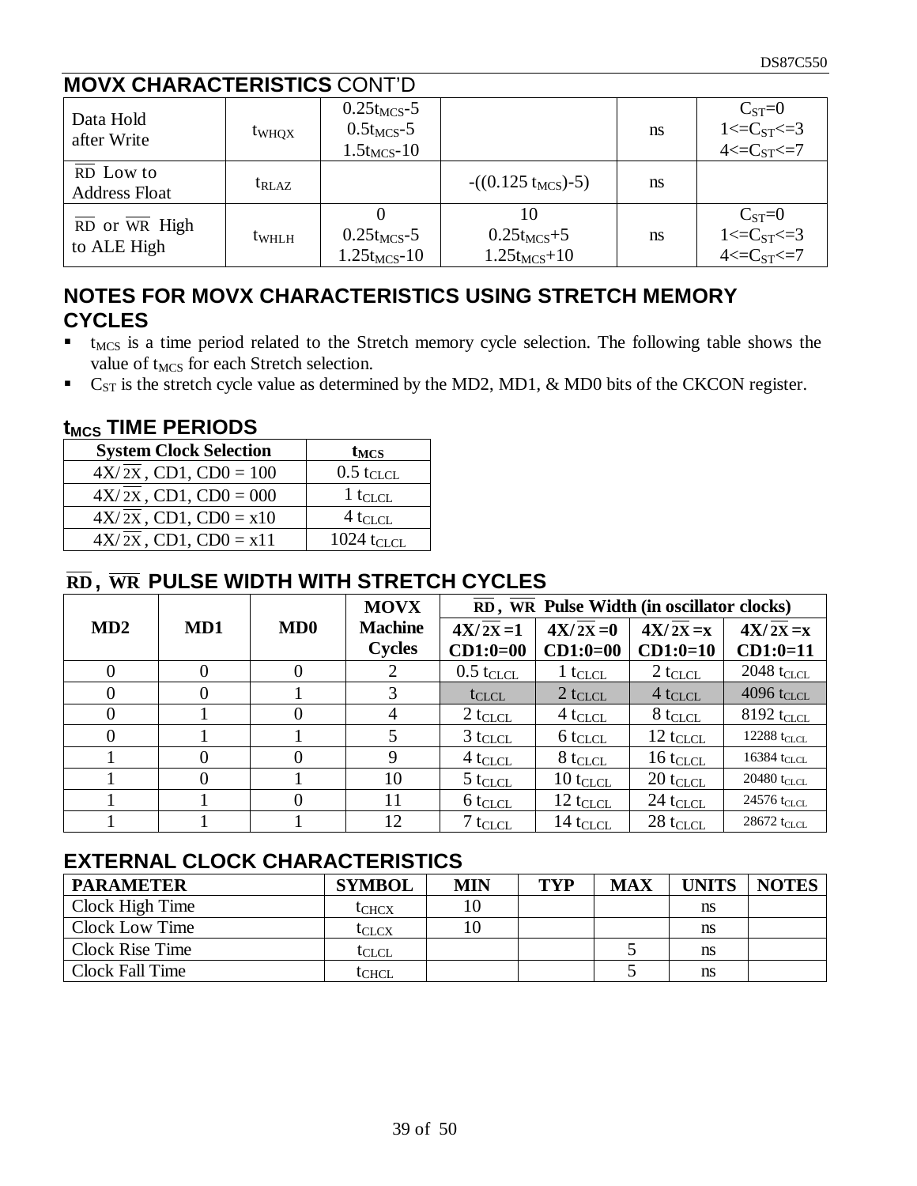## MOVX CHARACTERISTICS CONT'D

| | | | | | |
|---|---|---|---|---|---|
| Data Hold after Write | $t_{WHQX}$ | $0.25t_{MCS}$-5<br>$0.5t_{MCS}$-5<br>$1.5t_{MCS}$-10 | | ns | $C_{ST}$=0<br>1<=$C_{ST}$<=3<br>4<=$C_{ST}$<=7 |
| $\overline{RD}$ Low to Address Float | $t_{RLAZ}$ | | -((0.125 $t_{MCS}$)-5) | ns | |
| $\overline{RD}$ or $\overline{WR}$ High to ALE High | $t_{WHLH}$ | 0<br>$0.25t_{MCS}$-5<br>$1.25t_{MCS}$-10 | 10<br>$0.25t_{MCS}$+5<br>$1.25t_{MCS}$+10 | ns | $C_{ST}$=0<br>1<=$C_{ST}$<=3<br>4<=$C_{ST}$<=7 |

## NOTES FOR MOVX CHARACTERISTICS USING STRETCH MEMORY CYCLES

- $t_{MCS}$ is a time period related to the Stretch memory cycle selection. The following table shows the value of $t_{MCS}$ for each Stretch selection.
- $C_{ST}$ is the stretch cycle value as determined by the MD2, MD1, & MD0 bits of the CKCON register.

## $t_{MCS}$ TIME PERIODS

| System Clock Selection | $t_{MCS}$ |
|---|---|
| 4X/$\overline{2X}$, CD1, CD0 = 100 | 0.5 $t_{CLCL}$ |
| 4X/$\overline{2X}$, CD1, CD0 = 000 | 1 $t_{CLCL}$ |
| 4X/$\overline{2X}$, CD1, CD0 = x10 | 4 $t_{CLCL}$ |
| 4X/$\overline{2X}$, CD1, CD0 = x11 | 1024 $t_{CLCL}$ |

## $\overline{RD}$, $\overline{WR}$ PULSE WIDTH WITH STRETCH CYCLES

| MD2 | MD1 | MD0 | MOVX Machine Cycles | $\overline{RD}$, $\overline{WR}$ Pulse Width (in oscillator clocks) | | | |
|---|---|---|---|---|---|---|---|
| | | | | 4X/$\overline{2X}$=1 CD1:0=00 | 4X/$\overline{2X}$=0 CD1:0=00 | 4X/$\overline{2X}$=x CD1:0=10 | 4X/$\overline{2X}$=x CD1:0=11 |
| 0 | 0 | 0 | 2 | 0.5 $t_{CLCL}$ | 1 $t_{CLCL}$ | 2 $t_{CLCL}$ | 2048 $t_{CLCL}$ |
| 0 | 0 | 1 | 3 | $t_{CLCL}$ | 2 $t_{CLCL}$ | 4 $t_{CLCL}$ | 4096 $t_{CLCL}$ |
| 0 | 1 | 0 | 4 | 2 $t_{CLCL}$ | 4 $t_{CLCL}$ | 8 $t_{CLCL}$ | 8192 $t_{CLCL}$ |
| 0 | 1 | 1 | 5 | 3 $t_{CLCL}$ | 6 $t_{CLCL}$ | 12 $t_{CLCL}$ | 12288 $t_{CLCL}$ |
| 1 | 0 | 0 | 9 | 4 $t_{CLCL}$ | 8 $t_{CLCL}$ | 16 $t_{CLCL}$ | 16384 $t_{CLCL}$ |
| 1 | 0 | 1 | 10 | 5 $t_{CLCL}$ | 10 $t_{CLCL}$ | 20 $t_{CLCL}$ | 20480 $t_{CLCL}$ |
| 1 | 1 | 0 | 11 | 6 $t_{CLCL}$ | 12 $t_{CLCL}$ | 24 $t_{CLCL}$ | 24576 $t_{CLCL}$ |
| 1 | 1 | 1 | 12 | 7 $t_{CLCL}$ | 14 $t_{CLCL}$ | 28 $t_{CLCL}$ | 28672 $t_{CLCL}$ |

## EXTERNAL CLOCK CHARACTERISTICS

| PARAMETER | SYMBOL | MIN | TYP | MAX | UNITS | NOTES |
|---|---|---|---|---|---|---|
| Clock High Time | $t_{CHCX}$ | 10 | | | ns | |
| Clock Low Time | $t_{CLCX}$ | 10 | | | ns | |
| Clock Rise Time | $t_{CLCL}$ | | | 5 | ns | |
| Clock Fall Time | $t_{CHCL}$ | | | 5 | ns | |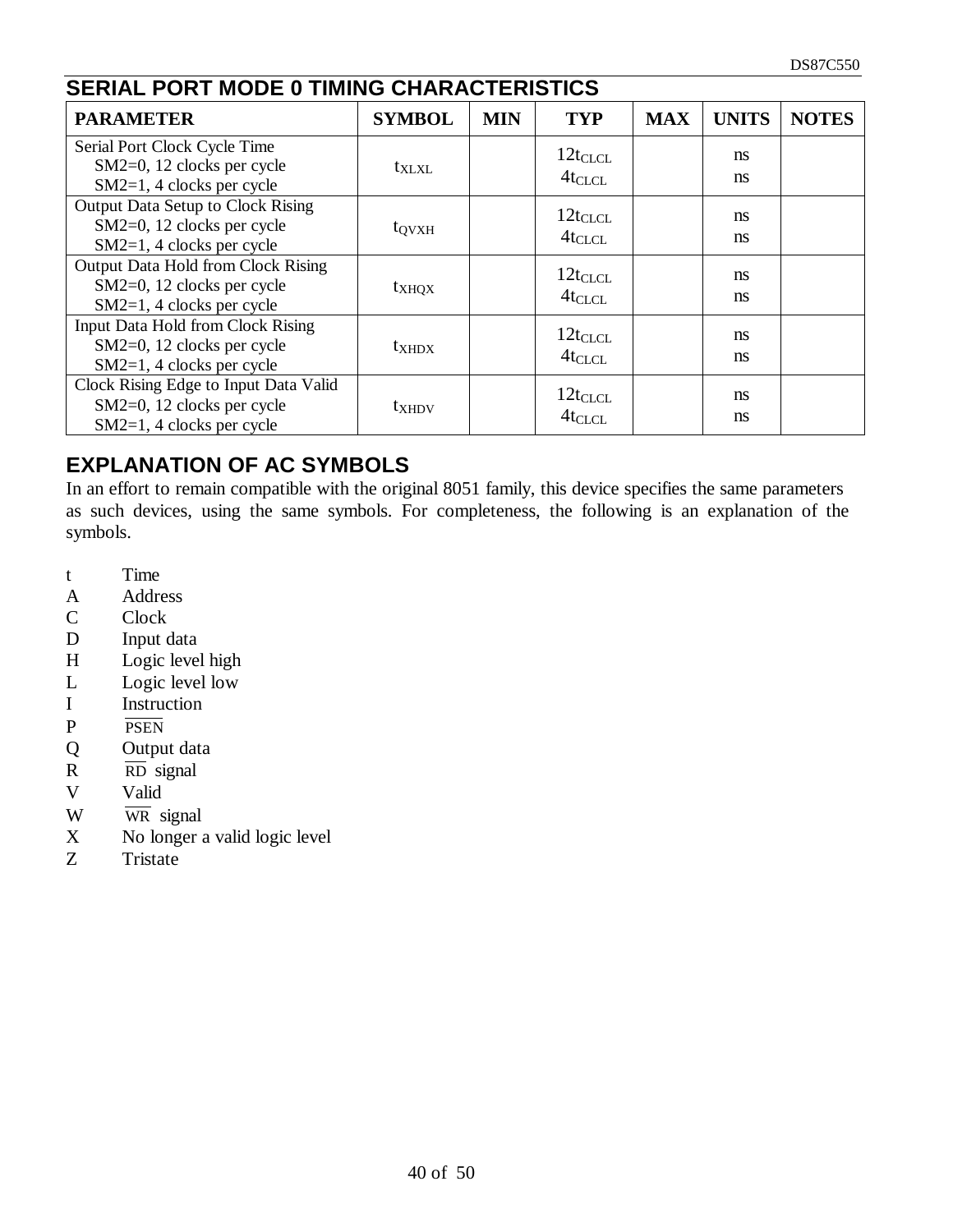## SERIAL PORT MODE 0 TIMING CHARACTERISTICS

| PARAMETER | SYMBOL | MIN | TYP | MAX | UNITS | NOTES |
|---|---|---|---|---|---|---|
| Serial Port Clock Cycle Time<br>SM2=0, 12 clocks per cycle<br>SM2=1, 4 clocks per cycle | $t_{XLXL}$ | | $12t_{CLCL}$<br>$4t_{CLCL}$ | | ns<br>ns | |
| Output Data Setup to Clock Rising<br>SM2=0, 12 clocks per cycle<br>SM2=1, 4 clocks per cycle | $t_{QVXH}$ | | $12t_{CLCL}$<br>$4t_{CLCL}$ | | ns<br>ns | |
| Output Data Hold from Clock Rising<br>SM2=0, 12 clocks per cycle<br>SM2=1, 4 clocks per cycle | $t_{XHQX}$ | | $12t_{CLCL}$<br>$4t_{CLCL}$ | | ns<br>ns | |
| Input Data Hold from Clock Rising<br>SM2=0, 12 clocks per cycle<br>SM2=1, 4 clocks per cycle | $t_{XHDX}$ | | $12t_{CLCL}$<br>$4t_{CLCL}$ | | ns<br>ns | |
| Clock Rising Edge to Input Data Valid<br>SM2=0, 12 clocks per cycle<br>SM2=1, 4 clocks per cycle | $t_{XHDV}$ | | $12t_{CLCL}$<br>$4t_{CLCL}$ | | ns<br>ns | |

## EXPLANATION OF AC SYMBOLS

In an effort to remain compatible with the original 8051 family, this device specifies the same parameters as such devices, using the same symbols. For completeness, the following is an explanation of the symbols.

- t Time
- A Address
- C Clock
- D Input data
- H Logic level high
- L Logic level low
- I Instruction
- P $\overline{\text{PSEN}}$
- Q Output data
- R $\overline{\text{RD}}$ signal
- V Valid
- W $\overline{\text{WR}}$ signal
- X No longer a valid logic level
- Z Tristate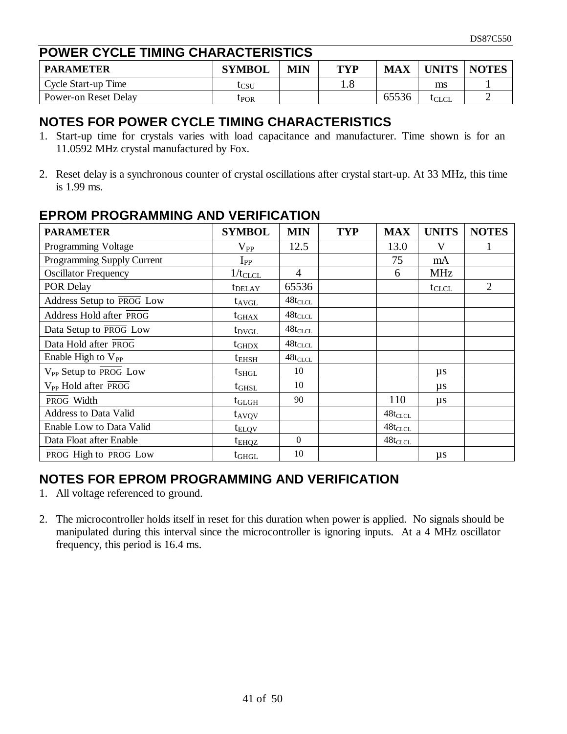## POWER CYCLE TIMING CHARACTERISTICS

| PARAMETER | SYMBOL | MIN | TYP | MAX | UNITS | NOTES |
|---|---|---|---|---|---|---|
| Cycle Start-up Time | $t_{CSU}$ | | 1.8 | | ms | 1 |
| Power-on Reset Delay | $t_{POR}$ | | | 65536 | $t_{CLCL}$ | 2 |

## NOTES FOR POWER CYCLE TIMING CHARACTERISTICS

1. Start-up time for crystals varies with load capacitance and manufacturer. Time shown is for an 11.0592 MHz crystal manufactured by Fox.
2. Reset delay is a synchronous counter of crystal oscillations after crystal start-up. At 33 MHz, this time is 1.99 ms.

## EPROM PROGRAMMING AND VERIFICATION

| PARAMETER | SYMBOL | MIN | TYP | MAX | UNITS | NOTES |
|---|---|---|---|---|---|---|
| Programming Voltage | $V_{PP}$ | 12.5 | | 13.0 | V | 1 |
| Programming Supply Current | $I_{PP}$ | | | 75 | mA | |
| Oscillator Frequency | $1/t_{CLCL}$ | 4 | | 6 | MHz | |
| POR Delay | $t_{DELAY}$ | 65536 | | | $t_{CLCL}$ | 2 |
| Address Setup to $\overline{PROG}$ Low | $t_{AVGL}$ | $48t_{CLCL}$ | | | | |
| Address Hold after $\overline{PROG}$ | $t_{GHAX}$ | $48t_{CLCL}$ | | | | |
| Data Setup to $\overline{PROG}$ Low | $t_{DVGL}$ | $48t_{CLCL}$ | | | | |
| Data Hold after $\overline{PROG}$ | $t_{GHDX}$ | $48t_{CLCL}$ | | | | |
| Enable High to $V_{PP}$ | $t_{EHSH}$ | $48t_{CLCL}$ | | | | |
| $V_{PP}$ Setup to $\overline{PROG}$ Low | $t_{SHGL}$ | 10 | | | µs | |
| $V_{PP}$ Hold after $\overline{PROG}$ | $t_{GHSL}$ | 10 | | | µs | |
| $\overline{PROG}$ Width | $t_{GLGH}$ | 90 | | 110 | µs | |
| Address to Data Valid | $t_{AVQV}$ | | | $48t_{CLCL}$ | | |
| Enable Low to Data Valid | $t_{ELQV}$ | | | $48t_{CLCL}$ | | |
| Data Float after Enable | $t_{EHQZ}$ | 0 | | $48t_{CLCL}$ | | |
| $\overline{PROG}$ High to $\overline{PROG}$ Low | $t_{GHGL}$ | 10 | | | µs | |

## NOTES FOR EPROM PROGRAMMING AND VERIFICATION

1. All voltage referenced to ground.
2. The microcontroller holds itself in reset for this duration when power is applied. No signals should be manipulated during this interval since the microcontroller is ignoring inputs. At a 4 MHz oscillator frequency, this period is 16.4 ms.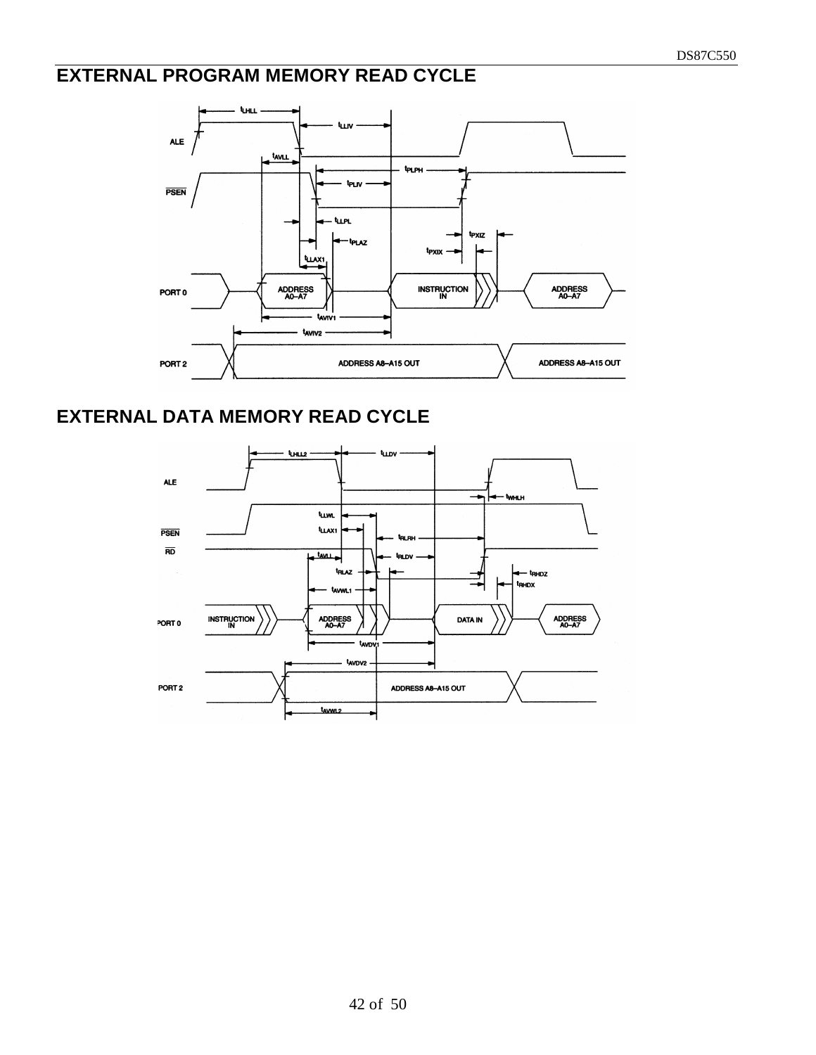## EXTERNAL PROGRAM MEMORY READ CYCLE

## EXTERNAL DATA MEMORY READ CYCLE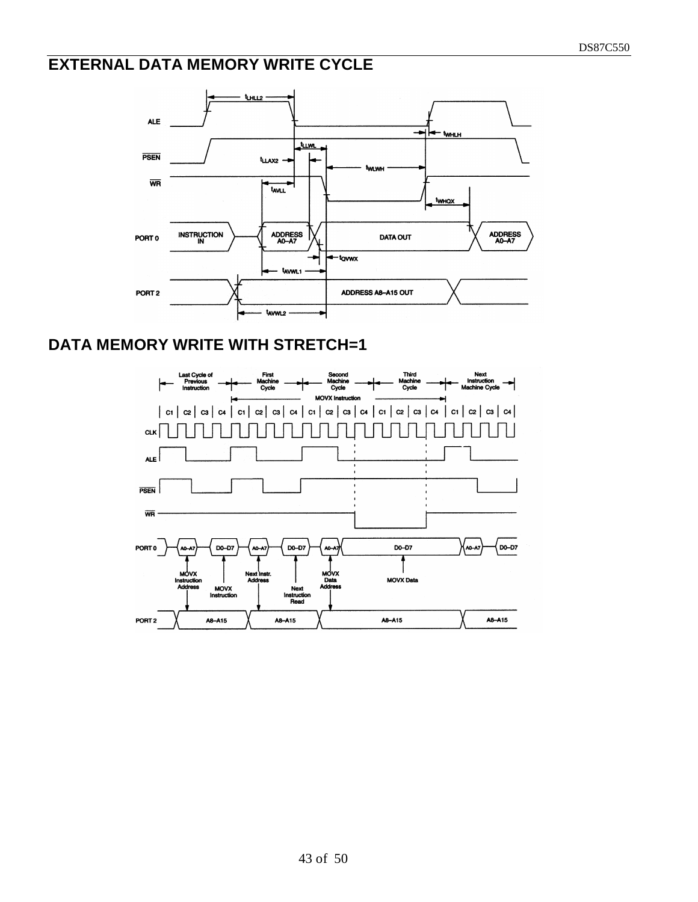## EXTERNAL DATA MEMORY WRITE CYCLE

## DATA MEMORY WRITE WITH STRETCH=1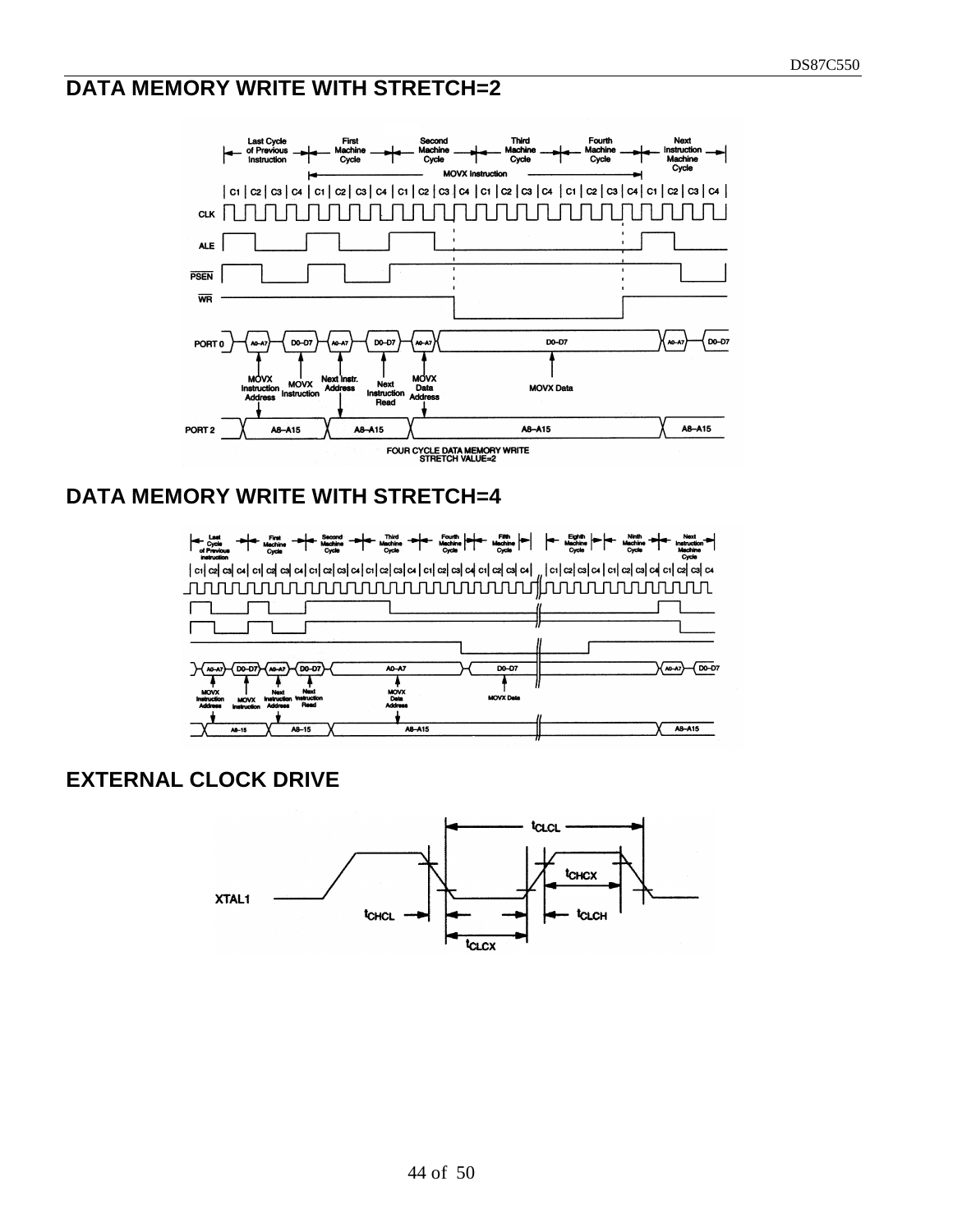## DATA MEMORY WRITE WITH STRETCH=2

## DATA MEMORY WRITE WITH STRETCH=4

## EXTERNAL CLOCK DRIVE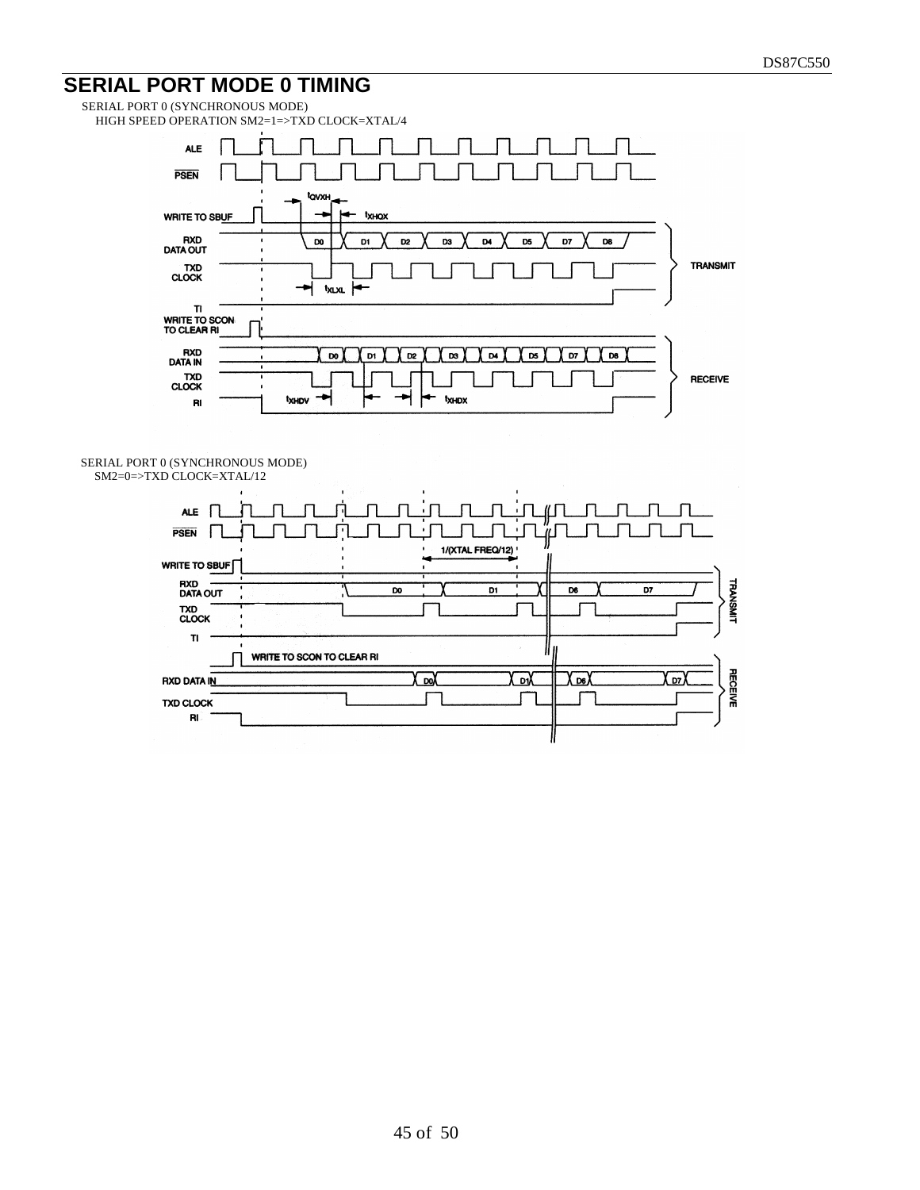# SERIAL PORT MODE 0 TIMING

SERIAL PORT 0 (SYNCHRONOUS MODE)
HIGH SPEED OPERATION SM2=1=>TXD CLOCK=XTAL/4

SERIAL PORT 0 (SYNCHRONOUS MODE)
SM2=0=>TXD CLOCK=XTAL/12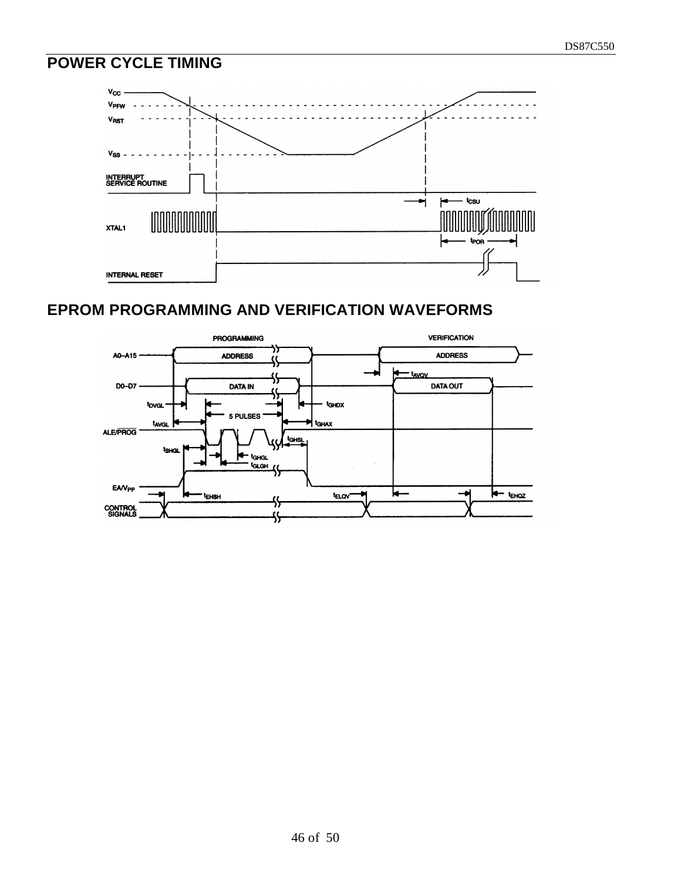## POWER CYCLE TIMING

## EPROM PROGRAMMING AND VERIFICATION WAVEFORMS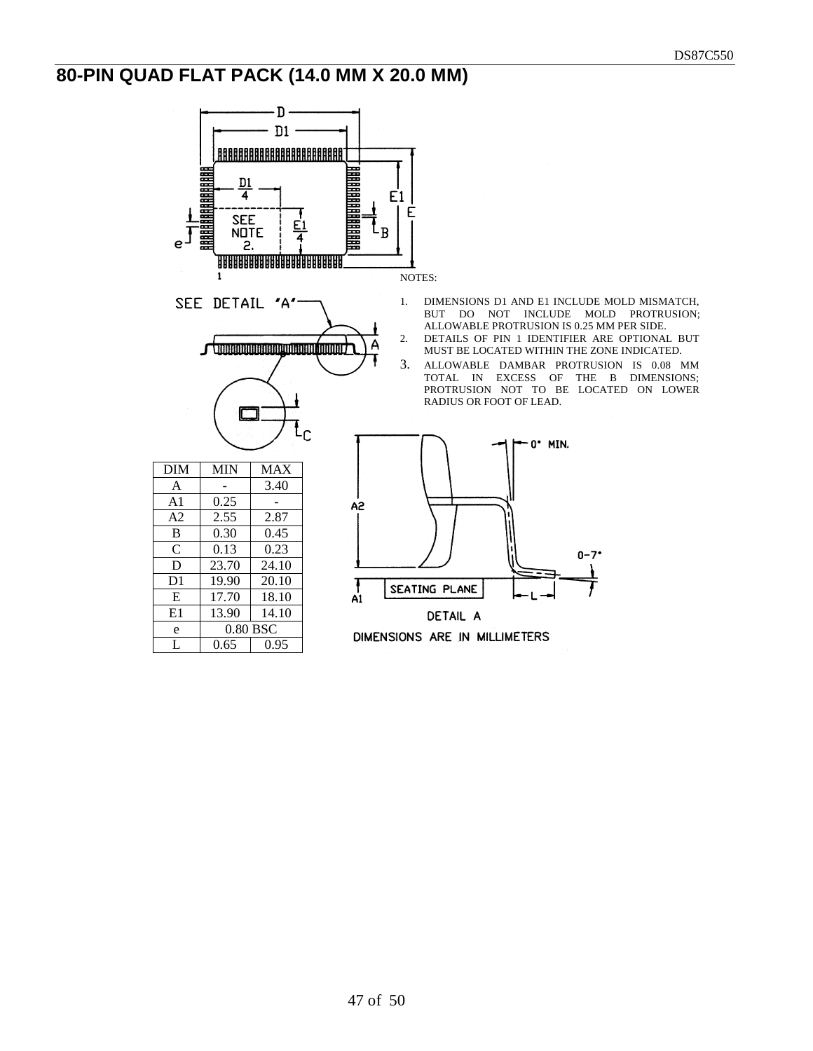# 80-PIN QUAD FLAT PACK (14.0 MM X 20.0 MM)

NOTES:

1. DIMENSIONS D1 AND E1 INCLUDE MOLD MISMATCH, BUT DO NOT INCLUDE MOLD PROTRUSION; ALLOWABLE PROTRUSION IS 0.25 MM PER SIDE.
2. DETAILS OF PIN 1 IDENTIFIER ARE OPTIONAL BUT MUST BE LOCATED WITHIN THE ZONE INDICATED.
3. ALLOWABLE DAMBAR PROTRUSION IS 0.08 MM TOTAL IN EXCESS OF THE B DIMENSIONS; PROTRUSION NOT TO BE LOCATED ON LOWER RADIUS OR FOOT OF LEAD.

| DIM | MIN | MAX |
|---|---|---|
| A | - | 3.40 |
| A1 | 0.25 | - |
| A2 | 2.55 | 2.87 |
| B | 0.30 | 0.45 |
| C | 0.13 | 0.23 |
| D | 23.70 | 24.10 |
| D1 | 19.90 | 20.10 |
| E | 17.70 | 18.10 |
| E1 | 13.90 | 14.10 |
| e | 0.80 BSC | |
| L | 0.65 | 0.95 |

DETAIL A

DIMENSIONS ARE IN MILLIMETERS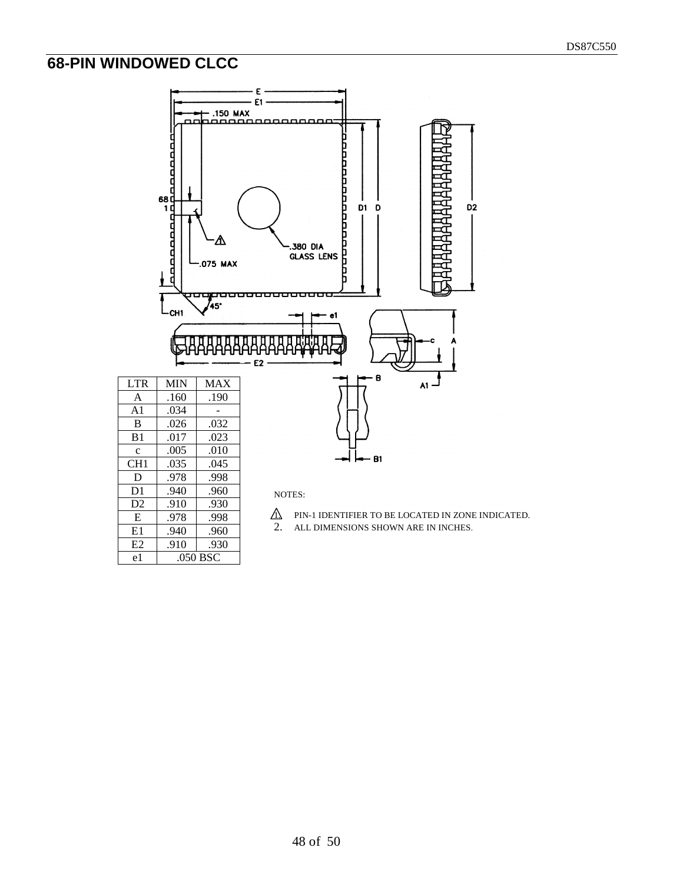# 68-PIN WINDOWED CLCC

| LTR | MIN | MAX |
|---|---|---|
| A | .160 | .190 |
| A1 | .034 | - |
| B | .026 | .032 |
| B1 | .017 | .023 |
| c | .005 | .010 |
| CH1 | .035 | .045 |
| D | .978 | .998 |
| D1 | .940 | .960 |
| D2 | .910 | .930 |
| E | .978 | .998 |
| E1 | .940 | .960 |
| E2 | .910 | .930 |
| e1 | .050 BSC | |

NOTES:

1. PIN-1 IDENTIFIER TO BE LOCATED IN ZONE INDICATED.
2. ALL DIMENSIONS SHOWN ARE IN INCHES.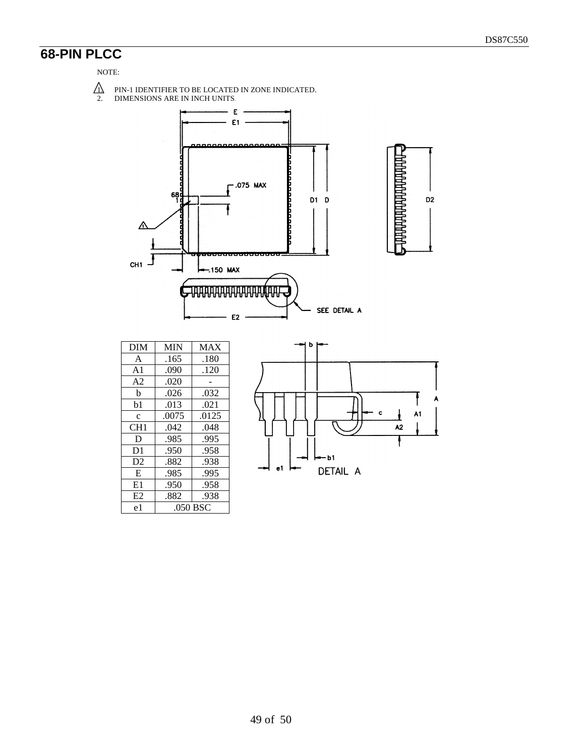# 68-PIN PLCC

NOTE:

1. PIN-1 IDENTIFIER TO BE LOCATED IN ZONE INDICATED.
2. DIMENSIONS ARE IN INCH UNITS.

| DIM | MIN | MAX |
|---|---|---|
| A | .165 | .180 |
| A1 | .090 | .120 |
| A2 | .020 | - |
| b | .026 | .032 |
| b1 | .013 | .021 |
| c | .0075 | .0125 |
| CH1 | .042 | .048 |
| D | .985 | .995 |
| D1 | .950 | .958 |
| D2 | .882 | .938 |
| E | .985 | .995 |
| E1 | .950 | .958 |
| E2 | .882 | .938 |
| e1 | .050 BSC | |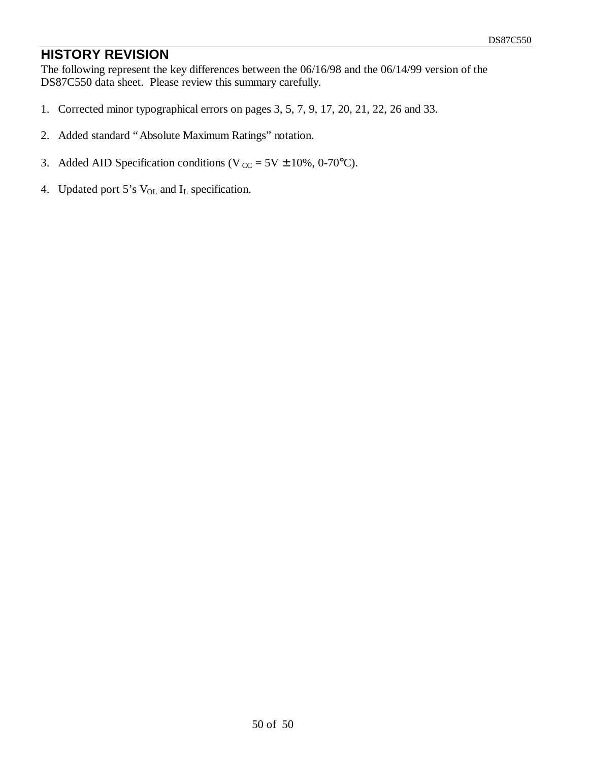## HISTORY REVISION

The following represent the key differences between the 06/16/98 and the 06/14/99 version of the DS87C550 data sheet. Please review this summary carefully.

1. Corrected minor typographical errors on pages 3, 5, 7, 9, 17, 20, 21, 22, 26 and 33.
2. Added standard "Absolute Maximum Ratings" notation.
3. Added AID Specification conditions ($V_{CC}$ = 5V ± 10%, 0-70°C).
4. Updated port 5's $V_{OL}$ and $I_L$ specification.